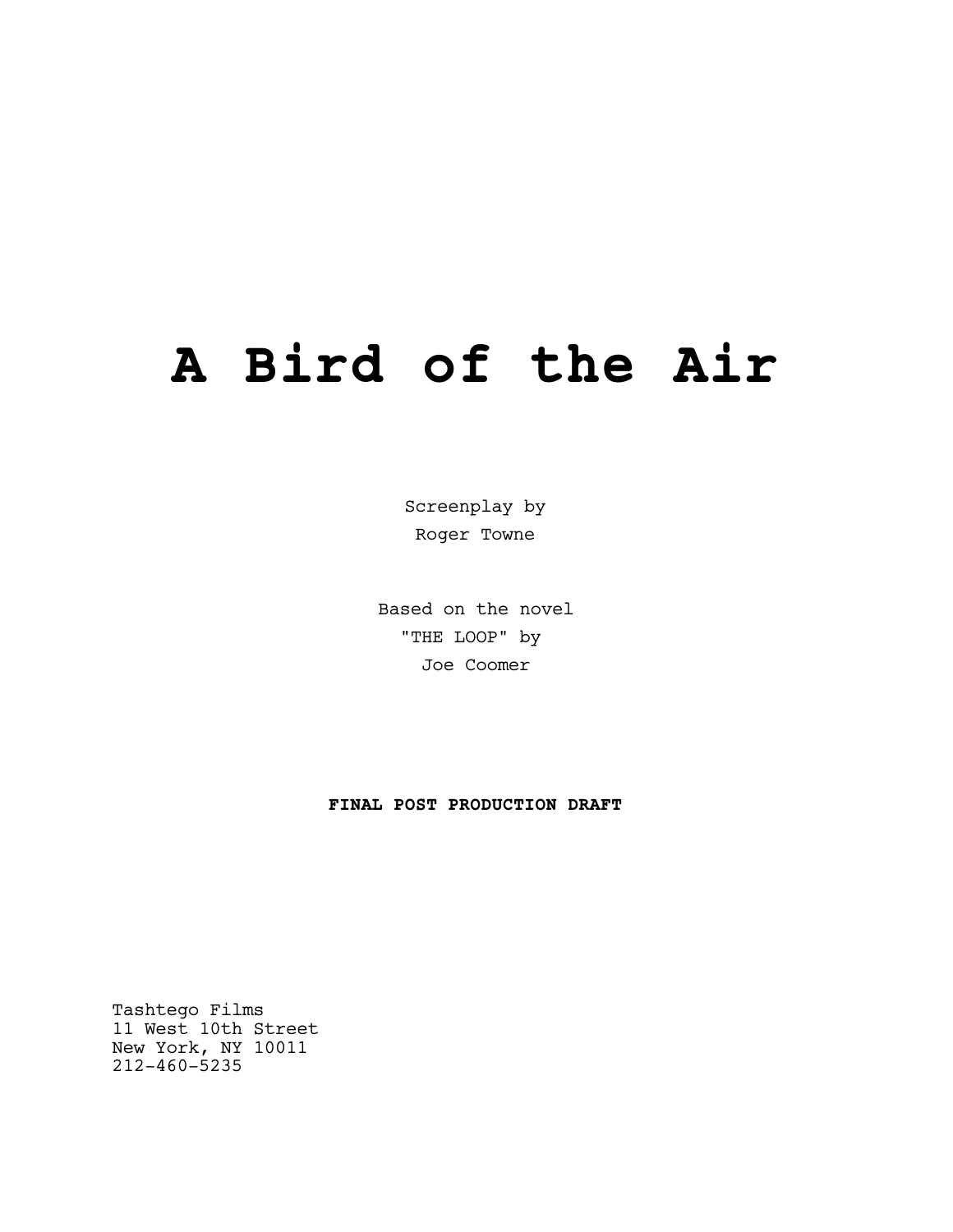# A Bird of the Air

Screenplay by
Roger Towne

Based on the novel
"THE LOOP" by
Joe Coomer

**FINAL POST PRODUCTION DRAFT**

Tashtego Films
11 West 10th Street
New York, NY 10011
212-460-5235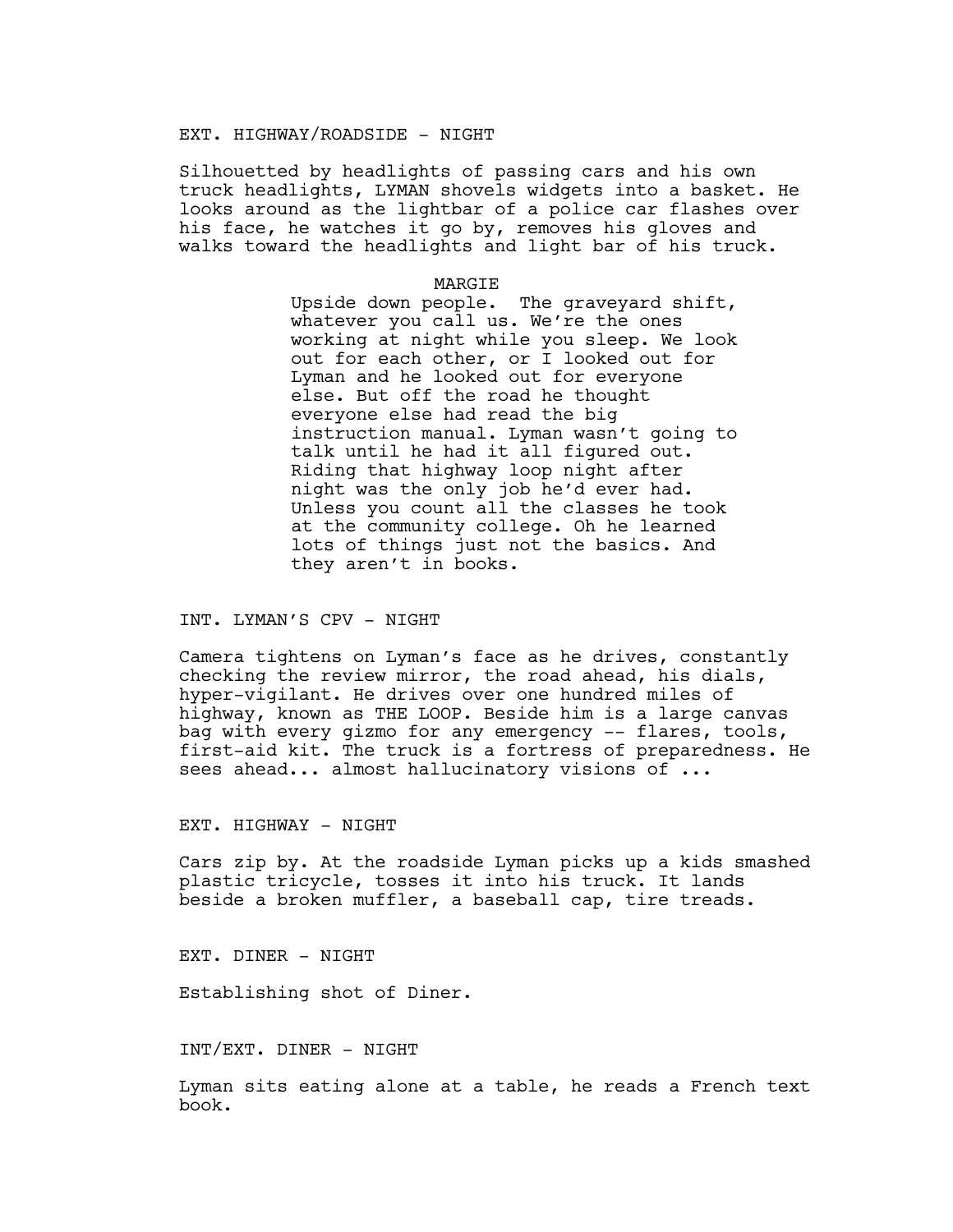EXT. HIGHWAY/ROADSIDE - NIGHT

Silhouetted by headlights of passing cars and his own truck headlights, LYMAN shovels widgets into a basket. He looks around as the lightbar of a police car flashes over his face, he watches it go by, removes his gloves and walks toward the headlights and light bar of his truck.

MARGIE

Upside down people. The graveyard shift, whatever you call us. We're the ones working at night while you sleep. We look out for each other, or I looked out for Lyman and he looked out for everyone else. But off the road he thought everyone else had read the big instruction manual. Lyman wasn't going to talk until he had it all figured out. Riding that highway loop night after night was the only job he'd ever had. Unless you count all the classes he took at the community college. Oh he learned lots of things just not the basics. And they aren't in books.

INT. LYMAN'S CPV - NIGHT

Camera tightens on Lyman's face as he drives, constantly checking the review mirror, the road ahead, his dials, hyper-vigilant. He drives over one hundred miles of highway, known as THE LOOP. Beside him is a large canvas bag with every gizmo for any emergency -- flares, tools, first-aid kit. The truck is a fortress of preparedness. He sees ahead... almost hallucinatory visions of ...

EXT. HIGHWAY - NIGHT

Cars zip by. At the roadside Lyman picks up a kids smashed plastic tricycle, tosses it into his truck. It lands beside a broken muffler, a baseball cap, tire treads.

EXT. DINER - NIGHT

Establishing shot of Diner.

INT/EXT. DINER - NIGHT

Lyman sits eating alone at a table, he reads a French text book.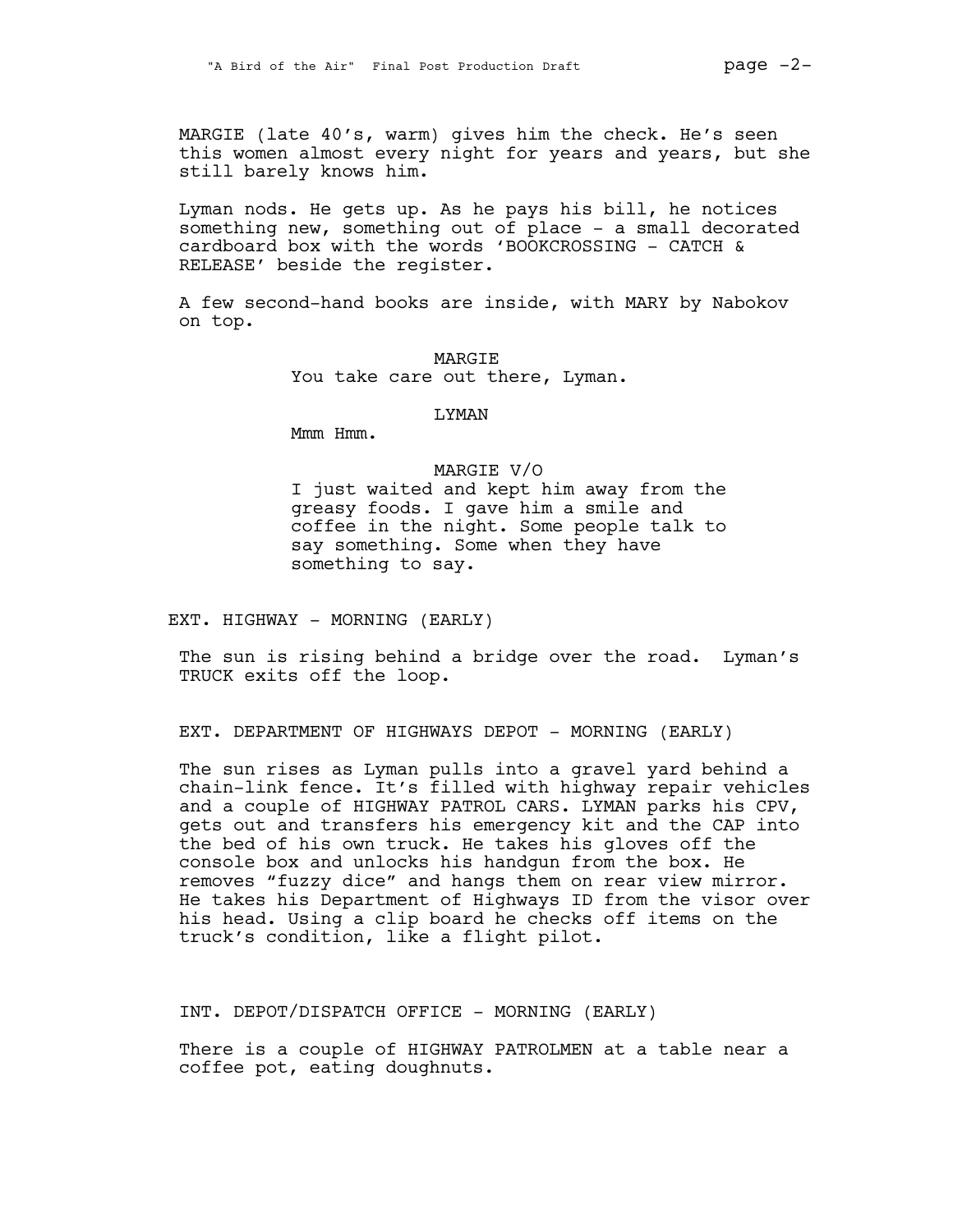MARGIE (late 40's, warm) gives him the check. He's seen this women almost every night for years and years, but she still barely knows him.

Lyman nods. He gets up. As he pays his bill, he notices something new, something out of place - a small decorated cardboard box with the words 'BOOKCROSSING - CATCH & RELEASE' beside the register.

A few second-hand books are inside, with MARY by Nabokov on top.

MARGIE
You take care out there, Lyman.

LYMAN
Mmm Hmm.

MARGIE V/O
I just waited and kept him away from the greasy foods. I gave him a smile and coffee in the night. Some people talk to say something. Some when they have something to say.

EXT. HIGHWAY - MORNING (EARLY)

The sun is rising behind a bridge over the road. Lyman's TRUCK exits off the loop.

EXT. DEPARTMENT OF HIGHWAYS DEPOT - MORNING (EARLY)

The sun rises as Lyman pulls into a gravel yard behind a chain-link fence. It's filled with highway repair vehicles and a couple of HIGHWAY PATROL CARS. LYMAN parks his CPV, gets out and transfers his emergency kit and the CAP into the bed of his own truck. He takes his gloves off the console box and unlocks his handgun from the box. He removes "fuzzy dice" and hangs them on rear view mirror. He takes his Department of Highways ID from the visor over his head. Using a clip board he checks off items on the truck's condition, like a flight pilot.

INT. DEPOT/DISPATCH OFFICE - MORNING (EARLY)

There is a couple of HIGHWAY PATROLMEN at a table near a coffee pot, eating doughnuts.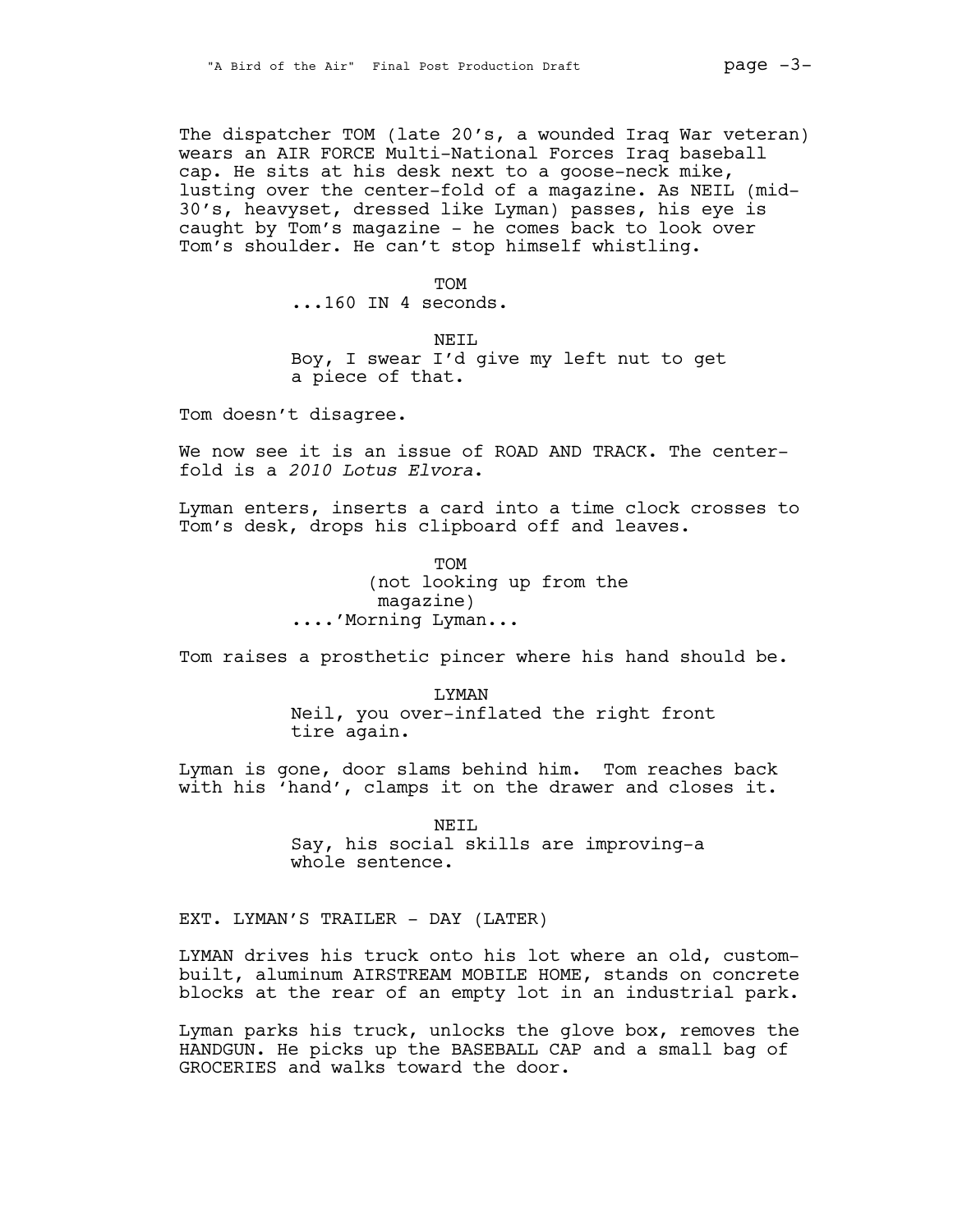The dispatcher TOM (late 20's, a wounded Iraq War veteran) wears an AIR FORCE Multi-National Forces Iraq baseball cap. He sits at his desk next to a goose-neck mike, lusting over the center-fold of a magazine. As NEIL (mid-30's, heavyset, dressed like Lyman) passes, his eye is caught by Tom's magazine - he comes back to look over Tom's shoulder. He can't stop himself whistling.

TOM
...160 IN 4 seconds.

NEIL
Boy, I swear I'd give my left nut to get a piece of that.

Tom doesn't disagree.

We now see it is an issue of ROAD AND TRACK. The center-fold is a *2010 Lotus Elvora*.

Lyman enters, inserts a card into a time clock crosses to Tom's desk, drops his clipboard off and leaves.

TOM
(not looking up from the magazine)
....'Morning Lyman...

Tom raises a prosthetic pincer where his hand should be.

LYMAN
Neil, you over-inflated the right front tire again.

Lyman is gone, door slams behind him. Tom reaches back with his 'hand', clamps it on the drawer and closes it.

NEIL
Say, his social skills are improving-a whole sentence.

EXT. LYMAN'S TRAILER - DAY (LATER)

LYMAN drives his truck onto his lot where an old, custom-built, aluminum AIRSTREAM MOBILE HOME, stands on concrete blocks at the rear of an empty lot in an industrial park.

Lyman parks his truck, unlocks the glove box, removes the HANDGUN. He picks up the BASEBALL CAP and a small bag of GROCERIES and walks toward the door.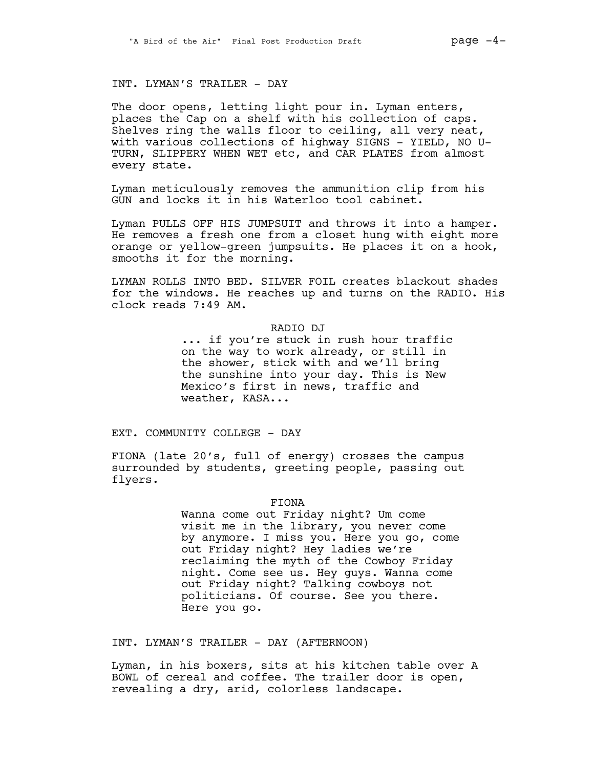INT. LYMAN'S TRAILER - DAY

The door opens, letting light pour in. Lyman enters, places the Cap on a shelf with his collection of caps. Shelves ring the walls floor to ceiling, all very neat, with various collections of highway SIGNS - YIELD, NO U-TURN, SLIPPERY WHEN WET etc, and CAR PLATES from almost every state.

Lyman meticulously removes the ammunition clip from his GUN and locks it in his Waterloo tool cabinet.

Lyman PULLS OFF HIS JUMPSUIT and throws it into a hamper. He removes a fresh one from a closet hung with eight more orange or yellow-green jumpsuits. He places it on a hook, smooths it for the morning.

LYMAN ROLLS INTO BED. SILVER FOIL creates blackout shades for the windows. He reaches up and turns on the RADIO. His clock reads 7:49 AM.

RADIO DJ

... if you're stuck in rush hour traffic on the way to work already, or still in the shower, stick with and we'll bring the sunshine into your day. This is New Mexico's first in news, traffic and weather, KASA...

EXT. COMMUNITY COLLEGE - DAY

FIONA (late 20's, full of energy) crosses the campus surrounded by students, greeting people, passing out flyers.

FIONA

Wanna come out Friday night? Um come visit me in the library, you never come by anymore. I miss you. Here you go, come out Friday night? Hey ladies we're reclaiming the myth of the Cowboy Friday night. Come see us. Hey guys. Wanna come out Friday night? Talking cowboys not politicians. Of course. See you there. Here you go.

INT. LYMAN'S TRAILER - DAY (AFTERNOON)

Lyman, in his boxers, sits at his kitchen table over A BOWL of cereal and coffee. The trailer door is open, revealing a dry, arid, colorless landscape.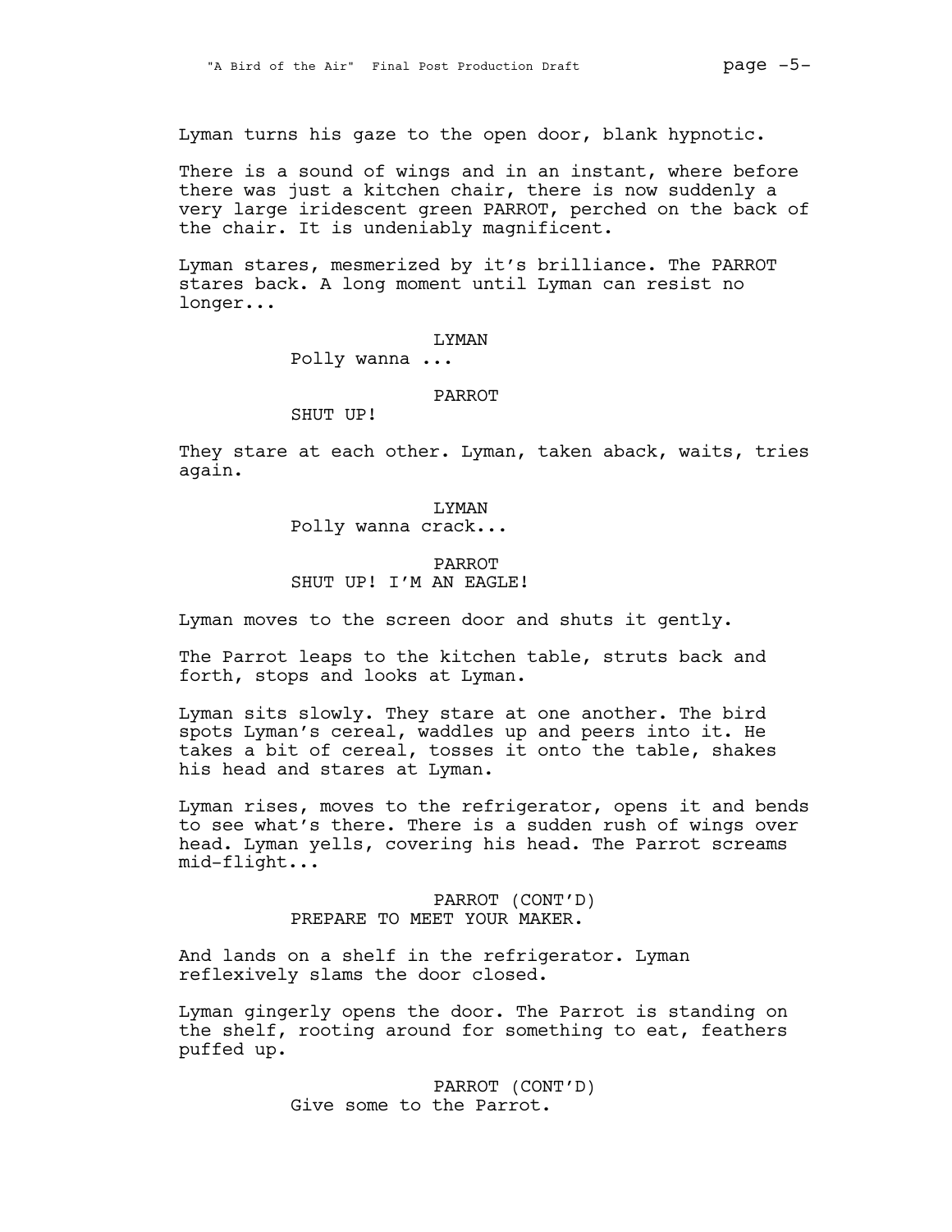Lyman turns his gaze to the open door, blank hypnotic.

There is a sound of wings and in an instant, where before there was just a kitchen chair, there is now suddenly a very large iridescent green PARROT, perched on the back of the chair. It is undeniably magnificent.

Lyman stares, mesmerized by it's brilliance. The PARROT stares back. A long moment until Lyman can resist no longer...

LYMAN
Polly wanna ...

PARROT
SHUT UP!

They stare at each other. Lyman, taken aback, waits, tries again.

LYMAN
Polly wanna crack...

PARROT
SHUT UP! I'M AN EAGLE!

Lyman moves to the screen door and shuts it gently.

The Parrot leaps to the kitchen table, struts back and forth, stops and looks at Lyman.

Lyman sits slowly. They stare at one another. The bird spots Lyman's cereal, waddles up and peers into it. He takes a bit of cereal, tosses it onto the table, shakes his head and stares at Lyman.

Lyman rises, moves to the refrigerator, opens it and bends to see what's there. There is a sudden rush of wings over head. Lyman yells, covering his head. The Parrot screams mid-flight...

PARROT (CONT'D)
PREPARE TO MEET YOUR MAKER.

And lands on a shelf in the refrigerator. Lyman reflexively slams the door closed.

Lyman gingerly opens the door. The Parrot is standing on the shelf, rooting around for something to eat, feathers puffed up.

PARROT (CONT'D)
Give some to the Parrot.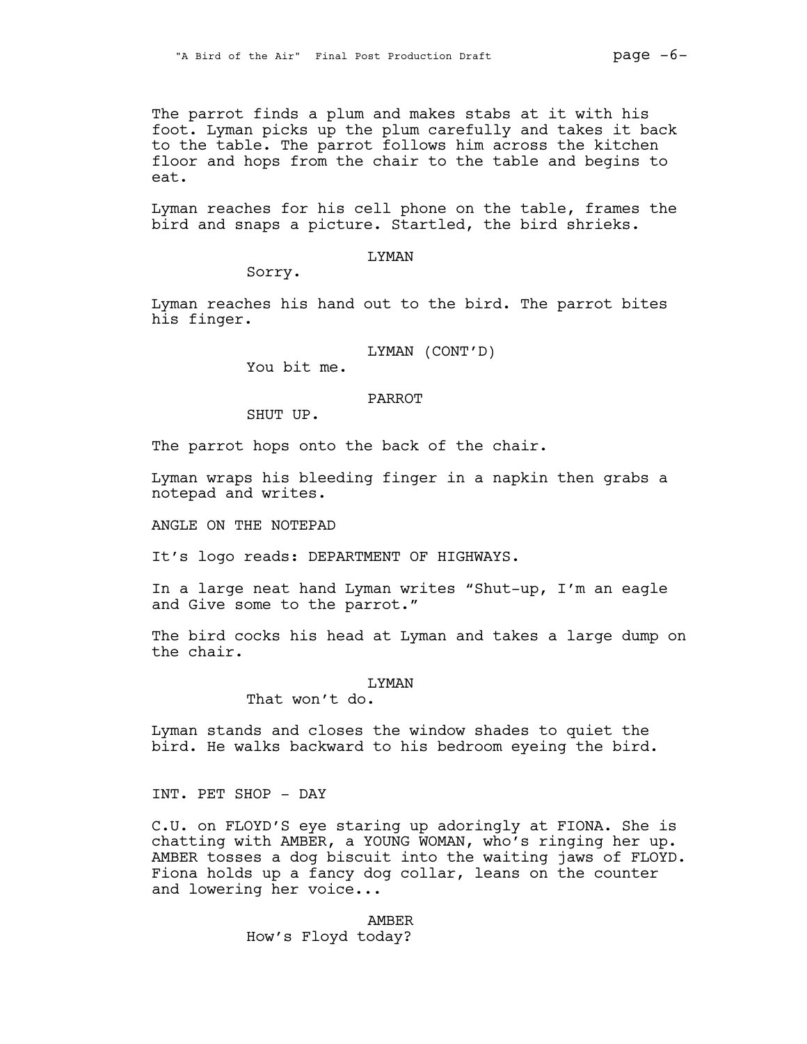The parrot finds a plum and makes stabs at it with his foot. Lyman picks up the plum carefully and takes it back to the table. The parrot follows him across the kitchen floor and hops from the chair to the table and begins to eat.

Lyman reaches for his cell phone on the table, frames the bird and snaps a picture. Startled, the bird shrieks.

LYMAN

Sorry.

Lyman reaches his hand out to the bird. The parrot bites his finger.

LYMAN (CONT'D)

You bit me.

PARROT

SHUT UP.

The parrot hops onto the back of the chair.

Lyman wraps his bleeding finger in a napkin then grabs a notepad and writes.

ANGLE ON THE NOTEPAD

It's logo reads: DEPARTMENT OF HIGHWAYS.

In a large neat hand Lyman writes "Shut-up, I'm an eagle and Give some to the parrot."

The bird cocks his head at Lyman and takes a large dump on the chair.

LYMAN

That won't do.

Lyman stands and closes the window shades to quiet the bird. He walks backward to his bedroom eyeing the bird.

INT. PET SHOP - DAY

C.U. on FLOYD'S eye staring up adoringly at FIONA. She is chatting with AMBER, a YOUNG WOMAN, who's ringing her up. AMBER tosses a dog biscuit into the waiting jaws of FLOYD. Fiona holds up a fancy dog collar, leans on the counter and lowering her voice...

AMBER

How's Floyd today?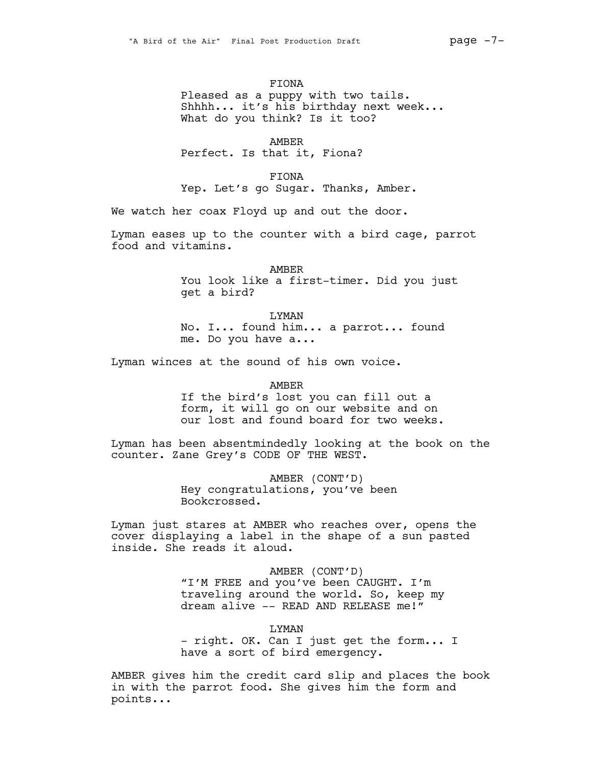FIONA
Pleased as a puppy with two tails. Shhhh... it's his birthday next week... What do you think? Is it too?

AMBER
Perfect. Is that it, Fiona?

FIONA
Yep. Let's go Sugar. Thanks, Amber.

We watch her coax Floyd up and out the door.

Lyman eases up to the counter with a bird cage, parrot food and vitamins.

AMBER
You look like a first-timer. Did you just get a bird?

LYMAN
No. I... found him... a parrot... found me. Do you have a...

Lyman winces at the sound of his own voice.

AMBER
If the bird's lost you can fill out a form, it will go on our website and on our lost and found board for two weeks.

Lyman has been absentmindedly looking at the book on the counter. Zane Grey's CODE OF THE WEST.

AMBER (CONT'D)
Hey congratulations, you've been Bookcrossed.

Lyman just stares at AMBER who reaches over, opens the cover displaying a label in the shape of a sun pasted inside. She reads it aloud.

AMBER (CONT'D)
"I'M FREE and you've been CAUGHT. I'm traveling around the world. So, keep my dream alive -- READ AND RELEASE me!"

LYMAN
- right. OK. Can I just get the form... I have a sort of bird emergency.

AMBER gives him the credit card slip and places the book in with the parrot food. She gives him the form and points...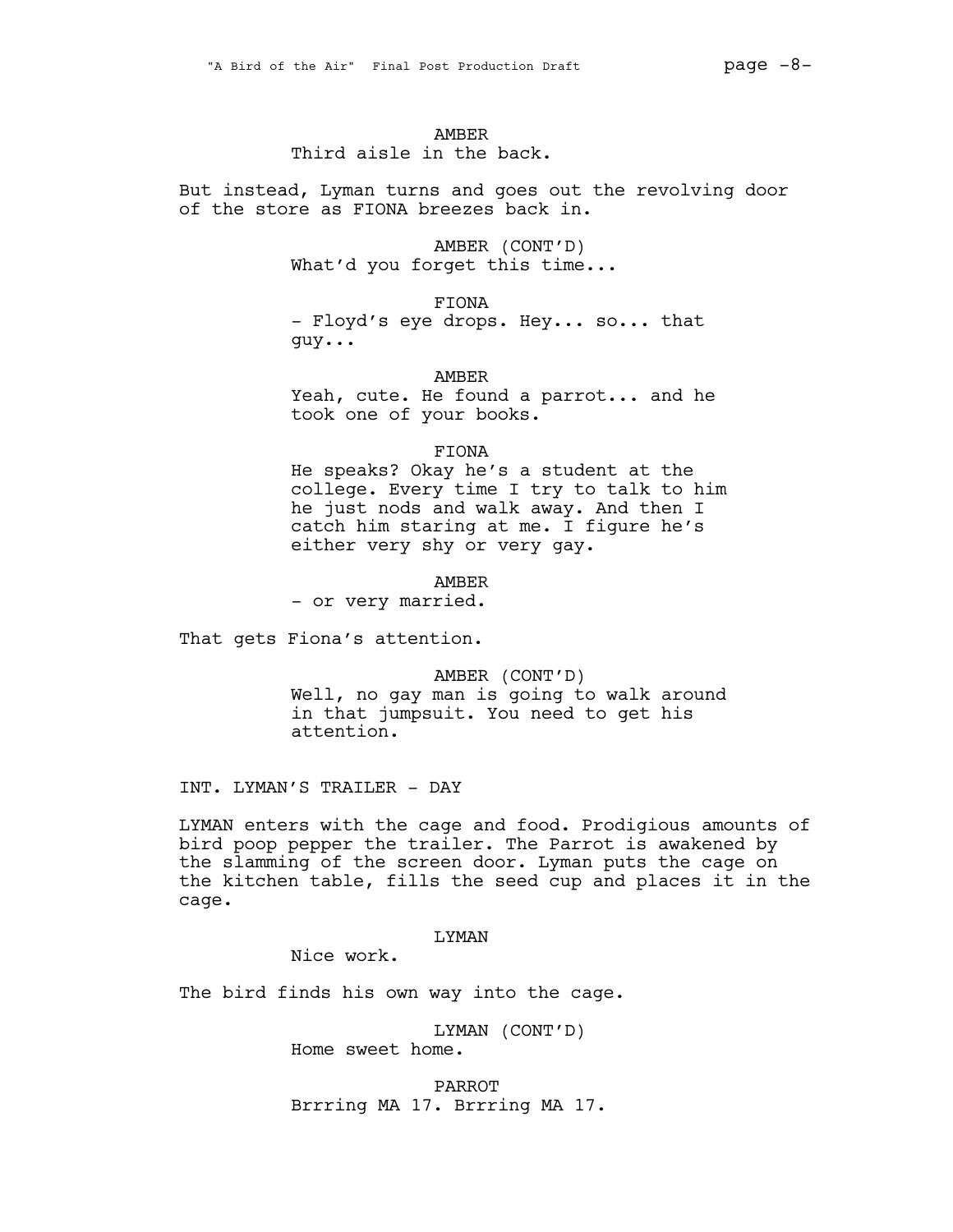AMBER
Third aisle in the back.

But instead, Lyman turns and goes out the revolving door of the store as FIONA breezes back in.

AMBER (CONT'D)
What'd you forget this time...

FIONA
- Floyd's eye drops. Hey... so... that guy...

AMBER
Yeah, cute. He found a parrot... and he took one of your books.

FIONA
He speaks? Okay he's a student at the college. Every time I try to talk to him he just nods and walk away. And then I catch him staring at me. I figure he's either very shy or very gay.

AMBER
- or very married.

That gets Fiona's attention.

AMBER (CONT'D)
Well, no gay man is going to walk around in that jumpsuit. You need to get his attention.

INT. LYMAN'S TRAILER - DAY

LYMAN enters with the cage and food. Prodigious amounts of bird poop pepper the trailer. The Parrot is awakened by the slamming of the screen door. Lyman puts the cage on the kitchen table, fills the seed cup and places it in the cage.

LYMAN
Nice work.

The bird finds his own way into the cage.

LYMAN (CONT'D)
Home sweet home.

PARROT
Brrring MA 17. Brrring MA 17.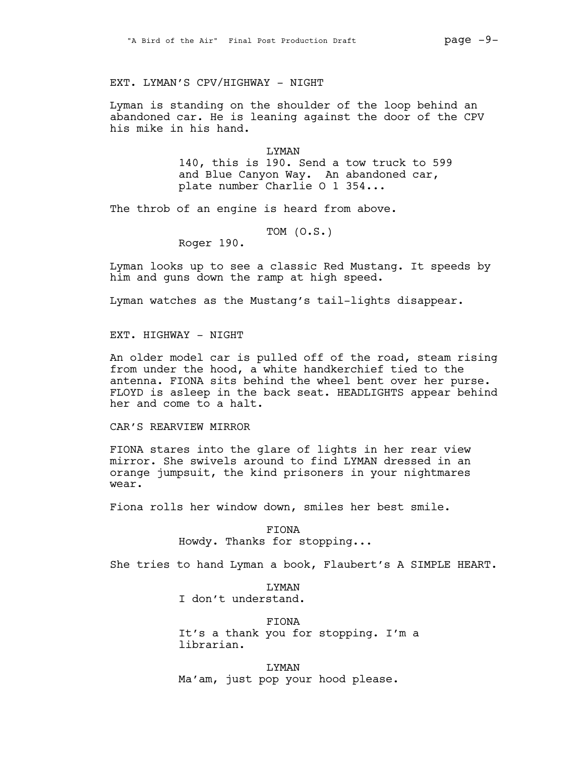EXT. LYMAN'S CPV/HIGHWAY - NIGHT

Lyman is standing on the shoulder of the loop behind an abandoned car. He is leaning against the door of the CPV his mike in his hand.

LYMAN
140, this is 190. Send a tow truck to 599 and Blue Canyon Way. An abandoned car, plate number Charlie O 1 354...

The throb of an engine is heard from above.

TOM (O.S.)
Roger 190.

Lyman looks up to see a classic Red Mustang. It speeds by him and guns down the ramp at high speed.

Lyman watches as the Mustang's tail-lights disappear.

EXT. HIGHWAY - NIGHT

An older model car is pulled off of the road, steam rising from under the hood, a white handkerchief tied to the antenna. FIONA sits behind the wheel bent over her purse. FLOYD is asleep in the back seat. HEADLIGHTS appear behind her and come to a halt.

CAR'S REARVIEW MIRROR

FIONA stares into the glare of lights in her rear view mirror. She swivels around to find LYMAN dressed in an orange jumpsuit, the kind prisoners in your nightmares wear.

Fiona rolls her window down, smiles her best smile.

FIONA
Howdy. Thanks for stopping...

She tries to hand Lyman a book, Flaubert's A SIMPLE HEART.

LYMAN
I don't understand.

FIONA
It's a thank you for stopping. I'm a librarian.

LYMAN
Ma'am, just pop your hood please.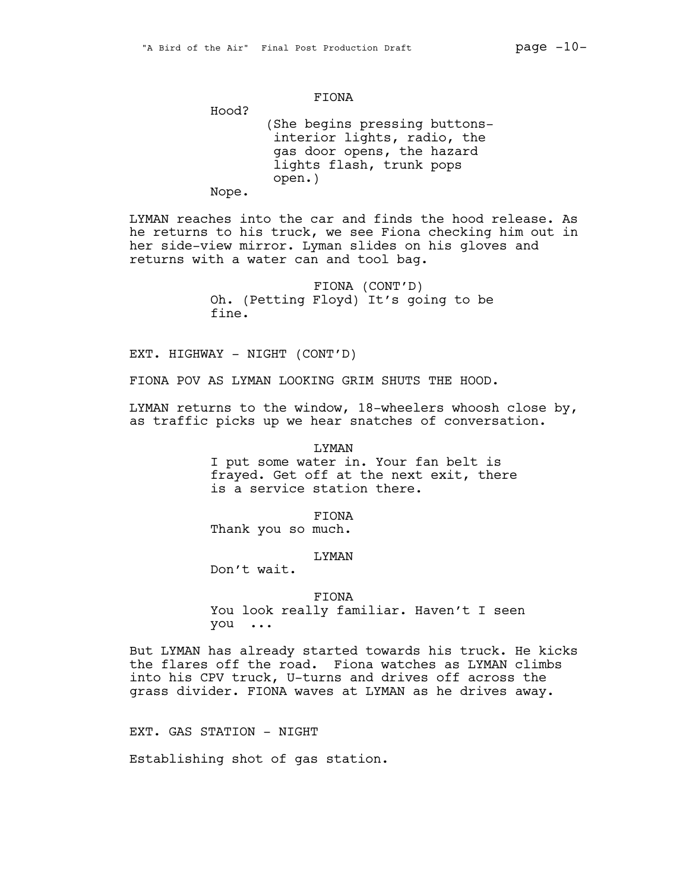FIONA

Hood?

(She begins pressing buttons- interior lights, radio, the gas door opens, the hazard lights flash, trunk pops open.)

Nope.

LYMAN reaches into the car and finds the hood release. As he returns to his truck, we see Fiona checking him out in her side-view mirror. Lyman slides on his gloves and returns with a water can and tool bag.

FIONA (CONT'D)

Oh. (Petting Floyd) It's going to be fine.

EXT. HIGHWAY - NIGHT (CONT'D)

FIONA POV AS LYMAN LOOKING GRIM SHUTS THE HOOD.

LYMAN returns to the window, 18-wheelers whoosh close by, as traffic picks up we hear snatches of conversation.

LYMAN

I put some water in. Your fan belt is frayed. Get off at the next exit, there is a service station there.

FIONA

Thank you so much.

LYMAN

Don't wait.

FIONA

You look really familiar. Haven't I seen you ...

But LYMAN has already started towards his truck. He kicks the flares off the road. Fiona watches as LYMAN climbs into his CPV truck, U-turns and drives off across the grass divider. FIONA waves at LYMAN as he drives away.

EXT. GAS STATION - NIGHT

Establishing shot of gas station.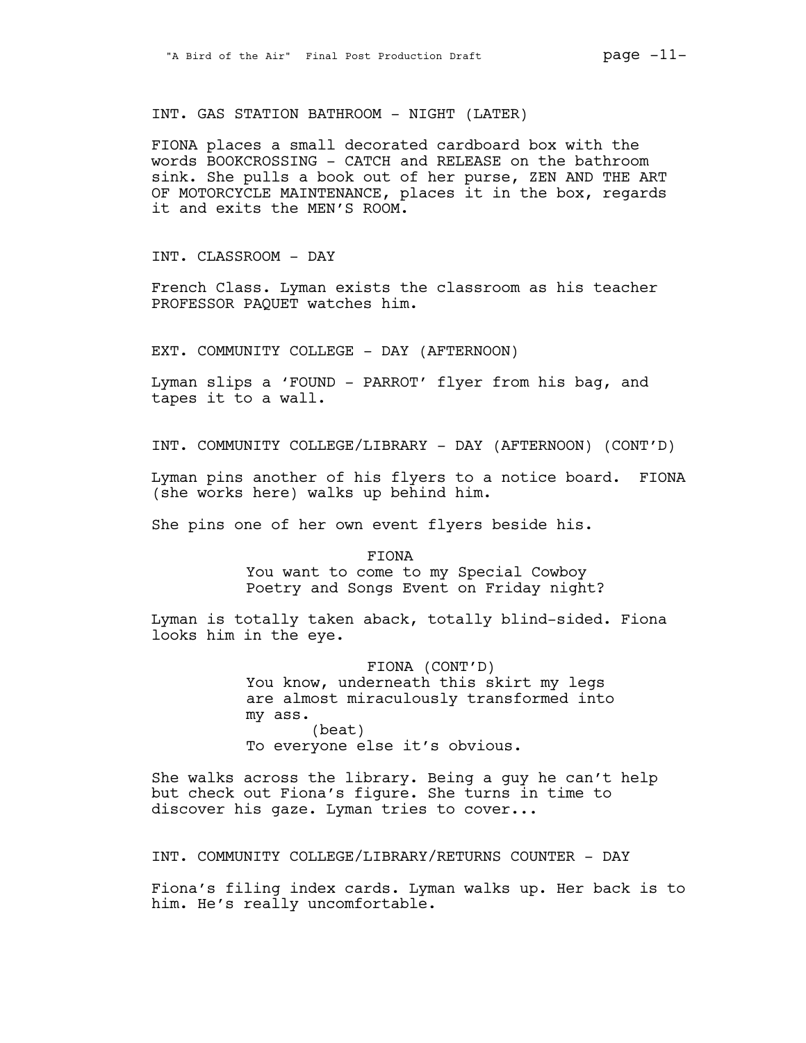INT. GAS STATION BATHROOM - NIGHT (LATER)

FIONA places a small decorated cardboard box with the words BOOKCROSSING - CATCH and RELEASE on the bathroom sink. She pulls a book out of her purse, ZEN AND THE ART OF MOTORCYCLE MAINTENANCE, places it in the box, regards it and exits the MEN'S ROOM.

INT. CLASSROOM - DAY

French Class. Lyman exists the classroom as his teacher PROFESSOR PAQUET watches him.

EXT. COMMUNITY COLLEGE - DAY (AFTERNOON)

Lyman slips a 'FOUND - PARROT' flyer from his bag, and tapes it to a wall.

INT. COMMUNITY COLLEGE/LIBRARY - DAY (AFTERNOON) (CONT'D)

Lyman pins another of his flyers to a notice board. FIONA (she works here) walks up behind him.

She pins one of her own event flyers beside his.

FIONA
You want to come to my Special Cowboy Poetry and Songs Event on Friday night?

Lyman is totally taken aback, totally blind-sided. Fiona looks him in the eye.

FIONA (CONT'D)
You know, underneath this skirt my legs are almost miraculously transformed into my ass.
(beat)
To everyone else it's obvious.

She walks across the library. Being a guy he can't help but check out Fiona's figure. She turns in time to discover his gaze. Lyman tries to cover...

INT. COMMUNITY COLLEGE/LIBRARY/RETURNS COUNTER - DAY

Fiona's filing index cards. Lyman walks up. Her back is to him. He's really uncomfortable.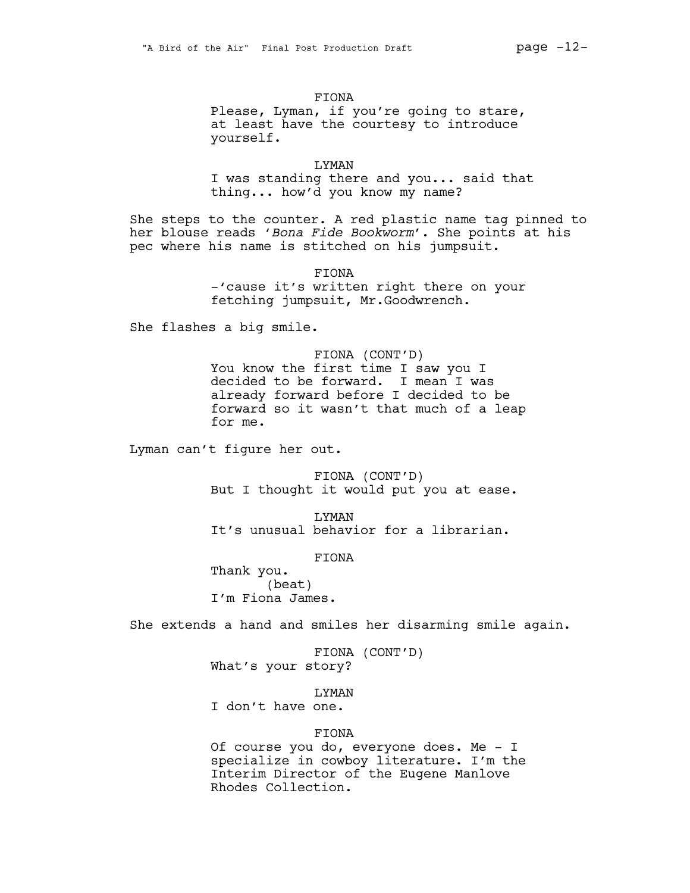FIONA

Please, Lyman, if you're going to stare, at least have the courtesy to introduce yourself.

LYMAN

I was standing there and you... said that thing... how'd you know my name?

She steps to the counter. A red plastic name tag pinned to her blouse reads '*Bona Fide Bookworm*'. She points at his pec where his name is stitched on his jumpsuit.

FIONA

-'cause it's written right there on your fetching jumpsuit, Mr.Goodwrench.

She flashes a big smile.

FIONA (CONT'D)

You know the first time I saw you I decided to be forward. I mean I was already forward before I decided to be forward so it wasn't that much of a leap for me.

Lyman can't figure her out.

FIONA (CONT'D)

But I thought it would put you at ease.

LYMAN

It's unusual behavior for a librarian.

FIONA

Thank you.

(beat)

I'm Fiona James.

She extends a hand and smiles her disarming smile again.

FIONA (CONT'D)

What's your story?

LYMAN

I don't have one.

FIONA

Of course you do, everyone does. Me - I specialize in cowboy literature. I'm the Interim Director of the Eugene Manlove Rhodes Collection.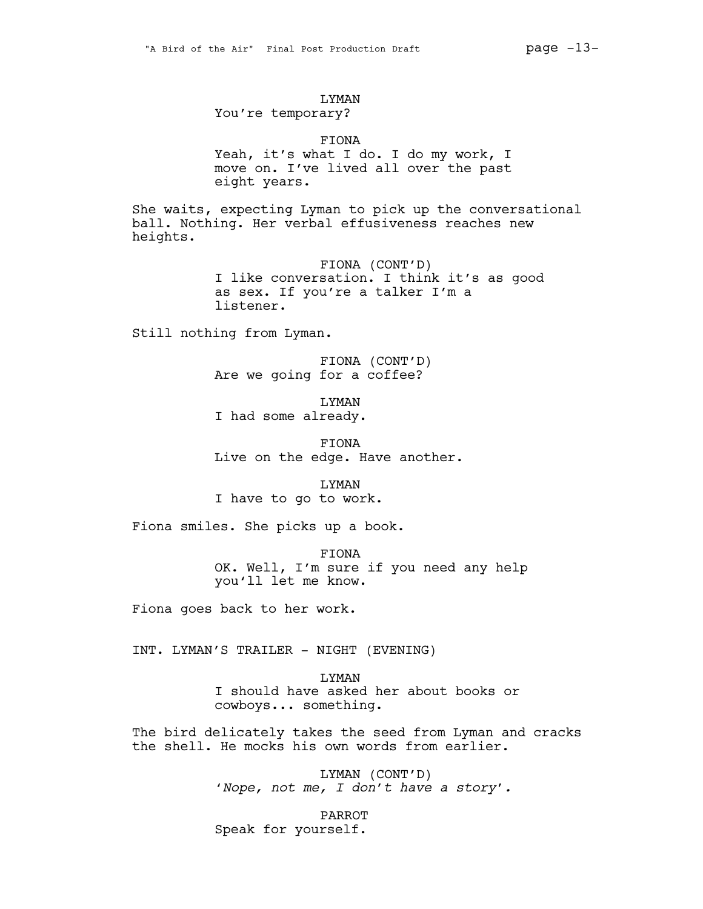LYMAN
You're temporary?

FIONA
Yeah, it's what I do. I do my work, I move on. I've lived all over the past eight years.

She waits, expecting Lyman to pick up the conversational ball. Nothing. Her verbal effusiveness reaches new heights.

FIONA (CONT'D)
I like conversation. I think it's as good as sex. If you're a talker I'm a listener.

Still nothing from Lyman.

FIONA (CONT'D)
Are we going for a coffee?

LYMAN
I had some already.

FIONA
Live on the edge. Have another.

LYMAN
I have to go to work.

Fiona smiles. She picks up a book.

FIONA
OK. Well, I'm sure if you need any help you'll let me know.

Fiona goes back to her work.

INT. LYMAN'S TRAILER - NIGHT (EVENING)

LYMAN
I should have asked her about books or cowboys... something.

The bird delicately takes the seed from Lyman and cracks the shell. He mocks his own words from earlier.

LYMAN (CONT'D)
'*Nope, not me, I don't have a story*'.

PARROT
Speak for yourself.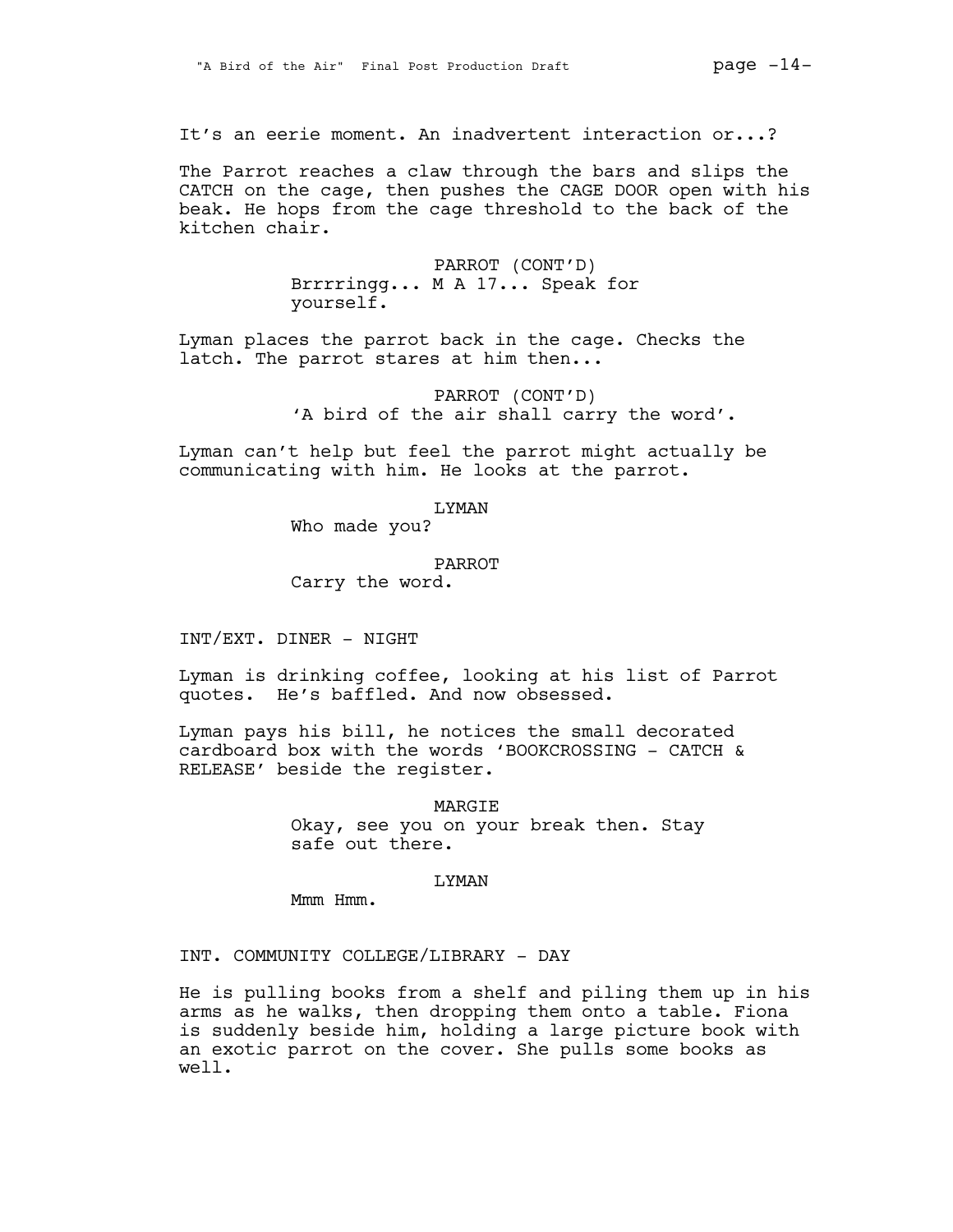It's an eerie moment. An inadvertent interaction or...?

The Parrot reaches a claw through the bars and slips the CATCH on the cage, then pushes the CAGE DOOR open with his beak. He hops from the cage threshold to the back of the kitchen chair.

PARROT (CONT'D)
Brrrringg... M A 17... Speak for yourself.

Lyman places the parrot back in the cage. Checks the latch. The parrot stares at him then...

PARROT (CONT'D)
'A bird of the air shall carry the word'.

Lyman can't help but feel the parrot might actually be communicating with him. He looks at the parrot.

LYMAN
Who made you?

PARROT
Carry the word.

INT/EXT. DINER - NIGHT

Lyman is drinking coffee, looking at his list of Parrot quotes. He's baffled. And now obsessed.

Lyman pays his bill, he notices the small decorated cardboard box with the words 'BOOKCROSSING - CATCH & RELEASE' beside the register.

MARGIE
Okay, see you on your break then. Stay safe out there.

LYMAN
Mmm Hmm.

INT. COMMUNITY COLLEGE/LIBRARY - DAY

He is pulling books from a shelf and piling them up in his arms as he walks, then dropping them onto a table. Fiona is suddenly beside him, holding a large picture book with an exotic parrot on the cover. She pulls some books as well.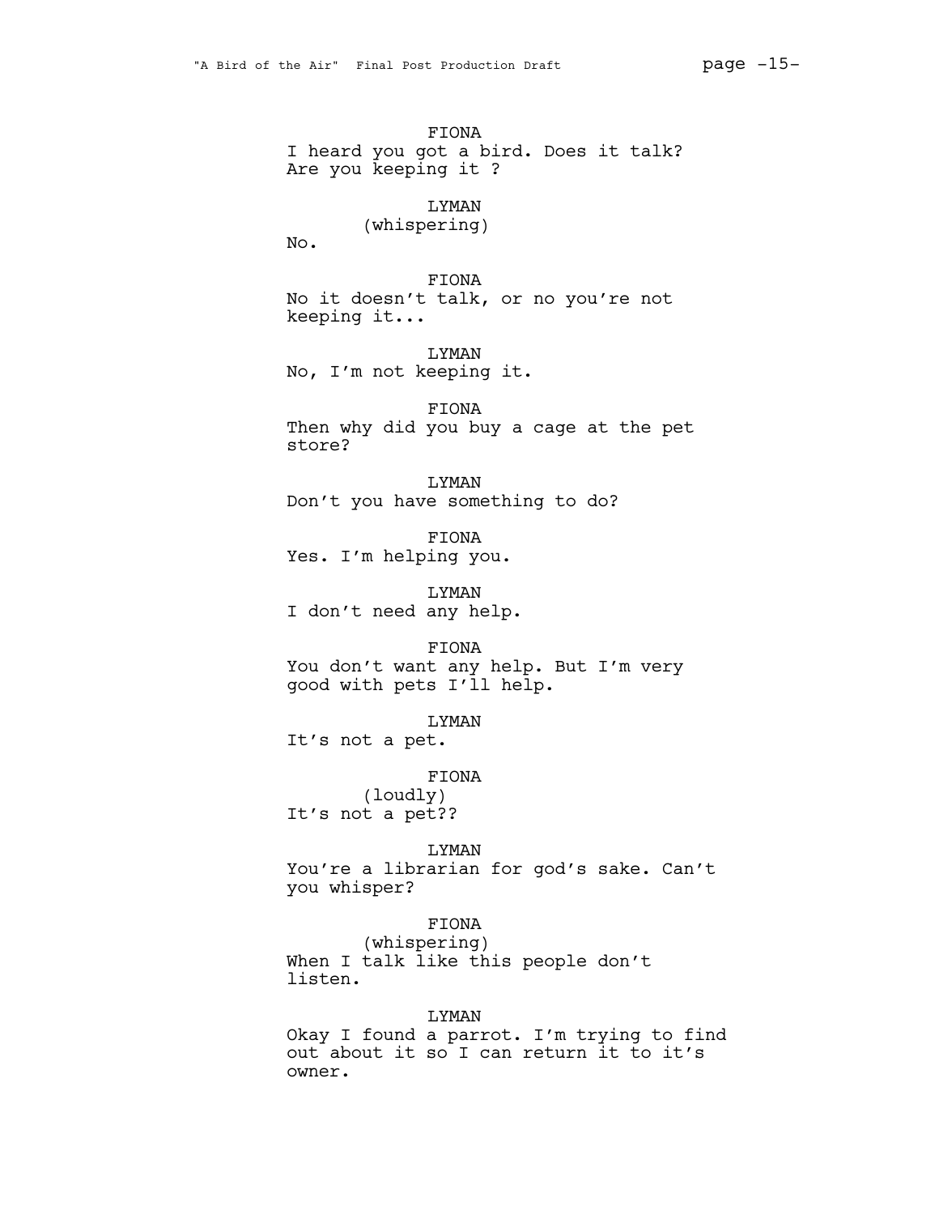FIONA
I heard you got a bird. Does it talk? Are you keeping it ?

LYMAN
(whispering)
No.

FIONA
No it doesn't talk, or no you're not keeping it...

LYMAN
No, I'm not keeping it.

FIONA
Then why did you buy a cage at the pet store?

LYMAN
Don't you have something to do?

FIONA
Yes. I'm helping you.

LYMAN
I don't need any help.

FIONA
You don't want any help. But I'm very good with pets I'll help.

LYMAN
It's not a pet.

FIONA
(loudly)
It's not a pet??

LYMAN
You're a librarian for god's sake. Can't you whisper?

FIONA
(whispering)
When I talk like this people don't listen.

LYMAN
Okay I found a parrot. I'm trying to find out about it so I can return it to it's owner.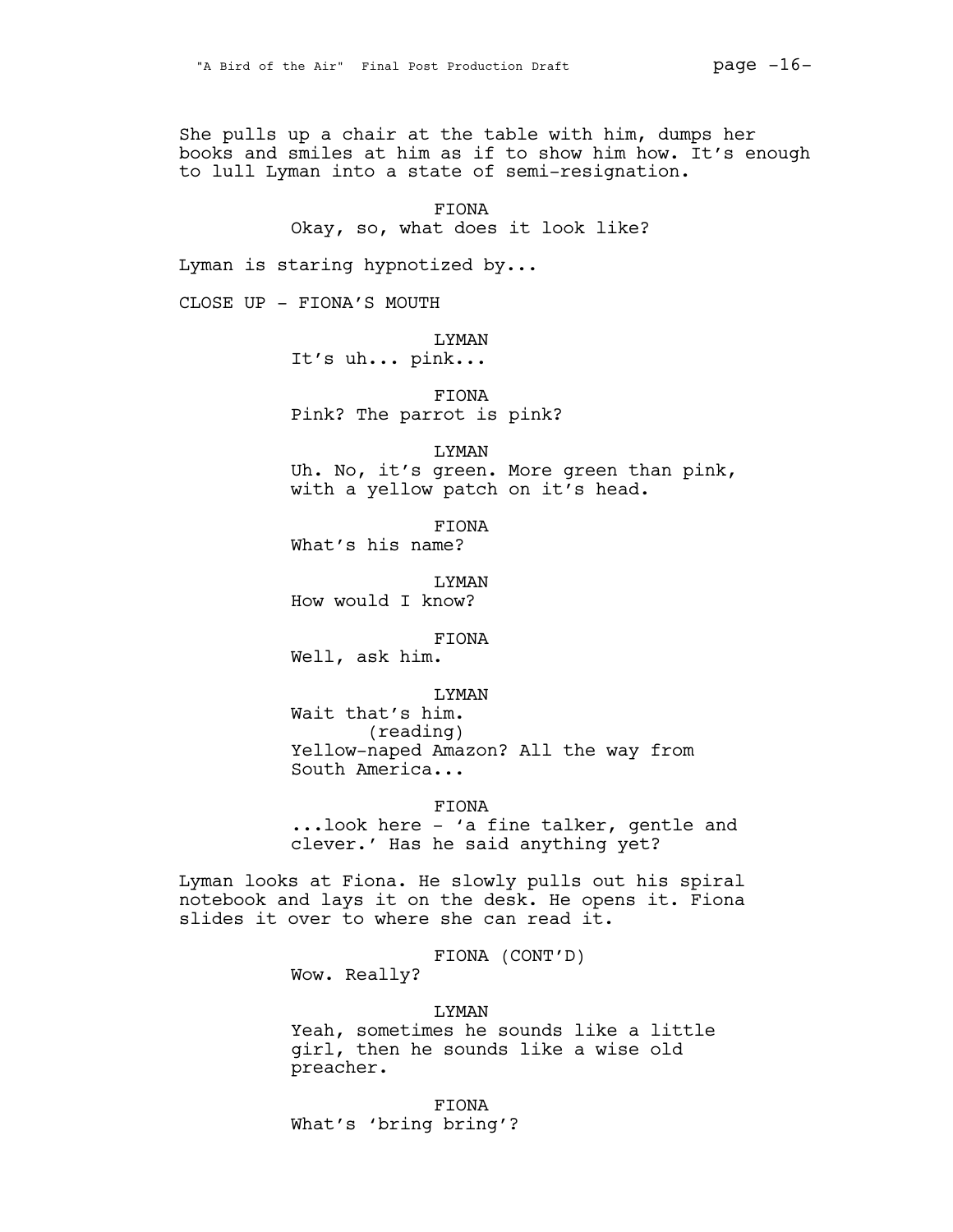She pulls up a chair at the table with him, dumps her books and smiles at him as if to show him how. It's enough to lull Lyman into a state of semi-resignation.

FIONA
Okay, so, what does it look like?

Lyman is staring hypnotized by...

CLOSE UP - FIONA'S MOUTH

LYMAN
It's uh... pink...

FIONA
Pink? The parrot is pink?

LYMAN
Uh. No, it's green. More green than pink, with a yellow patch on it's head.

FIONA
What's his name?

LYMAN
How would I know?

FIONA
Well, ask him.

LYMAN
Wait that's him.
(reading)
Yellow-naped Amazon? All the way from South America...

FIONA
...look here - 'a fine talker, gentle and clever.' Has he said anything yet?

Lyman looks at Fiona. He slowly pulls out his spiral notebook and lays it on the desk. He opens it. Fiona slides it over to where she can read it.

FIONA (CONT'D)
Wow. Really?

LYMAN
Yeah, sometimes he sounds like a little girl, then he sounds like a wise old preacher.

FIONA
What's 'bring bring'?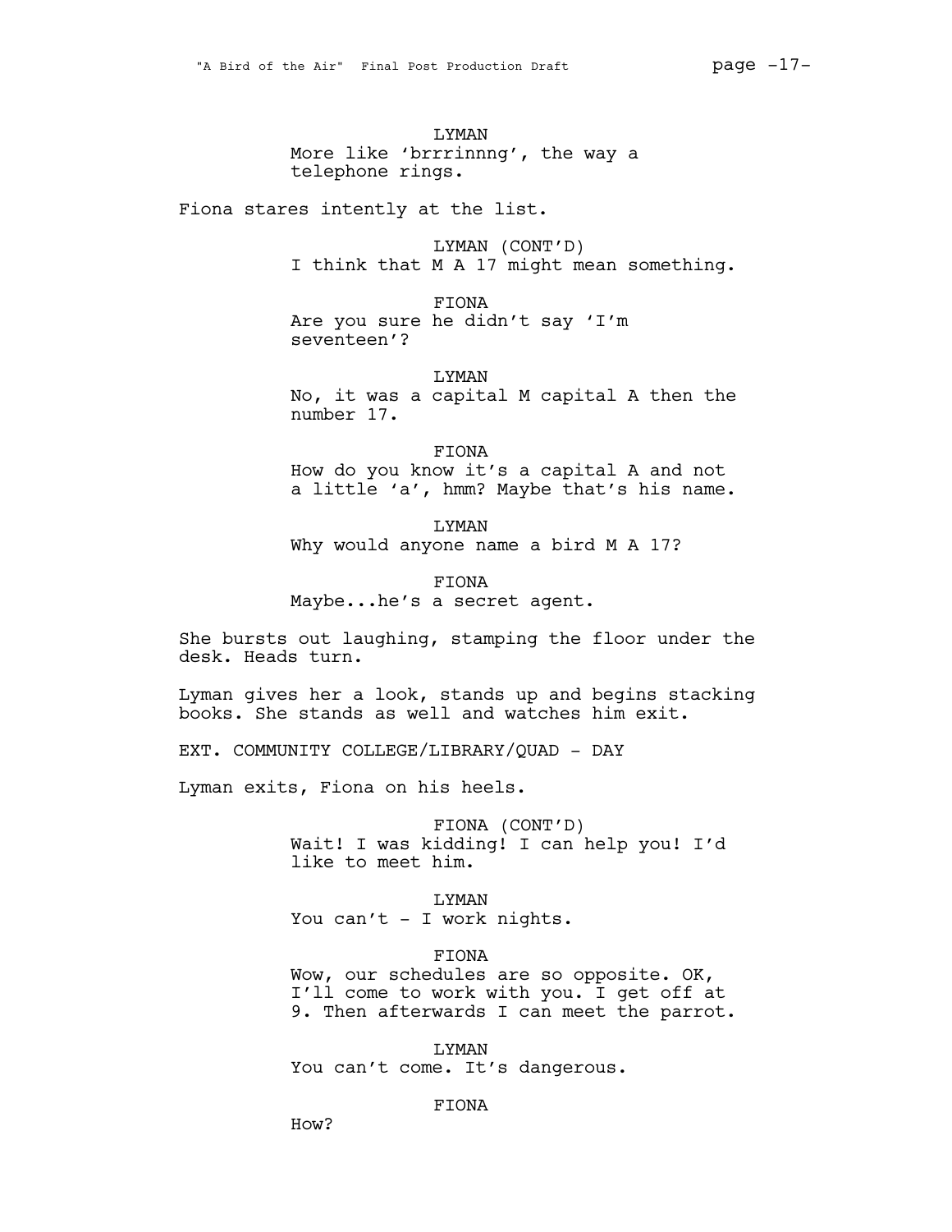LYMAN
More like 'brrrinnng', the way a telephone rings.

Fiona stares intently at the list.

LYMAN (CONT'D)
I think that M A 17 might mean something.

FIONA
Are you sure he didn't say 'I'm seventeen'?

LYMAN
No, it was a capital M capital A then the number 17.

FIONA
How do you know it's a capital A and not a little 'a', hmm? Maybe that's his name.

LYMAN
Why would anyone name a bird M A 17?

FIONA
Maybe...he's a secret agent.

She bursts out laughing, stamping the floor under the desk. Heads turn.

Lyman gives her a look, stands up and begins stacking books. She stands as well and watches him exit.

EXT. COMMUNITY COLLEGE/LIBRARY/QUAD - DAY

Lyman exits, Fiona on his heels.

FIONA (CONT'D)
Wait! I was kidding! I can help you! I'd like to meet him.

LYMAN
You can't - I work nights.

FIONA
Wow, our schedules are so opposite. OK, I'll come to work with you. I get off at 9. Then afterwards I can meet the parrot.

LYMAN
You can't come. It's dangerous.

FIONA
How?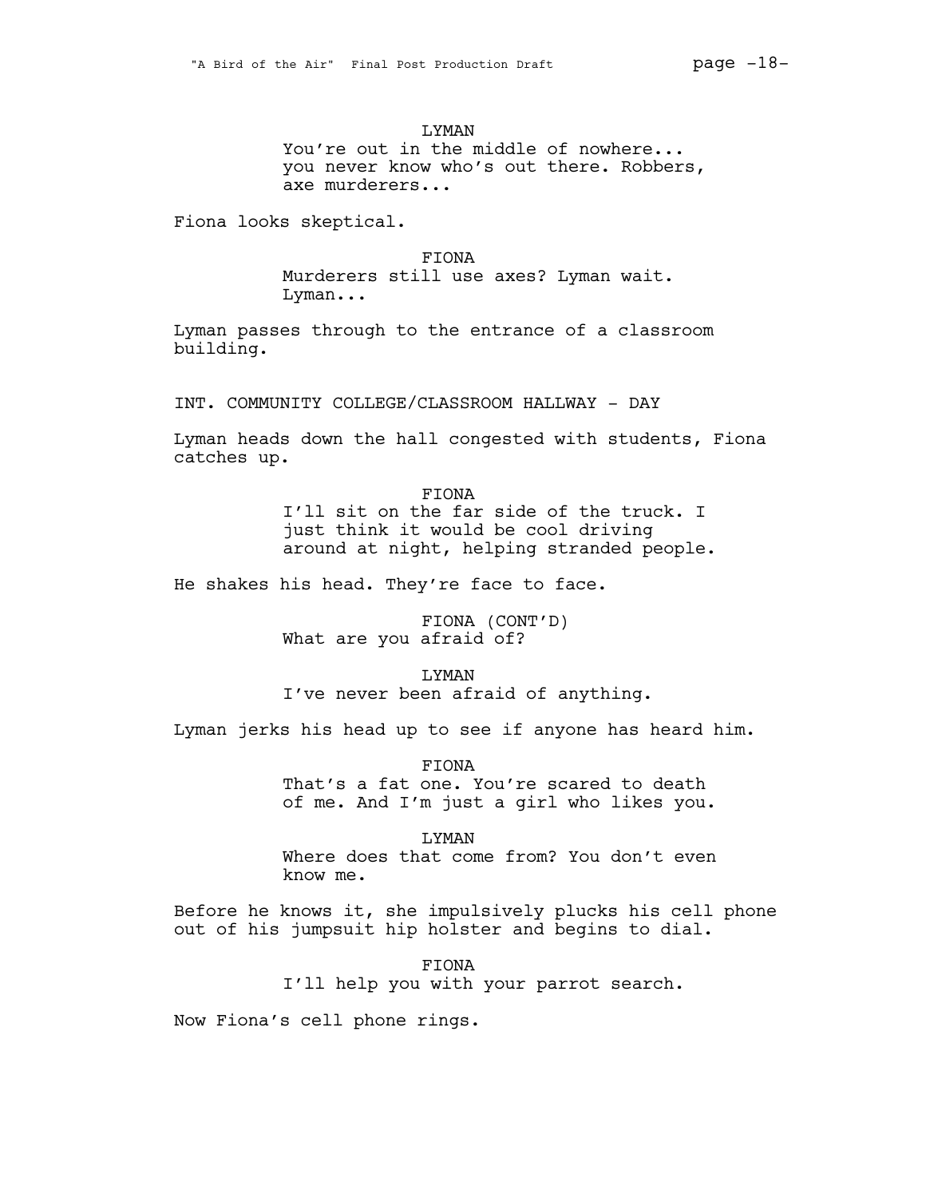LYMAN

You're out in the middle of nowhere... you never know who's out there. Robbers, axe murderers...

Fiona looks skeptical.

FIONA

Murderers still use axes? Lyman wait. Lyman...

Lyman passes through to the entrance of a classroom building.

INT. COMMUNITY COLLEGE/CLASSROOM HALLWAY - DAY

Lyman heads down the hall congested with students, Fiona catches up.

FIONA

I'll sit on the far side of the truck. I just think it would be cool driving around at night, helping stranded people.

He shakes his head. They're face to face.

FIONA (CONT'D)

What are you afraid of?

LYMAN

I've never been afraid of anything.

Lyman jerks his head up to see if anyone has heard him.

FIONA

That's a fat one. You're scared to death of me. And I'm just a girl who likes you.

LYMAN

Where does that come from? You don't even know me.

Before he knows it, she impulsively plucks his cell phone out of his jumpsuit hip holster and begins to dial.

FIONA

I'll help you with your parrot search.

Now Fiona's cell phone rings.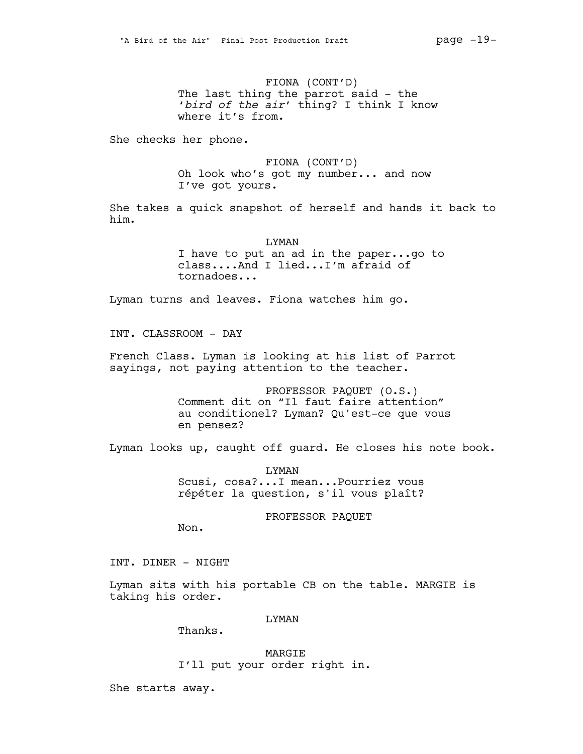FIONA (CONT'D)
The last thing the parrot said - the '*bird of the air*' thing? I think I know where it's from.

She checks her phone.

FIONA (CONT'D)
Oh look who's got my number... and now I've got yours.

She takes a quick snapshot of herself and hands it back to him.

LYMAN
I have to put an ad in the paper...go to class....And I lied...I'm afraid of tornadoes...

Lyman turns and leaves. Fiona watches him go.

INT. CLASSROOM - DAY

French Class. Lyman is looking at his list of Parrot sayings, not paying attention to the teacher.

PROFESSOR PAQUET (O.S.)
Comment dit on "Il faut faire attention" au conditionel? Lyman? Qu'est-ce que vous en pensez?

Lyman looks up, caught off guard. He closes his note book.

LYMAN
Scusi, cosa?...I mean...Pourriez vous répéter la question, s'il vous plaît?

PROFESSOR PAQUET
Non.

INT. DINER - NIGHT

Lyman sits with his portable CB on the table. MARGIE is taking his order.

LYMAN
Thanks.

MARGIE
I'll put your order right in.

She starts away.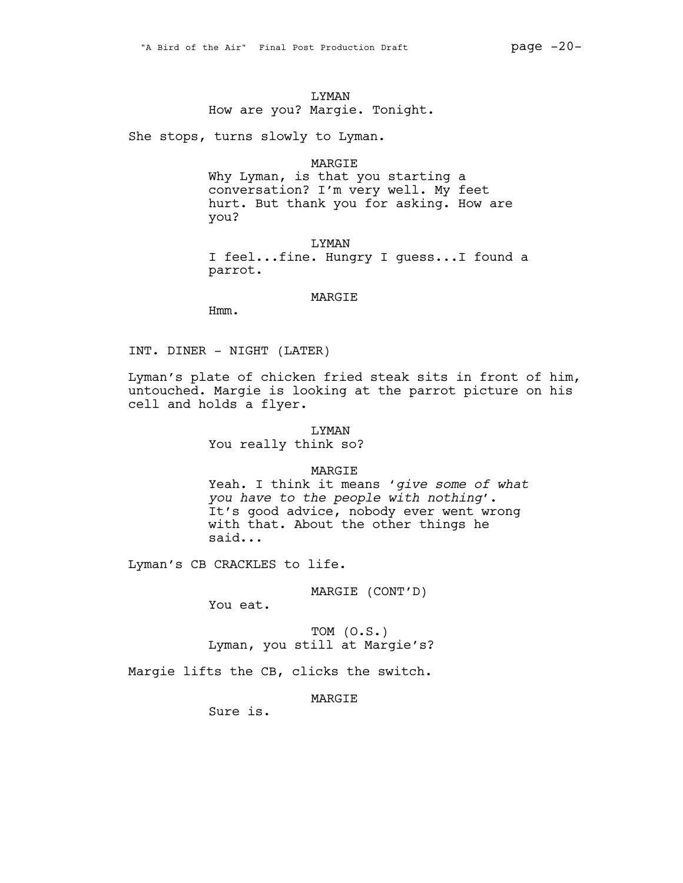LYMAN

How are you? Margie. Tonight.

She stops, turns slowly to Lyman.

MARGIE

Why Lyman, is that you starting a conversation? I'm very well. My feet hurt. But thank you for asking. How are you?

LYMAN

I feel...fine. Hungry I guess...I found a parrot.

MARGIE

Hmm.

INT. DINER - NIGHT (LATER)

Lyman's plate of chicken fried steak sits in front of him, untouched. Margie is looking at the parrot picture on his cell and holds a flyer.

LYMAN

You really think so?

MARGIE

Yeah. I think it means '*give some of what you have to the people with nothing*'. It's good advice, nobody ever went wrong with that. About the other things he said...

Lyman's CB CRACKLES to life.

MARGIE (CONT'D)

You eat.

TOM (O.S.)

Lyman, you still at Margie's?

Margie lifts the CB, clicks the switch.

MARGIE

Sure is.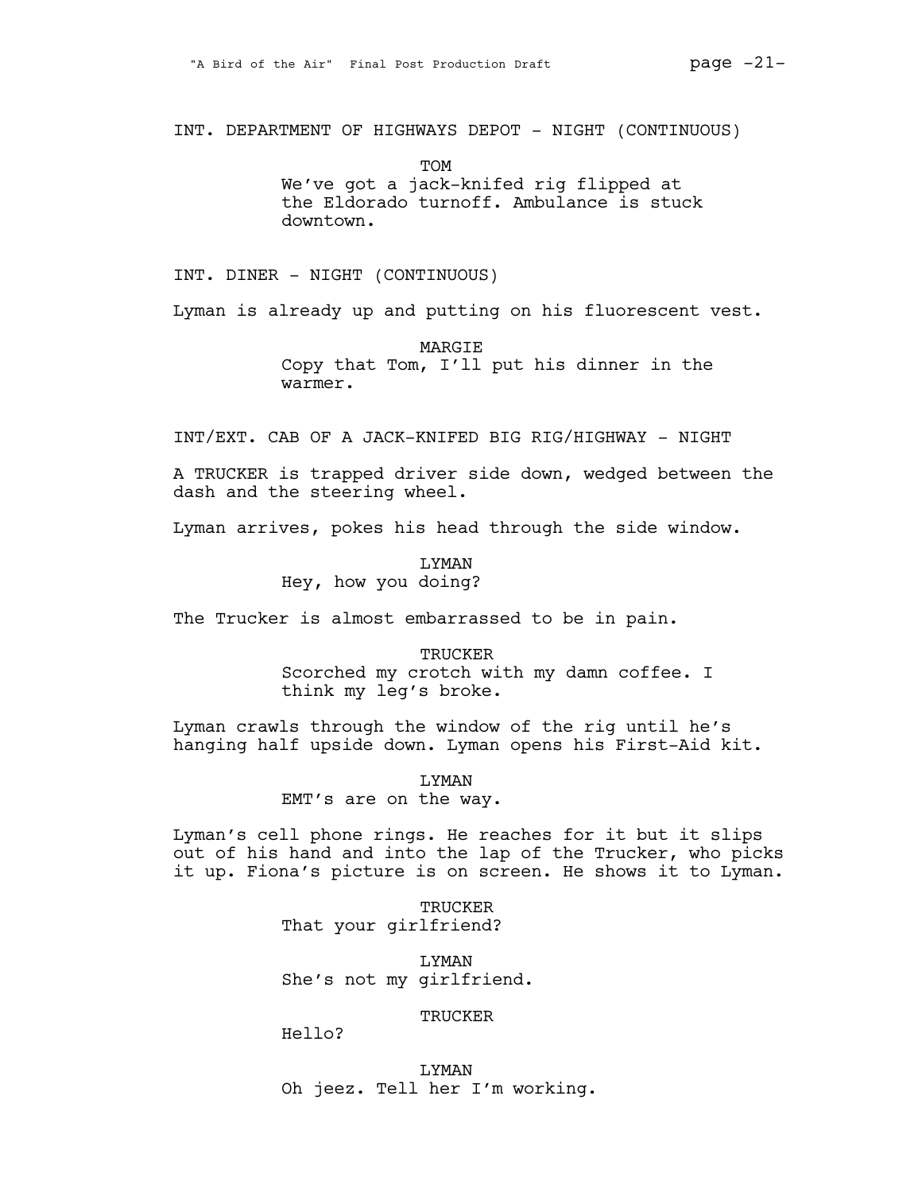INT. DEPARTMENT OF HIGHWAYS DEPOT - NIGHT (CONTINUOUS)

TOM
We've got a jack-knifed rig flipped at the Eldorado turnoff. Ambulance is stuck downtown.

INT. DINER - NIGHT (CONTINUOUS)

Lyman is already up and putting on his fluorescent vest.

MARGIE
Copy that Tom, I'll put his dinner in the warmer.

INT/EXT. CAB OF A JACK-KNIFED BIG RIG/HIGHWAY - NIGHT

A TRUCKER is trapped driver side down, wedged between the dash and the steering wheel.

Lyman arrives, pokes his head through the side window.

LYMAN
Hey, how you doing?

The Trucker is almost embarrassed to be in pain.

TRUCKER
Scorched my crotch with my damn coffee. I think my leg's broke.

Lyman crawls through the window of the rig until he's hanging half upside down. Lyman opens his First-Aid kit.

LYMAN
EMT's are on the way.

Lyman's cell phone rings. He reaches for it but it slips out of his hand and into the lap of the Trucker, who picks it up. Fiona's picture is on screen. He shows it to Lyman.

TRUCKER
That your girlfriend?

LYMAN
She's not my girlfriend.

TRUCKER
Hello?

LYMAN
Oh jeez. Tell her I'm working.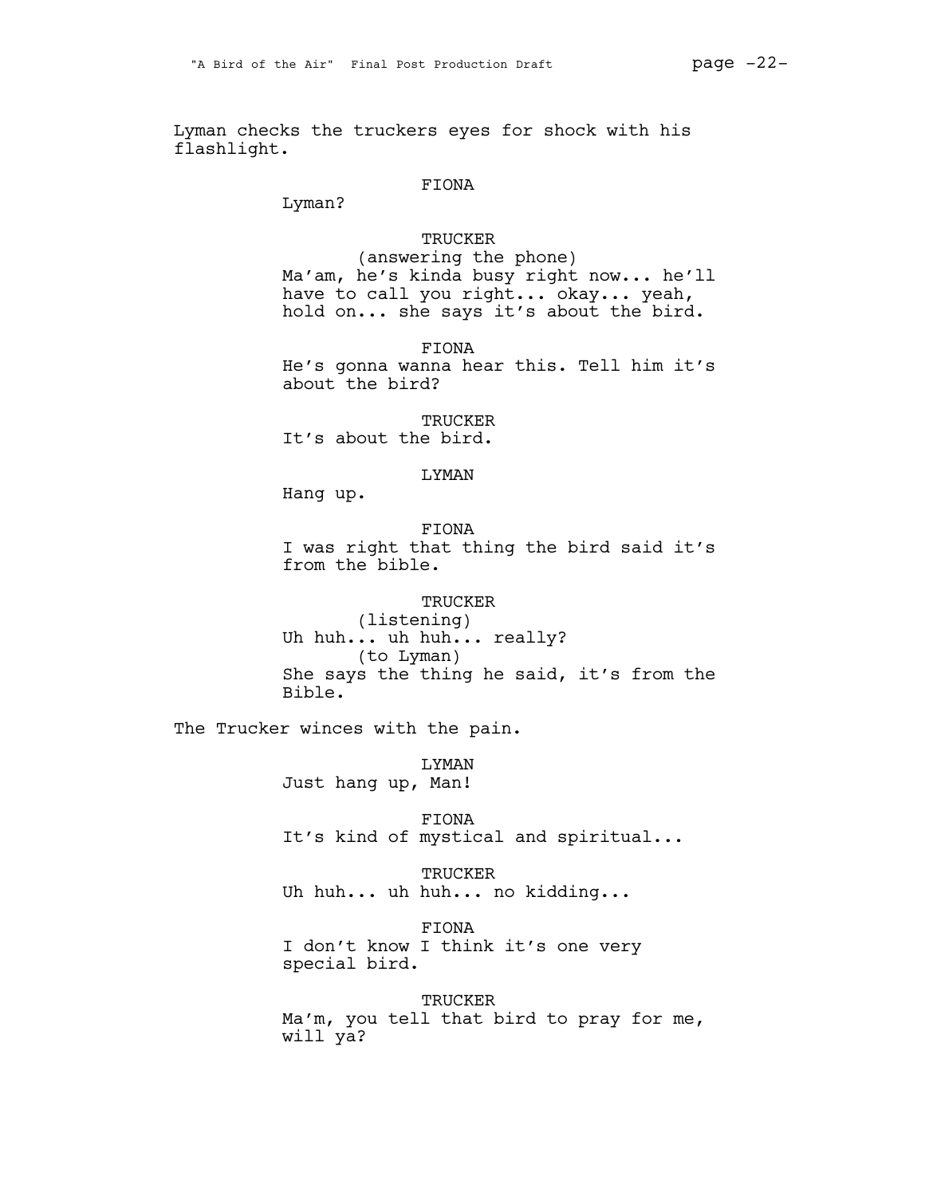Lyman checks the truckers eyes for shock with his flashlight.

FIONA

Lyman?

TRUCKER

(answering the phone)

Ma'am, he's kinda busy right now... he'll have to call you right... okay... yeah, hold on... she says it's about the bird.

FIONA

He's gonna wanna hear this. Tell him it's about the bird?

TRUCKER

It's about the bird.

LYMAN

Hang up.

FIONA

I was right that thing the bird said it's from the bible.

TRUCKER

(listening)

Uh huh... uh huh... really?

(to Lyman)

She says the thing he said, it's from the Bible.

The Trucker winces with the pain.

LYMAN

Just hang up, Man!

FIONA

It's kind of mystical and spiritual...

TRUCKER

Uh huh... uh huh... no kidding...

FIONA

I don't know I think it's one very special bird.

TRUCKER

Ma'm, you tell that bird to pray for me, will ya?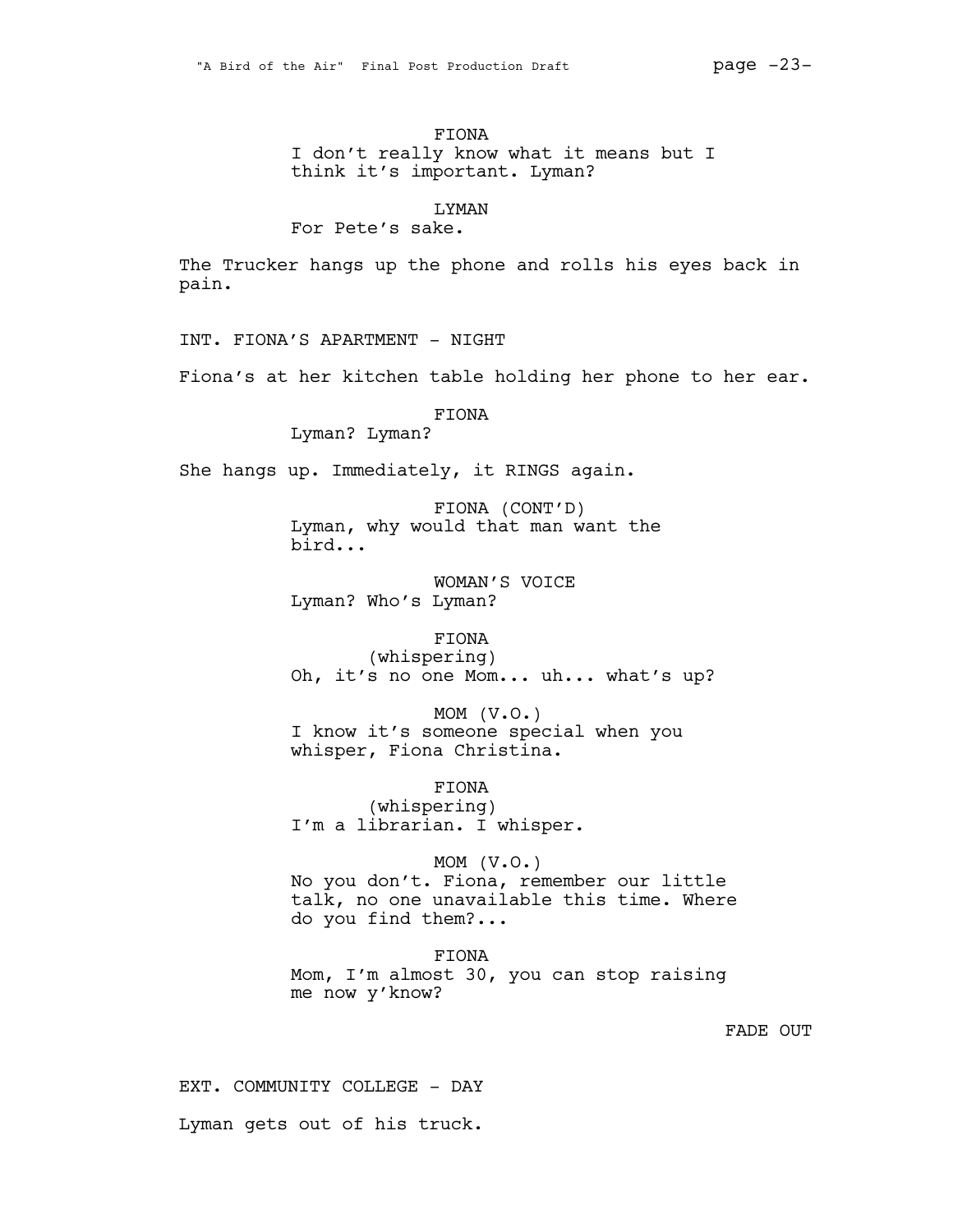FIONA
I don't really know what it means but I think it's important. Lyman?

LYMAN
For Pete's sake.

The Trucker hangs up the phone and rolls his eyes back in pain.

INT. FIONA'S APARTMENT - NIGHT

Fiona's at her kitchen table holding her phone to her ear.

FIONA
Lyman? Lyman?

She hangs up. Immediately, it RINGS again.

FIONA (CONT'D)
Lyman, why would that man want the bird...

WOMAN'S VOICE
Lyman? Who's Lyman?

FIONA
(whispering)
Oh, it's no one Mom... uh... what's up?

MOM (V.O.)
I know it's someone special when you whisper, Fiona Christina.

FIONA
(whispering)
I'm a librarian. I whisper.

MOM (V.O.)
No you don't. Fiona, remember our little talk, no one unavailable this time. Where do you find them?...

FIONA
Mom, I'm almost 30, you can stop raising me now y'know?

FADE OUT

EXT. COMMUNITY COLLEGE - DAY

Lyman gets out of his truck.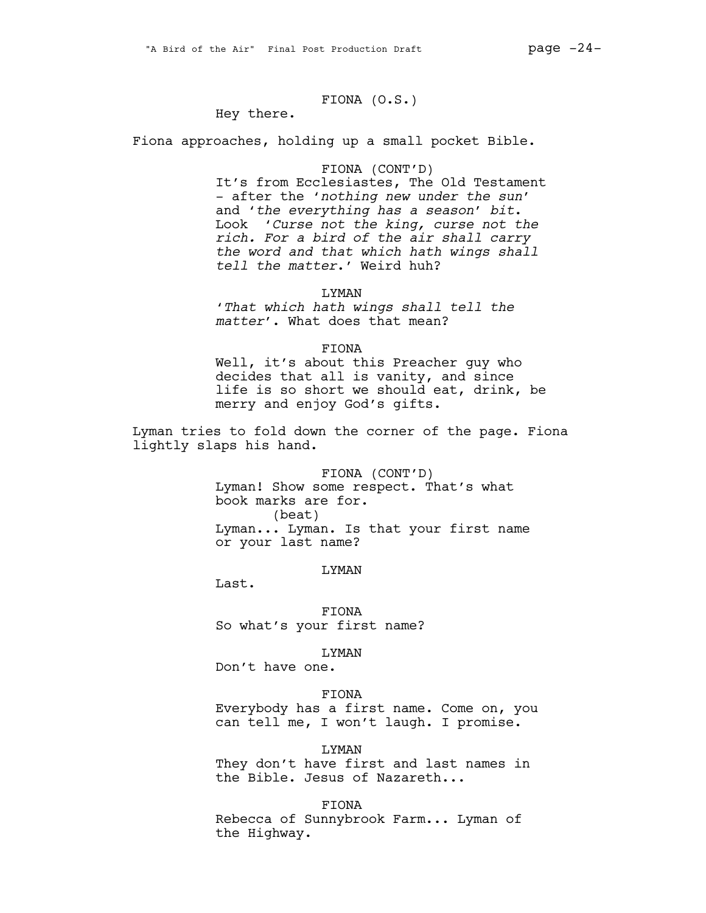FIONA (O.S.)

Hey there.

Fiona approaches, holding up a small pocket Bible.

FIONA (CONT'D)

It's from Ecclesiastes, The Old Testament - after the '*nothing new under the sun*' and '*the everything has a season*' *bit*. Look '*Curse not the king, curse not the rich. For a bird of the air shall carry the word and that which hath wings shall tell the matter*.' Weird huh?

LYMAN

'*That which hath wings shall tell the matter*'. What does that mean?

FIONA

Well, it's about this Preacher guy who decides that all is vanity, and since life is so short we should eat, drink, be merry and enjoy God's gifts.

Lyman tries to fold down the corner of the page. Fiona lightly slaps his hand.

FIONA (CONT'D)

Lyman! Show some respect. That's what book marks are for.

(beat)

Lyman... Lyman. Is that your first name or your last name?

LYMAN

Last.

FIONA

So what's your first name?

LYMAN

Don't have one.

FIONA

Everybody has a first name. Come on, you can tell me, I won't laugh. I promise.

LYMAN

They don't have first and last names in the Bible. Jesus of Nazareth...

FIONA

Rebecca of Sunnybrook Farm... Lyman of the Highway.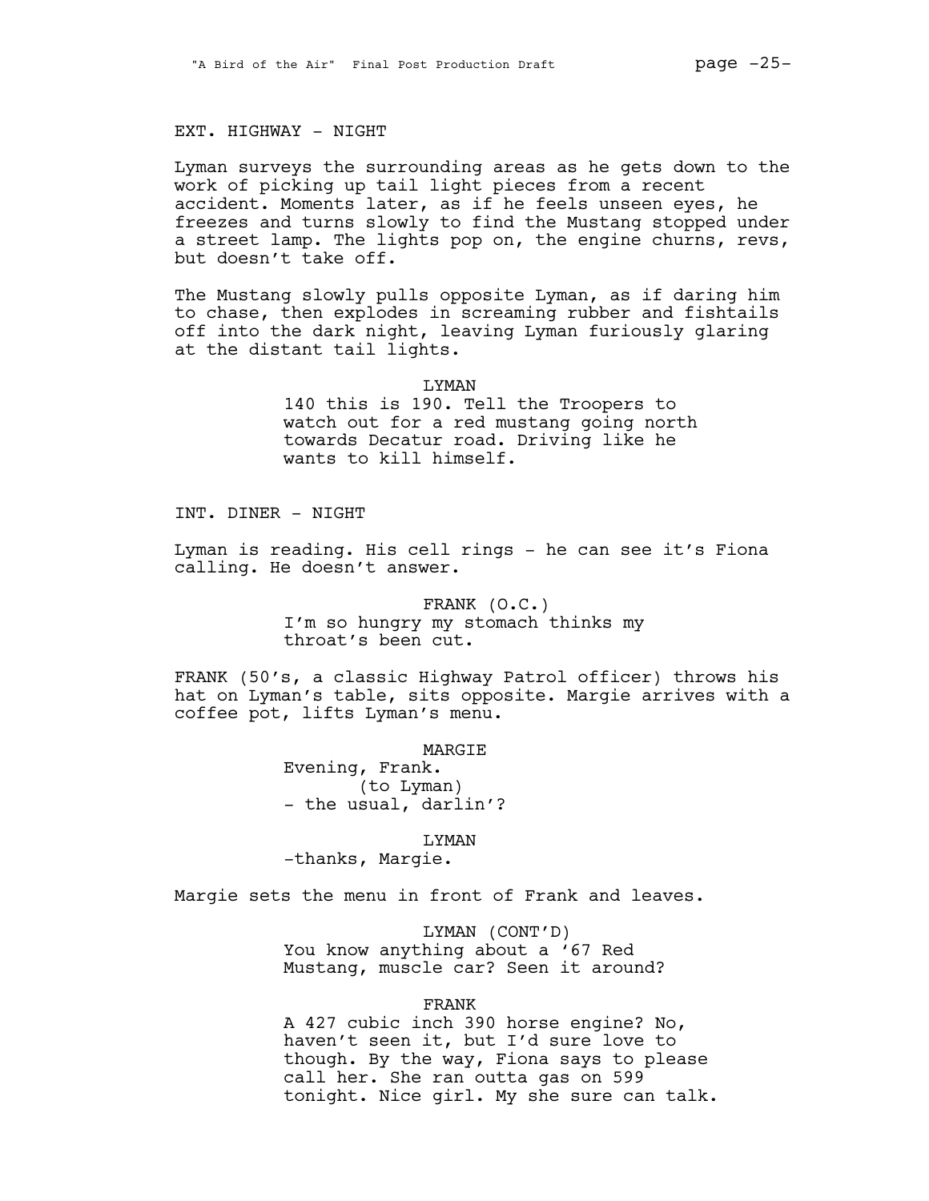EXT. HIGHWAY - NIGHT

Lyman surveys the surrounding areas as he gets down to the work of picking up tail light pieces from a recent accident. Moments later, as if he feels unseen eyes, he freezes and turns slowly to find the Mustang stopped under a street lamp. The lights pop on, the engine churns, revs, but doesn't take off.

The Mustang slowly pulls opposite Lyman, as if daring him to chase, then explodes in screaming rubber and fishtails off into the dark night, leaving Lyman furiously glaring at the distant tail lights.

LYMAN
140 this is 190. Tell the Troopers to watch out for a red mustang going north towards Decatur road. Driving like he wants to kill himself.

INT. DINER - NIGHT

Lyman is reading. His cell rings - he can see it's Fiona calling. He doesn't answer.

FRANK (O.C.)
I'm so hungry my stomach thinks my throat's been cut.

FRANK (50's, a classic Highway Patrol officer) throws his hat on Lyman's table, sits opposite. Margie arrives with a coffee pot, lifts Lyman's menu.

MARGIE
Evening, Frank.
(to Lyman)
- the usual, darlin'?

LYMAN
-thanks, Margie.

Margie sets the menu in front of Frank and leaves.

LYMAN (CONT'D)
You know anything about a '67 Red Mustang, muscle car? Seen it around?

FRANK
A 427 cubic inch 390 horse engine? No, haven't seen it, but I'd sure love to though. By the way, Fiona says to please call her. She ran outta gas on 599 tonight. Nice girl. My she sure can talk.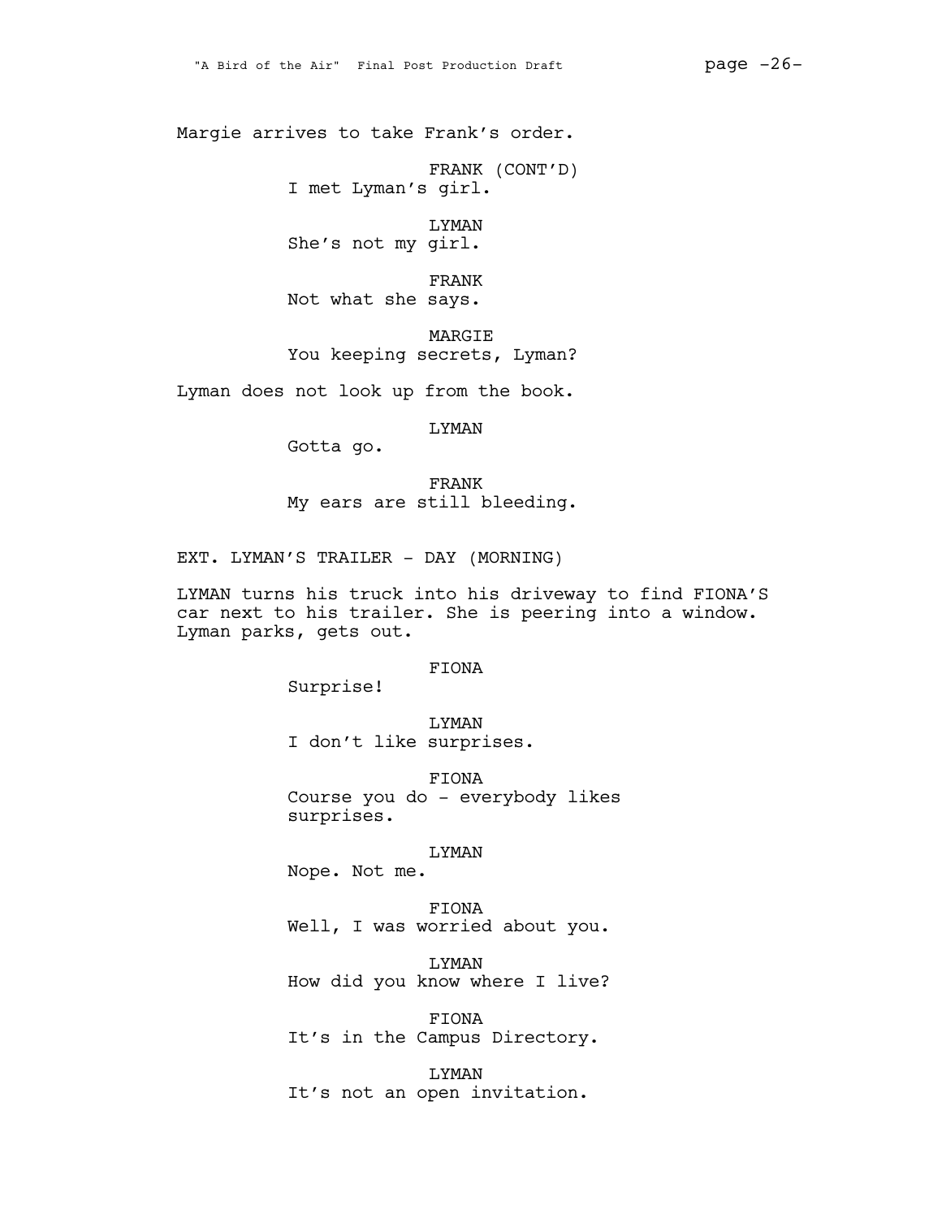Margie arrives to take Frank's order.

FRANK (CONT'D)
I met Lyman's girl.

LYMAN
She's not my girl.

FRANK
Not what she says.

MARGIE
You keeping secrets, Lyman?

Lyman does not look up from the book.

LYMAN
Gotta go.

FRANK
My ears are still bleeding.

EXT. LYMAN'S TRAILER - DAY (MORNING)

LYMAN turns his truck into his driveway to find FIONA'S car next to his trailer. She is peering into a window. Lyman parks, gets out.

FIONA
Surprise!

LYMAN
I don't like surprises.

FIONA
Course you do - everybody likes surprises.

LYMAN
Nope. Not me.

FIONA
Well, I was worried about you.

LYMAN
How did you know where I live?

FIONA
It's in the Campus Directory.

LYMAN
It's not an open invitation.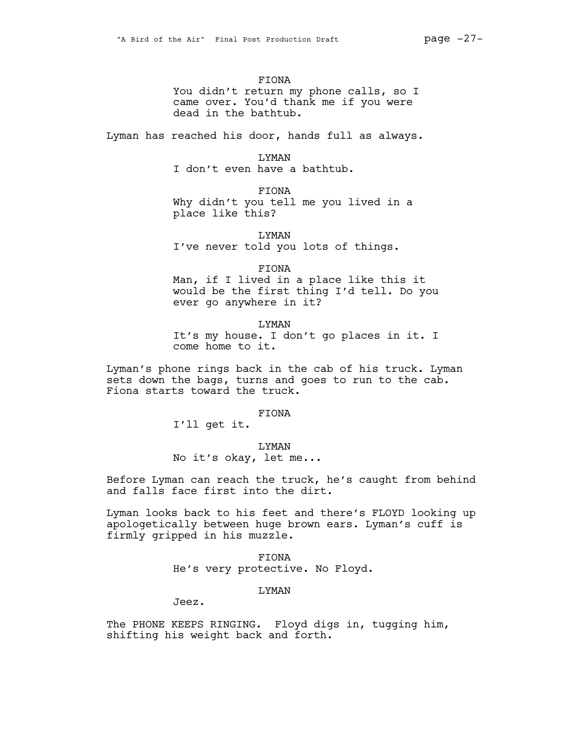FIONA
You didn't return my phone calls, so I came over. You'd thank me if you were dead in the bathtub.

Lyman has reached his door, hands full as always.

LYMAN
I don't even have a bathtub.

FIONA
Why didn't you tell me you lived in a place like this?

LYMAN
I've never told you lots of things.

FIONA
Man, if I lived in a place like this it would be the first thing I'd tell. Do you ever go anywhere in it?

LYMAN
It's my house. I don't go places in it. I come home to it.

Lyman's phone rings back in the cab of his truck. Lyman sets down the bags, turns and goes to run to the cab. Fiona starts toward the truck.

FIONA
I'll get it.

LYMAN
No it's okay, let me...

Before Lyman can reach the truck, he's caught from behind and falls face first into the dirt.

Lyman looks back to his feet and there's FLOYD looking up apologetically between huge brown ears. Lyman's cuff is firmly gripped in his muzzle.

FIONA
He's very protective. No Floyd.

LYMAN
Jeez.

The PHONE KEEPS RINGING. Floyd digs in, tugging him, shifting his weight back and forth.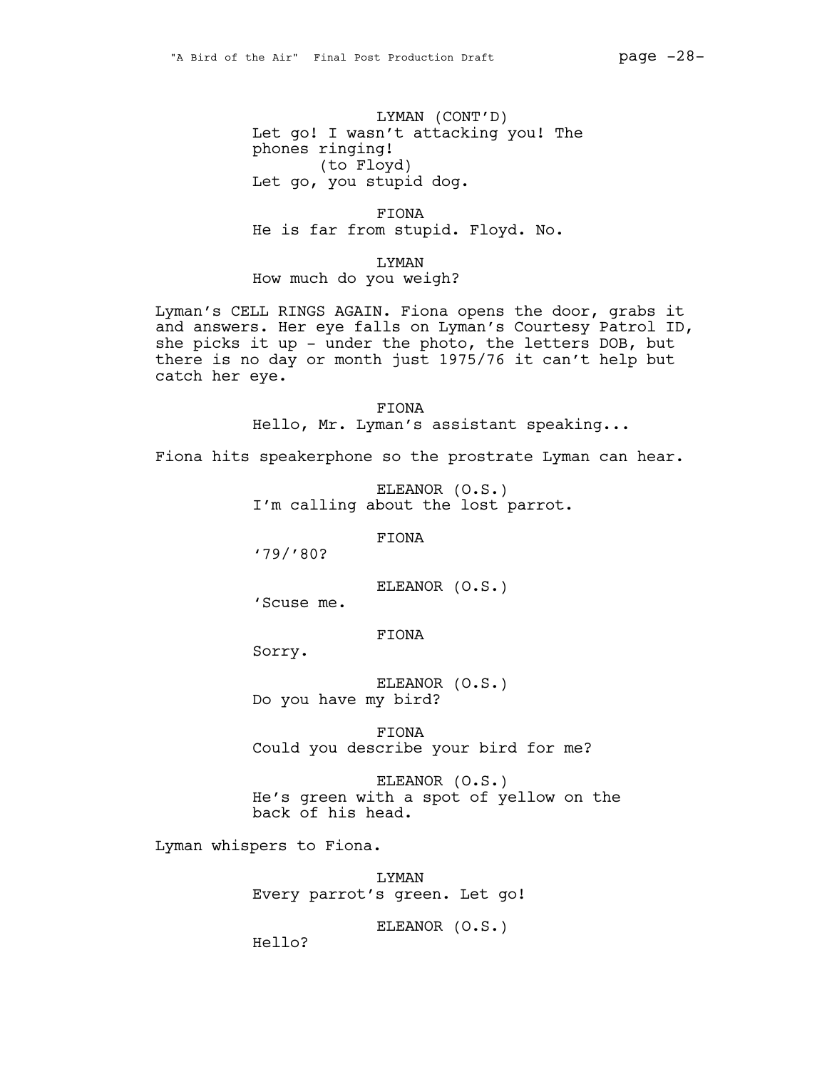LYMAN (CONT'D)
Let go! I wasn't attacking you! The phones ringing!
(to Floyd)
Let go, you stupid dog.

FIONA
He is far from stupid. Floyd. No.

LYMAN
How much do you weigh?

Lyman's CELL RINGS AGAIN. Fiona opens the door, grabs it and answers. Her eye falls on Lyman's Courtesy Patrol ID, she picks it up - under the photo, the letters DOB, but there is no day or month just 1975/76 it can't help but catch her eye.

FIONA
Hello, Mr. Lyman's assistant speaking...

Fiona hits speakerphone so the prostrate Lyman can hear.

ELEANOR (O.S.)
I'm calling about the lost parrot.

FIONA
'79/'80?

ELEANOR (O.S.)
'Scuse me.

FIONA
Sorry.

ELEANOR (O.S.)
Do you have my bird?

FIONA
Could you describe your bird for me?

ELEANOR (O.S.)
He's green with a spot of yellow on the back of his head.

Lyman whispers to Fiona.

LYMAN
Every parrot's green. Let go!

ELEANOR (O.S.)
Hello?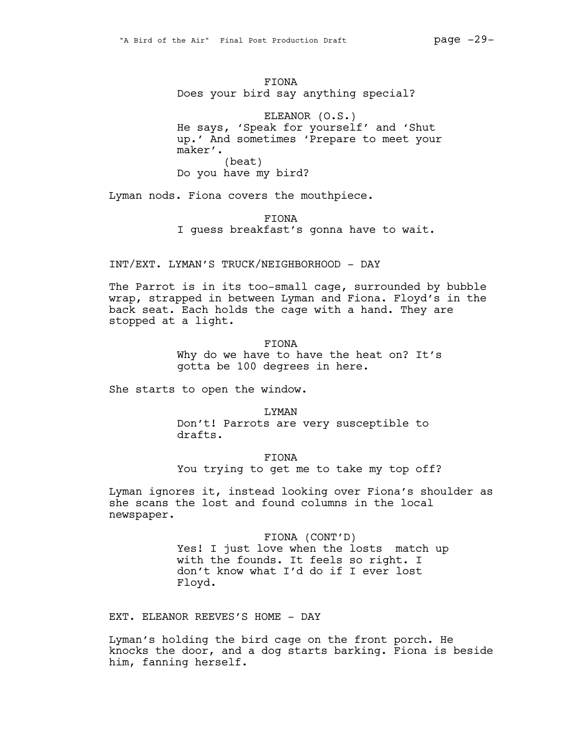FIONA
Does your bird say anything special?

ELEANOR (O.S.)
He says, 'Speak for yourself' and 'Shut up.' And sometimes 'Prepare to meet your maker'.
(beat)
Do you have my bird?

Lyman nods. Fiona covers the mouthpiece.

FIONA
I guess breakfast's gonna have to wait.

INT/EXT. LYMAN'S TRUCK/NEIGHBORHOOD - DAY

The Parrot is in its too-small cage, surrounded by bubble wrap, strapped in between Lyman and Fiona. Floyd's in the back seat. Each holds the cage with a hand. They are stopped at a light.

FIONA
Why do we have to have the heat on? It's gotta be 100 degrees in here.

She starts to open the window.

LYMAN
Don't! Parrots are very susceptible to drafts.

FIONA
You trying to get me to take my top off?

Lyman ignores it, instead looking over Fiona's shoulder as she scans the lost and found columns in the local newspaper.

FIONA (CONT'D)
Yes! I just love when the losts match up with the founds. It feels so right. I don't know what I'd do if I ever lost Floyd.

EXT. ELEANOR REEVES'S HOME - DAY

Lyman's holding the bird cage on the front porch. He knocks the door, and a dog starts barking. Fiona is beside him, fanning herself.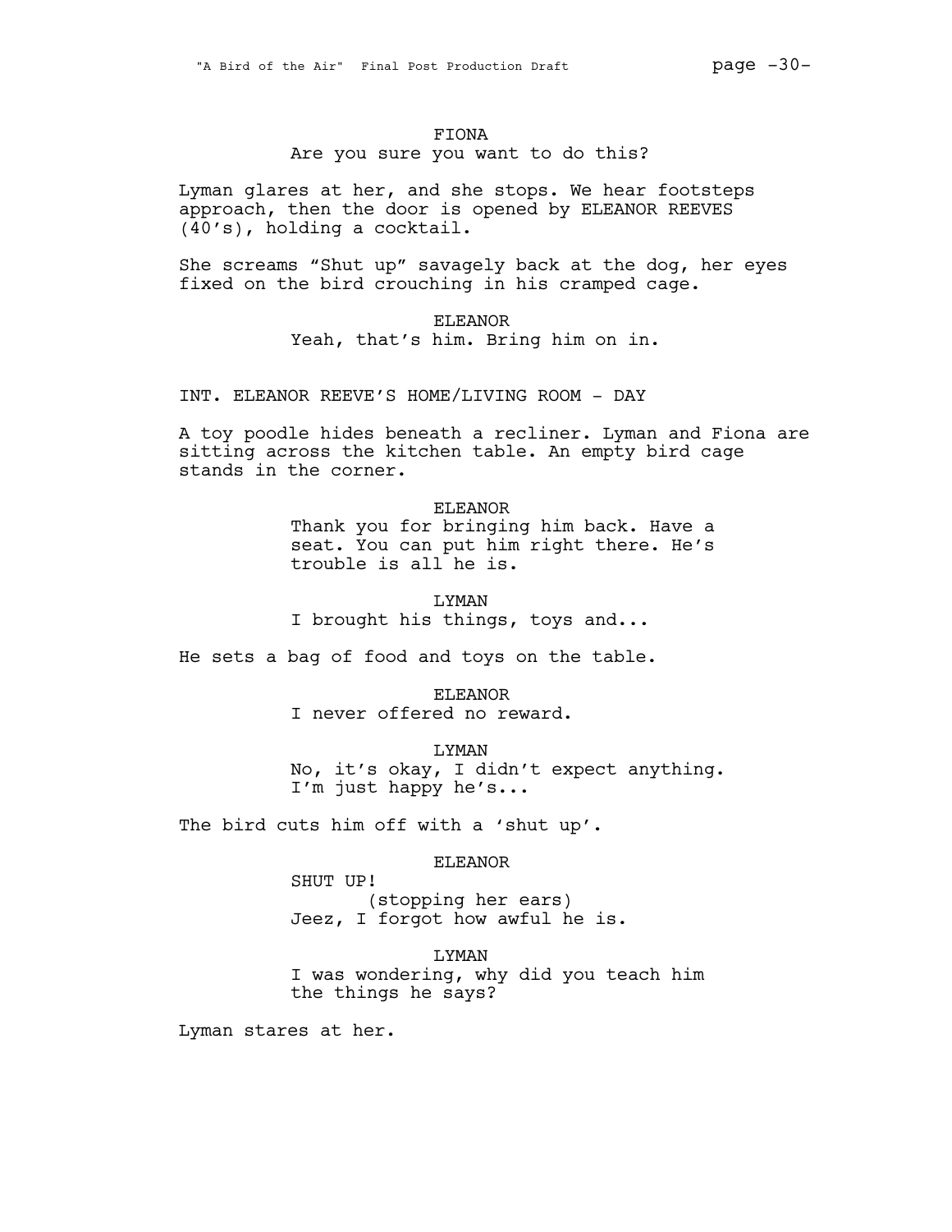FIONA

Are you sure you want to do this?

Lyman glares at her, and she stops. We hear footsteps approach, then the door is opened by ELEANOR REEVES (40's), holding a cocktail.

She screams "Shut up" savagely back at the dog, her eyes fixed on the bird crouching in his cramped cage.

ELEANOR

Yeah, that's him. Bring him on in.

INT. ELEANOR REEVE'S HOME/LIVING ROOM - DAY

A toy poodle hides beneath a recliner. Lyman and Fiona are sitting across the kitchen table. An empty bird cage stands in the corner.

ELEANOR

Thank you for bringing him back. Have a seat. You can put him right there. He's trouble is all he is.

LYMAN

I brought his things, toys and...

He sets a bag of food and toys on the table.

ELEANOR

I never offered no reward.

LYMAN

No, it's okay, I didn't expect anything. I'm just happy he's...

The bird cuts him off with a 'shut up'.

ELEANOR

SHUT UP!

(stopping her ears)

Jeez, I forgot how awful he is.

LYMAN

I was wondering, why did you teach him the things he says?

Lyman stares at her.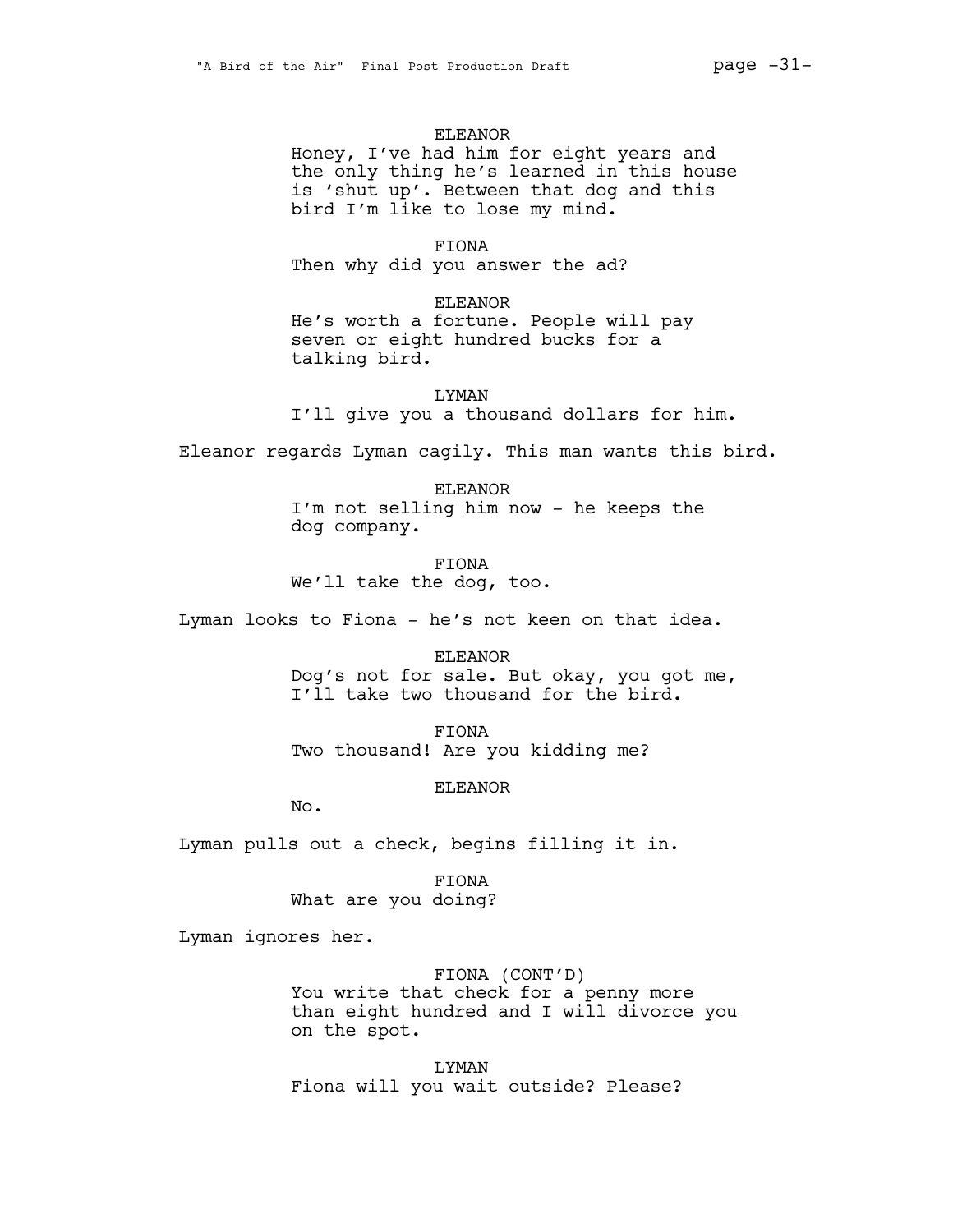ELEANOR
Honey, I've had him for eight years and the only thing he's learned in this house is 'shut up'. Between that dog and this bird I'm like to lose my mind.

FIONA
Then why did you answer the ad?

ELEANOR
He's worth a fortune. People will pay seven or eight hundred bucks for a talking bird.

LYMAN
I'll give you a thousand dollars for him.

Eleanor regards Lyman cagily. This man wants this bird.

ELEANOR
I'm not selling him now - he keeps the dog company.

FIONA
We'll take the dog, too.

Lyman looks to Fiona - he's not keen on that idea.

ELEANOR
Dog's not for sale. But okay, you got me, I'll take two thousand for the bird.

FIONA
Two thousand! Are you kidding me?

ELEANOR
No.

Lyman pulls out a check, begins filling it in.

FIONA
What are you doing?

Lyman ignores her.

FIONA (CONT'D)
You write that check for a penny more than eight hundred and I will divorce you on the spot.

LYMAN
Fiona will you wait outside? Please?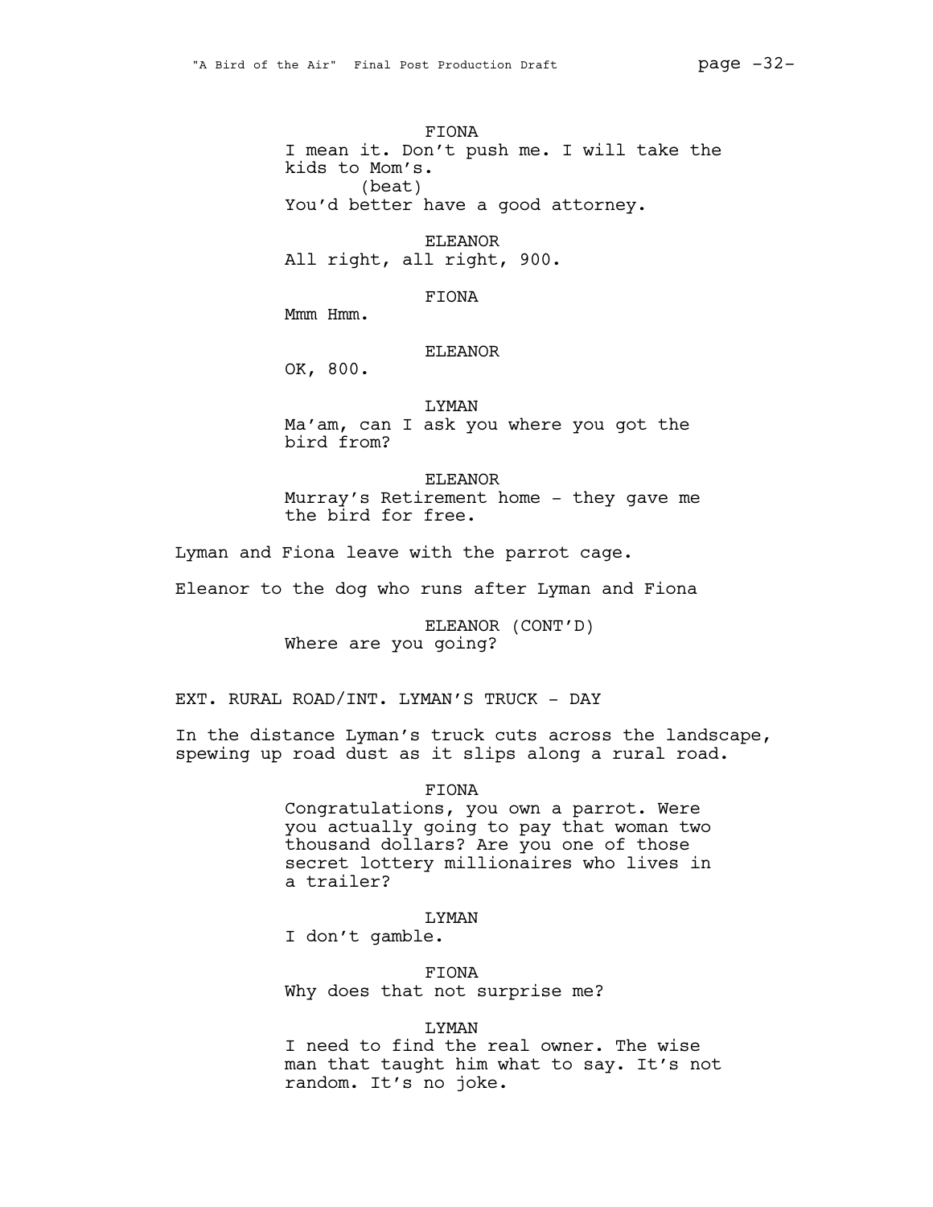FIONA
I mean it. Don't push me. I will take the kids to Mom's.
(beat)
You'd better have a good attorney.

ELEANOR
All right, all right, 900.

FIONA
Mmm Hmm.

ELEANOR
OK, 800.

LYMAN
Ma'am, can I ask you where you got the bird from?

ELEANOR
Murray's Retirement home - they gave me the bird for free.

Lyman and Fiona leave with the parrot cage.

Eleanor to the dog who runs after Lyman and Fiona

ELEANOR (CONT'D)
Where are you going?

EXT. RURAL ROAD/INT. LYMAN'S TRUCK - DAY

In the distance Lyman's truck cuts across the landscape, spewing up road dust as it slips along a rural road.

FIONA
Congratulations, you own a parrot. Were you actually going to pay that woman two thousand dollars? Are you one of those secret lottery millionaires who lives in a trailer?

LYMAN
I don't gamble.

FIONA
Why does that not surprise me?

LYMAN
I need to find the real owner. The wise man that taught him what to say. It's not random. It's no joke.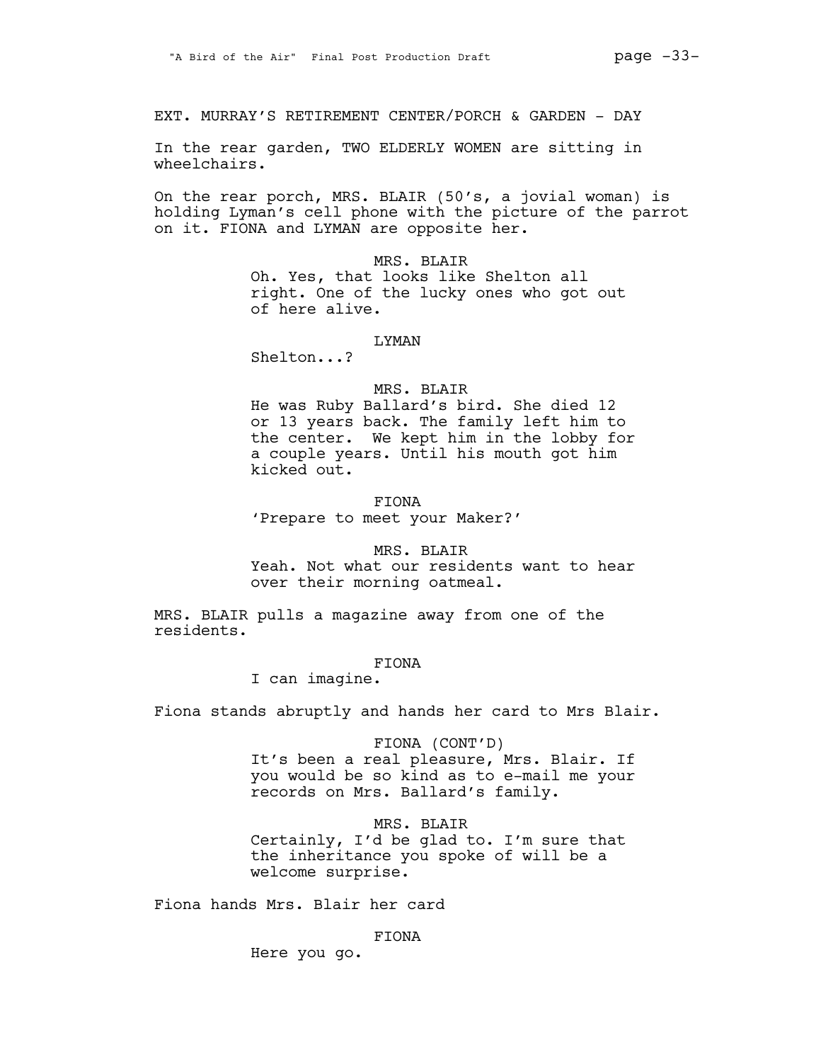EXT. MURRAY'S RETIREMENT CENTER/PORCH & GARDEN - DAY

In the rear garden, TWO ELDERLY WOMEN are sitting in wheelchairs.

On the rear porch, MRS. BLAIR (50's, a jovial woman) is holding Lyman's cell phone with the picture of the parrot on it. FIONA and LYMAN are opposite her.

MRS. BLAIR
Oh. Yes, that looks like Shelton all right. One of the lucky ones who got out of here alive.

LYMAN
Shelton...?

MRS. BLAIR
He was Ruby Ballard's bird. She died 12 or 13 years back. The family left him to the center. We kept him in the lobby for a couple years. Until his mouth got him kicked out.

FIONA
'Prepare to meet your Maker?'

MRS. BLAIR
Yeah. Not what our residents want to hear over their morning oatmeal.

MRS. BLAIR pulls a magazine away from one of the residents.

FIONA
I can imagine.

Fiona stands abruptly and hands her card to Mrs Blair.

FIONA (CONT'D)
It's been a real pleasure, Mrs. Blair. If you would be so kind as to e-mail me your records on Mrs. Ballard's family.

MRS. BLAIR
Certainly, I'd be glad to. I'm sure that the inheritance you spoke of will be a welcome surprise.

Fiona hands Mrs. Blair her card

FIONA
Here you go.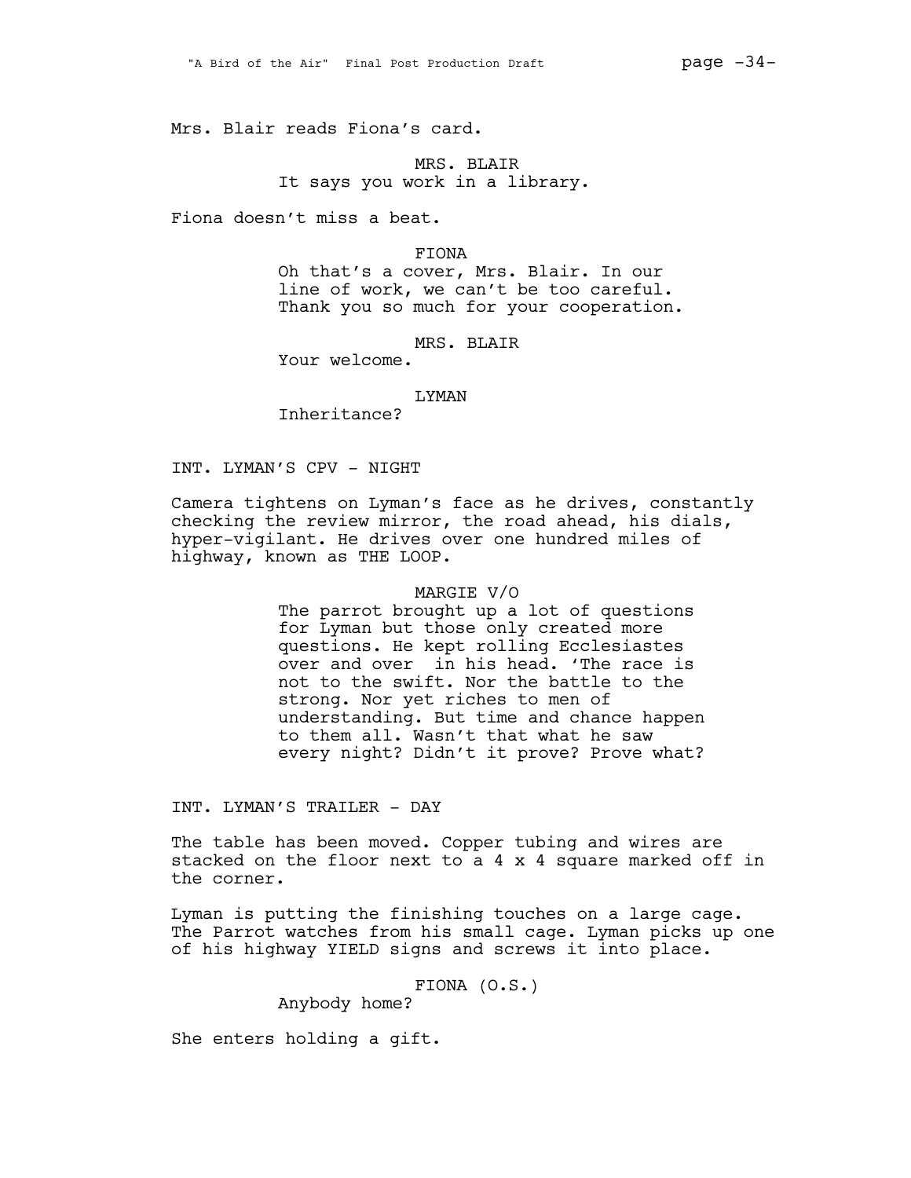Mrs. Blair reads Fiona's card.

MRS. BLAIR
It says you work in a library.

Fiona doesn't miss a beat.

FIONA
Oh that's a cover, Mrs. Blair. In our line of work, we can't be too careful. Thank you so much for your cooperation.

MRS. BLAIR
Your welcome.

LYMAN
Inheritance?

INT. LYMAN'S CPV - NIGHT

Camera tightens on Lyman's face as he drives, constantly checking the review mirror, the road ahead, his dials, hyper-vigilant. He drives over one hundred miles of highway, known as THE LOOP.

MARGIE V/O
The parrot brought up a lot of questions for Lyman but those only created more questions. He kept rolling Ecclesiastes over and over in his head. 'The race is not to the swift. Nor the battle to the strong. Nor yet riches to men of understanding. But time and chance happen to them all. Wasn't that what he saw every night? Didn't it prove? Prove what?

INT. LYMAN'S TRAILER - DAY

The table has been moved. Copper tubing and wires are stacked on the floor next to a 4 x 4 square marked off in the corner.

Lyman is putting the finishing touches on a large cage. The Parrot watches from his small cage. Lyman picks up one of his highway YIELD signs and screws it into place.

FIONA (O.S.)
Anybody home?

She enters holding a gift.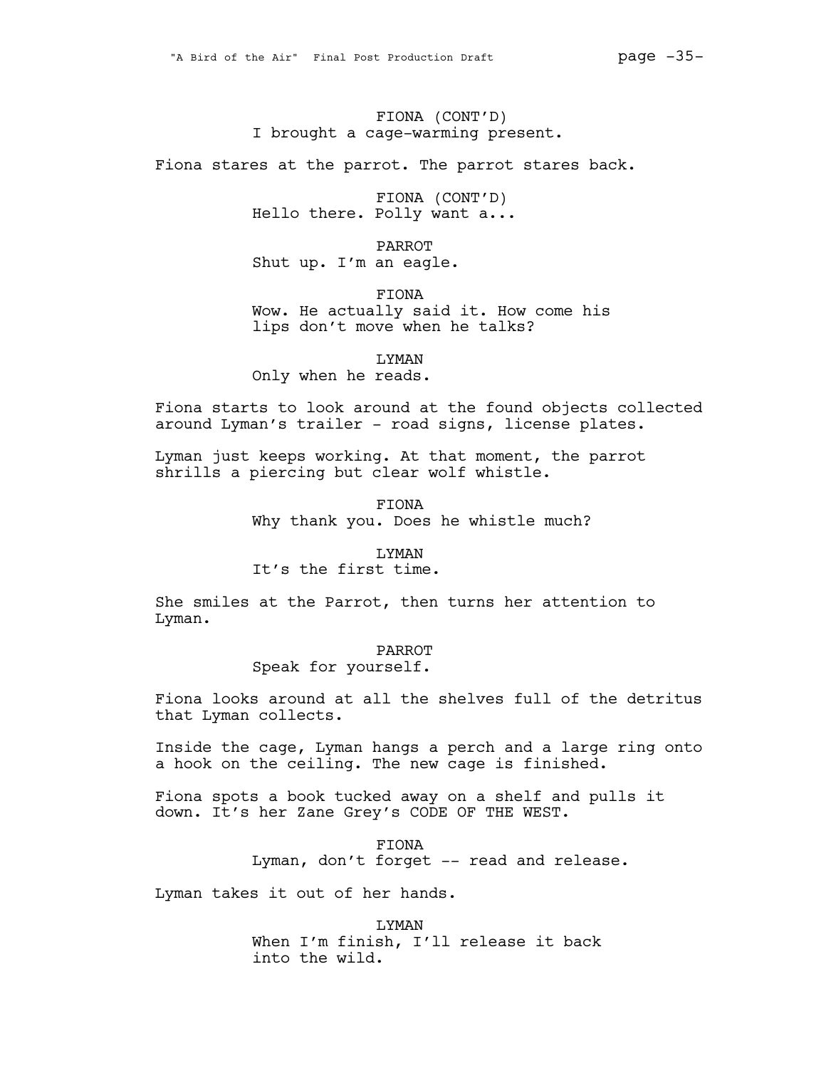FIONA (CONT'D)
I brought a cage-warming present.

Fiona stares at the parrot. The parrot stares back.

FIONA (CONT'D)
Hello there. Polly want a...

PARROT
Shut up. I'm an eagle.

FIONA
Wow. He actually said it. How come his lips don't move when he talks?

LYMAN
Only when he reads.

Fiona starts to look around at the found objects collected around Lyman's trailer - road signs, license plates.

Lyman just keeps working. At that moment, the parrot shrills a piercing but clear wolf whistle.

FIONA
Why thank you. Does he whistle much?

LYMAN
It's the first time.

She smiles at the Parrot, then turns her attention to Lyman.

PARROT
Speak for yourself.

Fiona looks around at all the shelves full of the detritus that Lyman collects.

Inside the cage, Lyman hangs a perch and a large ring onto a hook on the ceiling. The new cage is finished.

Fiona spots a book tucked away on a shelf and pulls it down. It's her Zane Grey's CODE OF THE WEST.

FIONA
Lyman, don't forget -- read and release.

Lyman takes it out of her hands.

LYMAN
When I'm finish, I'll release it back into the wild.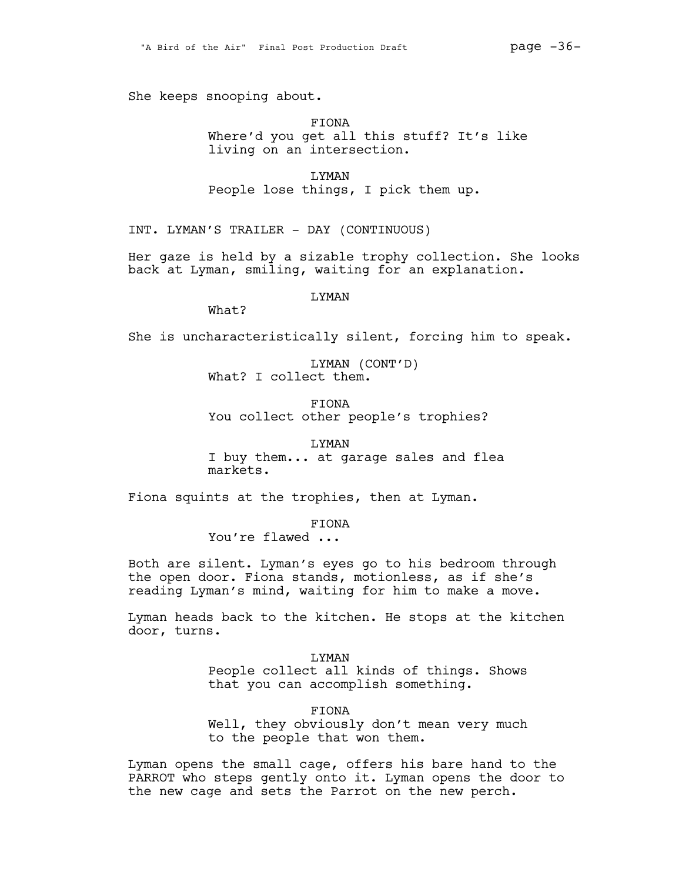She keeps snooping about.

FIONA
Where'd you get all this stuff? It's like living on an intersection.

LYMAN
People lose things, I pick them up.

INT. LYMAN'S TRAILER - DAY (CONTINUOUS)

Her gaze is held by a sizable trophy collection. She looks back at Lyman, smiling, waiting for an explanation.

LYMAN
What?

She is uncharacteristically silent, forcing him to speak.

LYMAN (CONT'D)
What? I collect them.

FIONA
You collect other people's trophies?

LYMAN
I buy them... at garage sales and flea markets.

Fiona squints at the trophies, then at Lyman.

FIONA
You're flawed ...

Both are silent. Lyman's eyes go to his bedroom through the open door. Fiona stands, motionless, as if she's reading Lyman's mind, waiting for him to make a move.

Lyman heads back to the kitchen. He stops at the kitchen door, turns.

LYMAN
People collect all kinds of things. Shows that you can accomplish something.

FIONA
Well, they obviously don't mean very much to the people that won them.

Lyman opens the small cage, offers his bare hand to the PARROT who steps gently onto it. Lyman opens the door to the new cage and sets the Parrot on the new perch.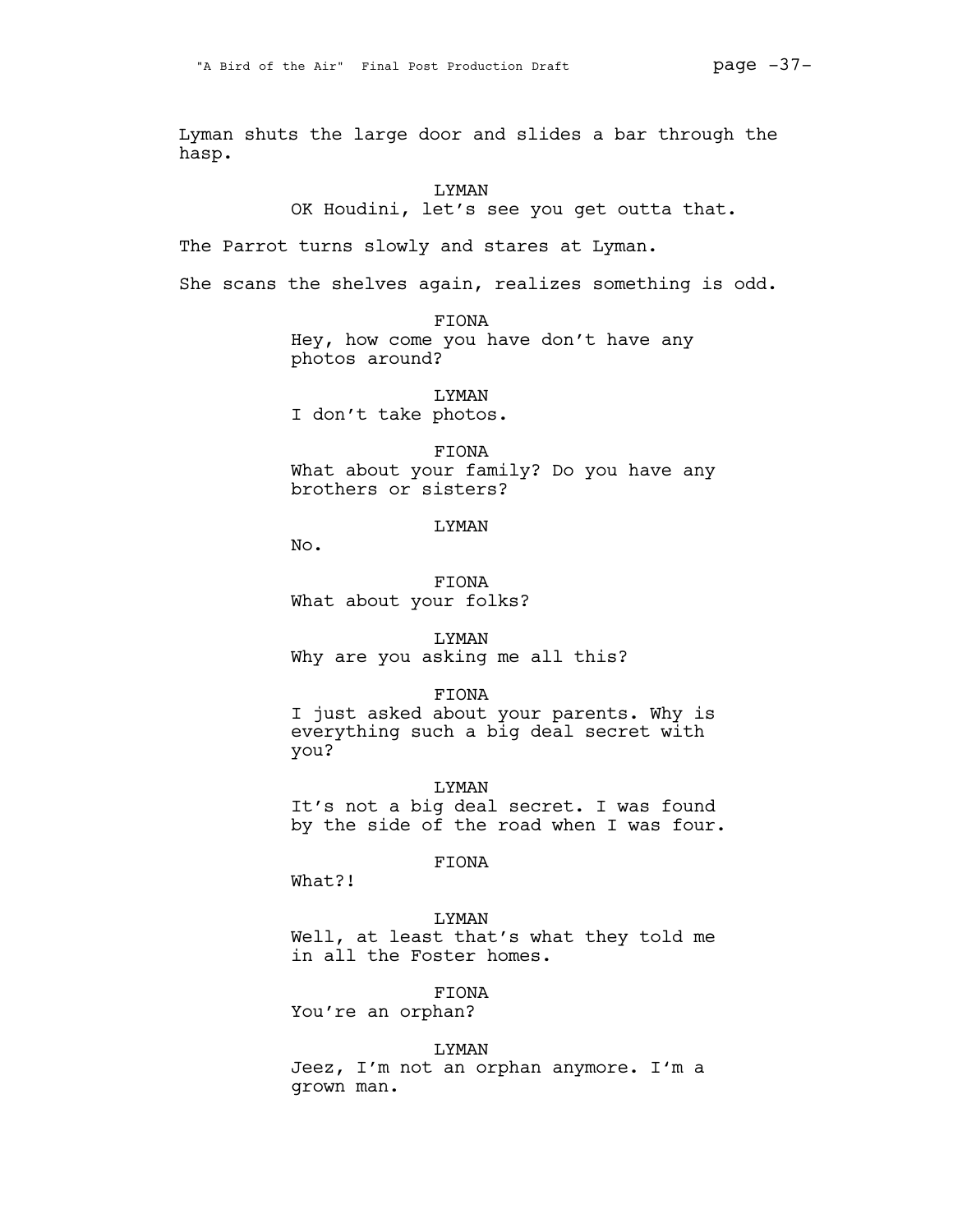Lyman shuts the large door and slides a bar through the hasp.

LYMAN
OK Houdini, let's see you get outta that.

The Parrot turns slowly and stares at Lyman.

She scans the shelves again, realizes something is odd.

FIONA
Hey, how come you have don't have any photos around?

LYMAN
I don't take photos.

FIONA
What about your family? Do you have any brothers or sisters?

LYMAN
No.

FIONA
What about your folks?

LYMAN
Why are you asking me all this?

FIONA
I just asked about your parents. Why is everything such a big deal secret with you?

LYMAN
It's not a big deal secret. I was found by the side of the road when I was four.

FIONA
What?!

LYMAN
Well, at least that's what they told me in all the Foster homes.

FIONA
You're an orphan?

LYMAN
Jeez, I'm not an orphan anymore. I'm a grown man.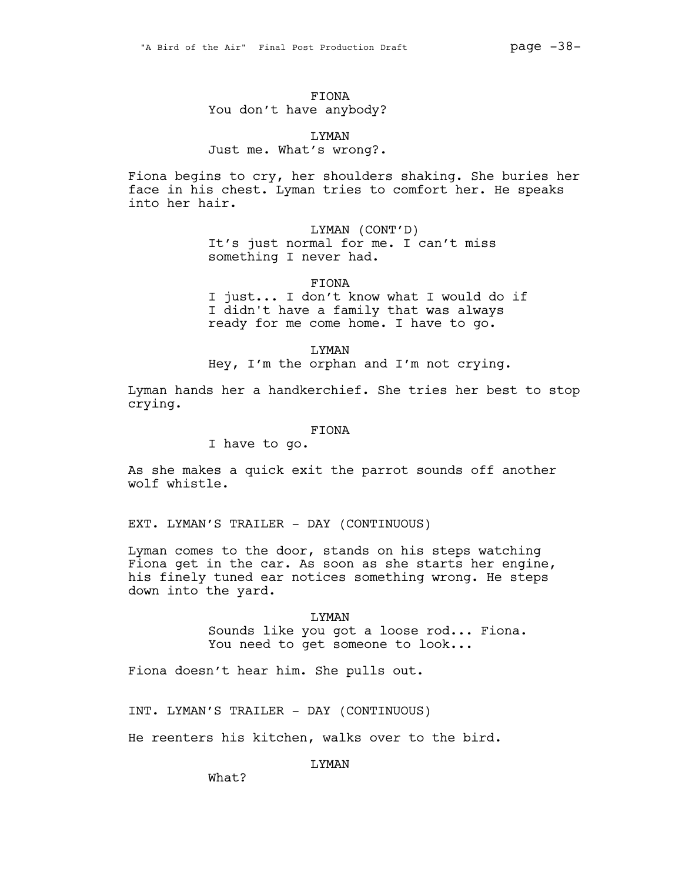FIONA
You don't have anybody?

LYMAN
Just me. What's wrong?.

Fiona begins to cry, her shoulders shaking. She buries her face in his chest. Lyman tries to comfort her. He speaks into her hair.

LYMAN (CONT'D)
It's just normal for me. I can't miss something I never had.

FIONA
I just... I don't know what I would do if I didn't have a family that was always ready for me come home. I have to go.

LYMAN
Hey, I'm the orphan and I'm not crying.

Lyman hands her a handkerchief. She tries her best to stop crying.

FIONA
I have to go.

As she makes a quick exit the parrot sounds off another wolf whistle.

EXT. LYMAN'S TRAILER - DAY (CONTINUOUS)

Lyman comes to the door, stands on his steps watching Fiona get in the car. As soon as she starts her engine, his finely tuned ear notices something wrong. He steps down into the yard.

LYMAN
Sounds like you got a loose rod... Fiona. You need to get someone to look...

Fiona doesn't hear him. She pulls out.

INT. LYMAN'S TRAILER - DAY (CONTINUOUS)

He reenters his kitchen, walks over to the bird.

LYMAN
What?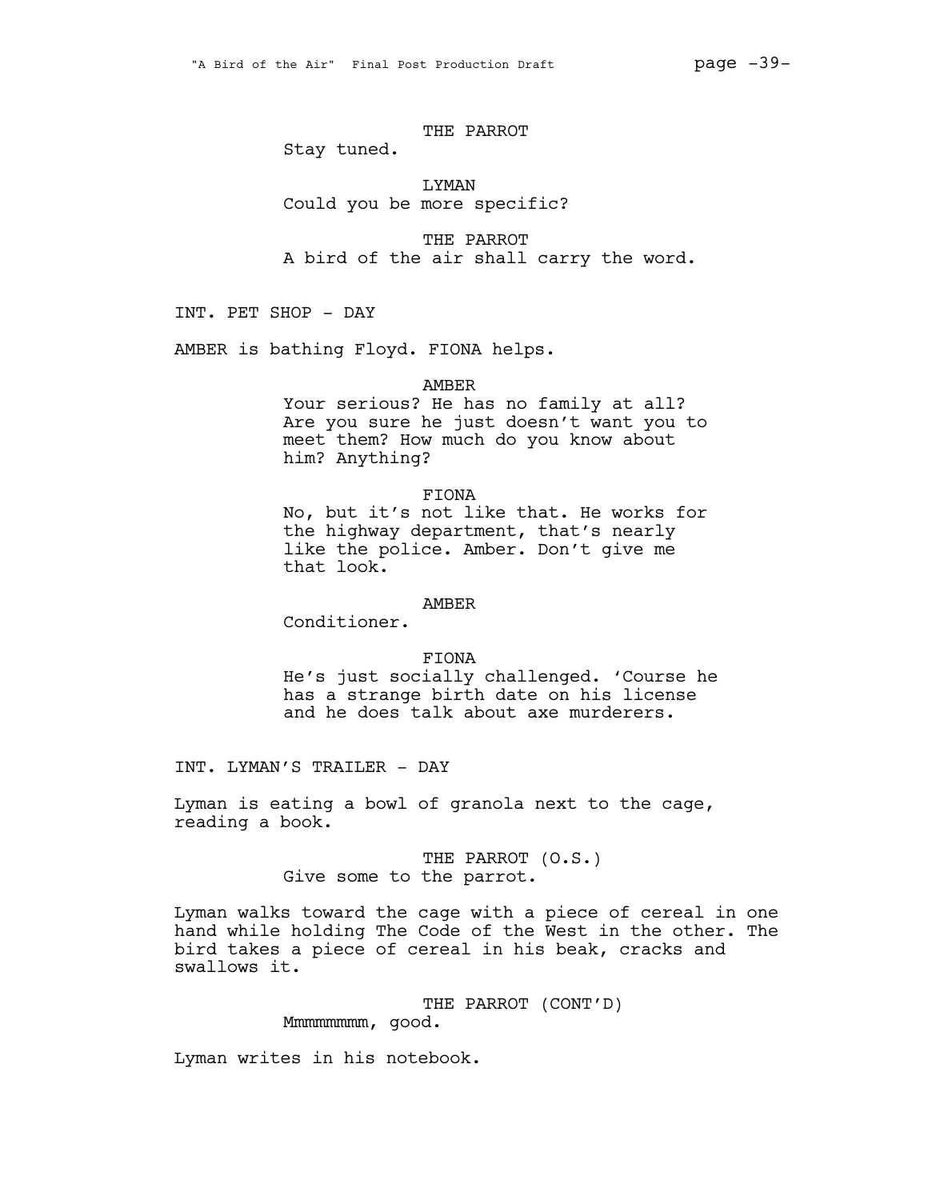THE PARROT
Stay tuned.

LYMAN
Could you be more specific?

THE PARROT
A bird of the air shall carry the word.

INT. PET SHOP - DAY

AMBER is bathing Floyd. FIONA helps.

AMBER
Your serious? He has no family at all? Are you sure he just doesn't want you to meet them? How much do you know about him? Anything?

FIONA
No, but it's not like that. He works for the highway department, that's nearly like the police. Amber. Don't give me that look.

AMBER
Conditioner.

FIONA
He's just socially challenged. 'Course he has a strange birth date on his license and he does talk about axe murderers.

INT. LYMAN'S TRAILER - DAY

Lyman is eating a bowl of granola next to the cage, reading a book.

THE PARROT (O.S.)
Give some to the parrot.

Lyman walks toward the cage with a piece of cereal in one hand while holding The Code of the West in the other. The bird takes a piece of cereal in his beak, cracks and swallows it.

THE PARROT (CONT'D)
Mmmmmmmm, good.

Lyman writes in his notebook.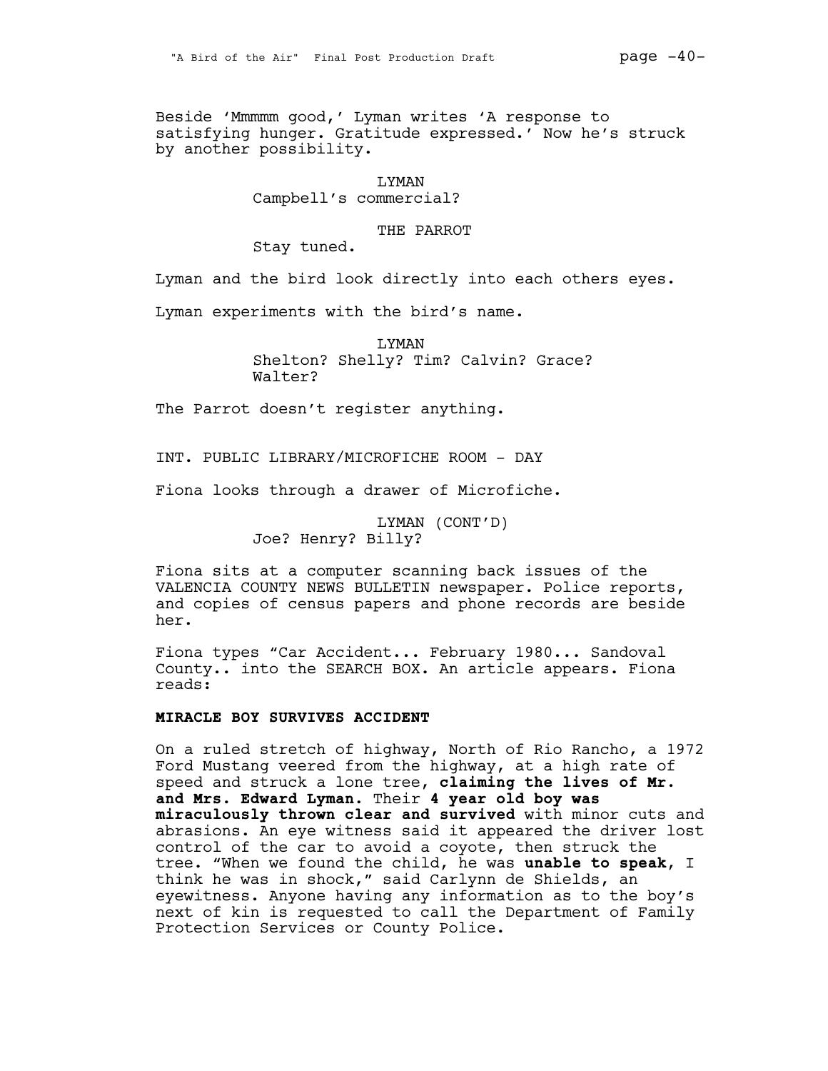Beside 'Mmmmm good,' Lyman writes 'A response to satisfying hunger. Gratitude expressed.' Now he's struck by another possibility.

LYMAN
Campbell's commercial?

THE PARROT
Stay tuned.

Lyman and the bird look directly into each others eyes.

Lyman experiments with the bird's name.

LYMAN
Shelton? Shelly? Tim? Calvin? Grace? Walter?

The Parrot doesn't register anything.

INT. PUBLIC LIBRARY/MICROFICHE ROOM - DAY

Fiona looks through a drawer of Microfiche.

LYMAN (CONT'D)
Joe? Henry? Billy?

Fiona sits at a computer scanning back issues of the VALENCIA COUNTY NEWS BULLETIN newspaper. Police reports, and copies of census papers and phone records are beside her.

Fiona types "Car Accident... February 1980... Sandoval County.. into the SEARCH BOX. An article appears. Fiona reads:

**MIRACLE BOY SURVIVES ACCIDENT**

On a ruled stretch of highway, North of Rio Rancho, a 1972 Ford Mustang veered from the highway, at a high rate of speed and struck a lone tree, **claiming the lives of Mr. and Mrs. Edward Lyman.** Their **4 year old boy was miraculously thrown clear and survived** with minor cuts and abrasions. An eye witness said it appeared the driver lost control of the car to avoid a coyote, then struck the tree. "When we found the child, he was **unable to speak**, I think he was in shock," said Carlynn de Shields, an eyewitness. Anyone having any information as to the boy's next of kin is requested to call the Department of Family Protection Services or County Police.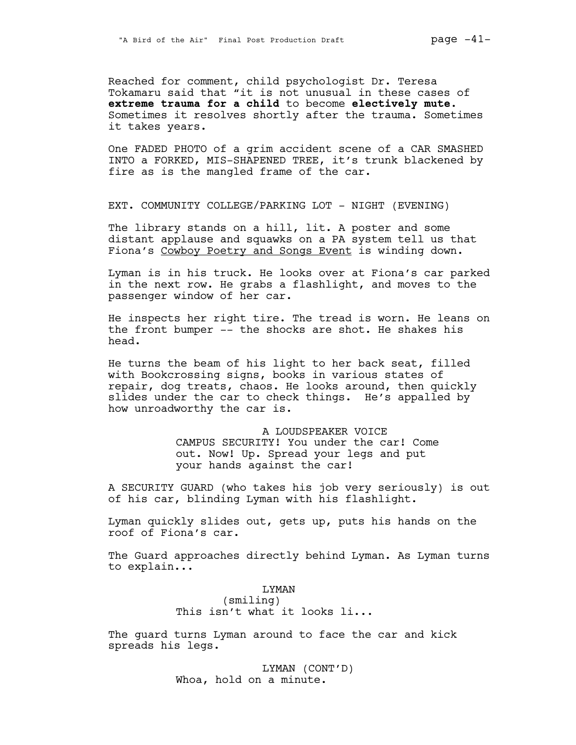Reached for comment, child psychologist Dr. Teresa Tokamaru said that "it is not unusual in these cases of **extreme trauma for a child** to become **electively mute.** Sometimes it resolves shortly after the trauma. Sometimes it takes years.

One FADED PHOTO of a grim accident scene of a CAR SMASHED INTO a FORKED, MIS-SHAPENED TREE, it's trunk blackened by fire as is the mangled frame of the car.

EXT. COMMUNITY COLLEGE/PARKING LOT - NIGHT (EVENING)

The library stands on a hill, lit. A poster and some distant applause and squawks on a PA system tell us that Fiona's <u>Cowboy Poetry and Songs Event</u> is winding down.

Lyman is in his truck. He looks over at Fiona's car parked in the next row. He grabs a flashlight, and moves to the passenger window of her car.

He inspects her right tire. The tread is worn. He leans on the front bumper -- the shocks are shot. He shakes his head.

He turns the beam of his light to her back seat, filled with Bookcrossing signs, books in various states of repair, dog treats, chaos. He looks around, then quickly slides under the car to check things. He's appalled by how unroadworthy the car is.

A LOUDSPEAKER VOICE
CAMPUS SECURITY! You under the car! Come out. Now! Up. Spread your legs and put your hands against the car!

A SECURITY GUARD (who takes his job very seriously) is out of his car, blinding Lyman with his flashlight.

Lyman quickly slides out, gets up, puts his hands on the roof of Fiona's car.

The Guard approaches directly behind Lyman. As Lyman turns to explain...

LYMAN
(smiling)
This isn't what it looks li...

The guard turns Lyman around to face the car and kick spreads his legs.

LYMAN (CONT'D)
Whoa, hold on a minute.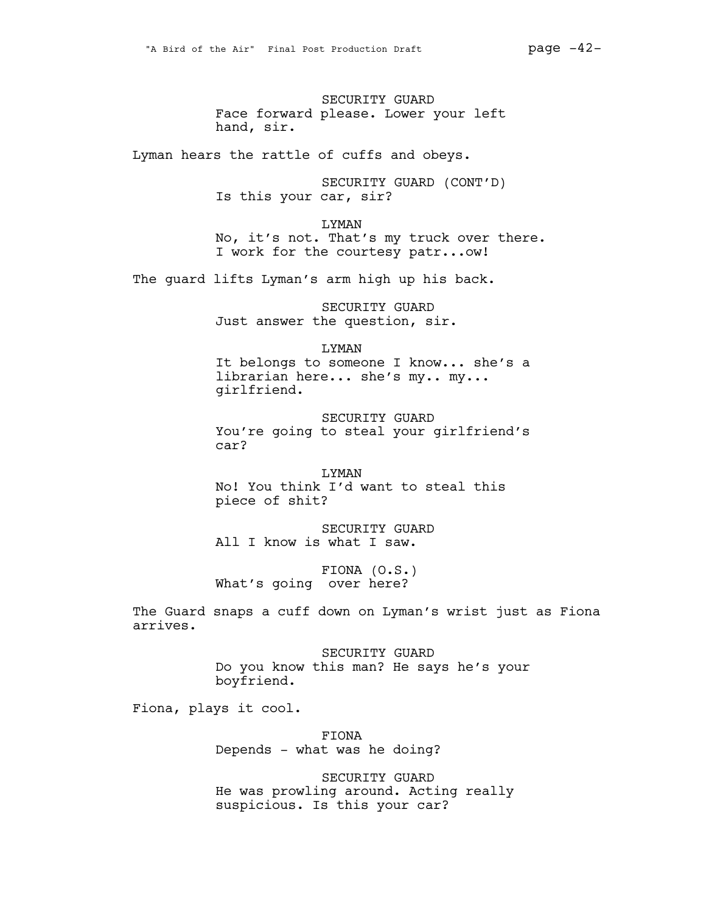SECURITY GUARD
Face forward please. Lower your left hand, sir.

Lyman hears the rattle of cuffs and obeys.

SECURITY GUARD (CONT'D)
Is this your car, sir?

LYMAN
No, it's not. That's my truck over there. I work for the courtesy patr...ow!

The guard lifts Lyman's arm high up his back.

SECURITY GUARD
Just answer the question, sir.

LYMAN
It belongs to someone I know... she's a librarian here... she's my.. my... girlfriend.

SECURITY GUARD
You're going to steal your girlfriend's car?

LYMAN
No! You think I'd want to steal this piece of shit?

SECURITY GUARD
All I know is what I saw.

FIONA (O.S.)
What's going  over here?

The Guard snaps a cuff down on Lyman's wrist just as Fiona arrives.

SECURITY GUARD
Do you know this man? He says he's your boyfriend.

Fiona, plays it cool.

FIONA
Depends - what was he doing?

SECURITY GUARD
He was prowling around. Acting really suspicious. Is this your car?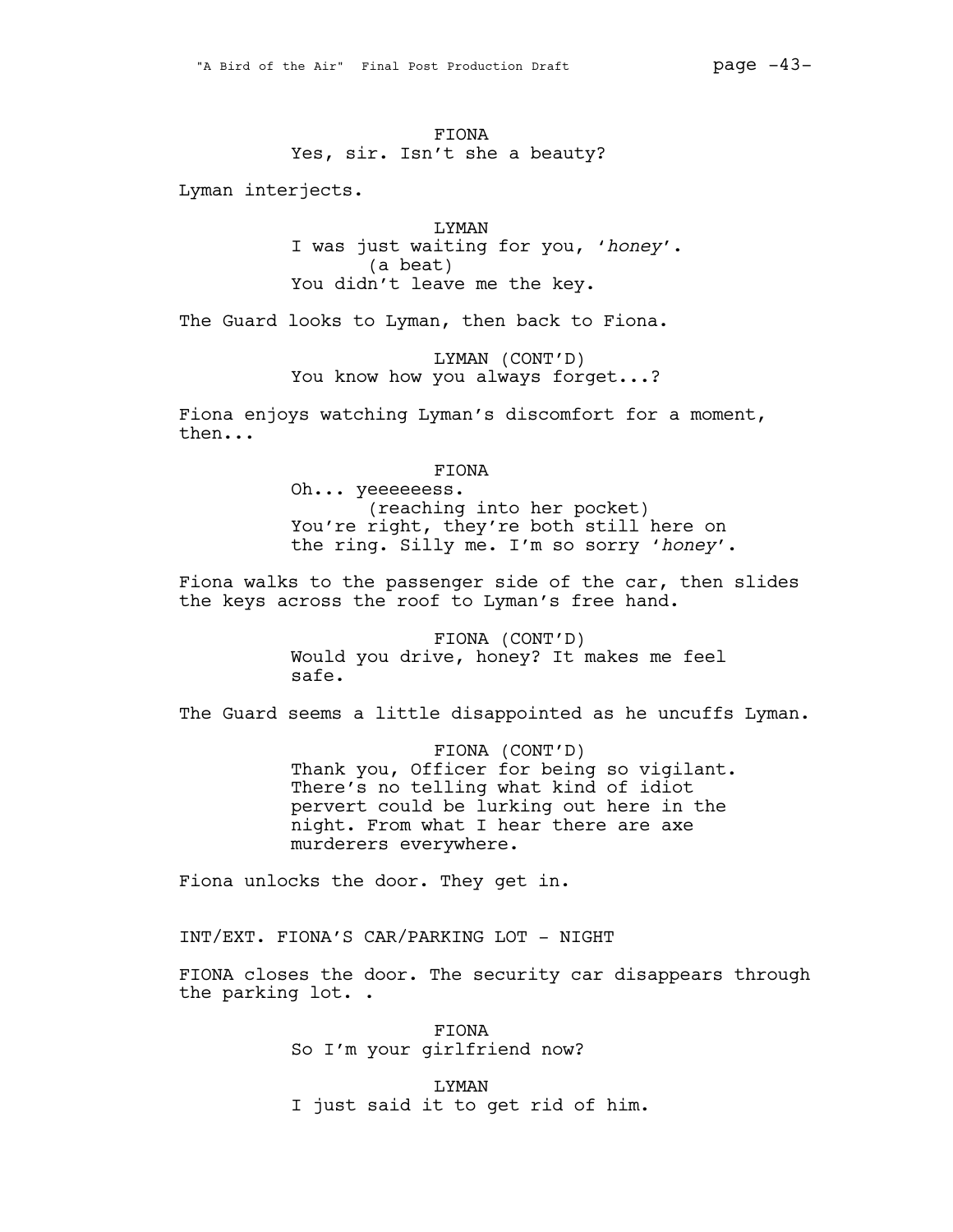FIONA
Yes, sir. Isn't she a beauty?

Lyman interjects.

LYMAN
I was just waiting for you, '*honey*'.
(a beat)
You didn't leave me the key.

The Guard looks to Lyman, then back to Fiona.

LYMAN (CONT'D)
You know how you always forget...?

Fiona enjoys watching Lyman's discomfort for a moment, then...

FIONA
Oh... yeeeeeess.
(reaching into her pocket)
You're right, they're both still here on the ring. Silly me. I'm so sorry '*honey*'.

Fiona walks to the passenger side of the car, then slides the keys across the roof to Lyman's free hand.

FIONA (CONT'D)
Would you drive, honey? It makes me feel safe.

The Guard seems a little disappointed as he uncuffs Lyman.

FIONA (CONT'D)
Thank you, Officer for being so vigilant. There's no telling what kind of idiot pervert could be lurking out here in the night. From what I hear there are axe murderers everywhere.

Fiona unlocks the door. They get in.

INT/EXT. FIONA'S CAR/PARKING LOT - NIGHT

FIONA closes the door. The security car disappears through the parking lot. .

FIONA
So I'm your girlfriend now?

LYMAN
I just said it to get rid of him.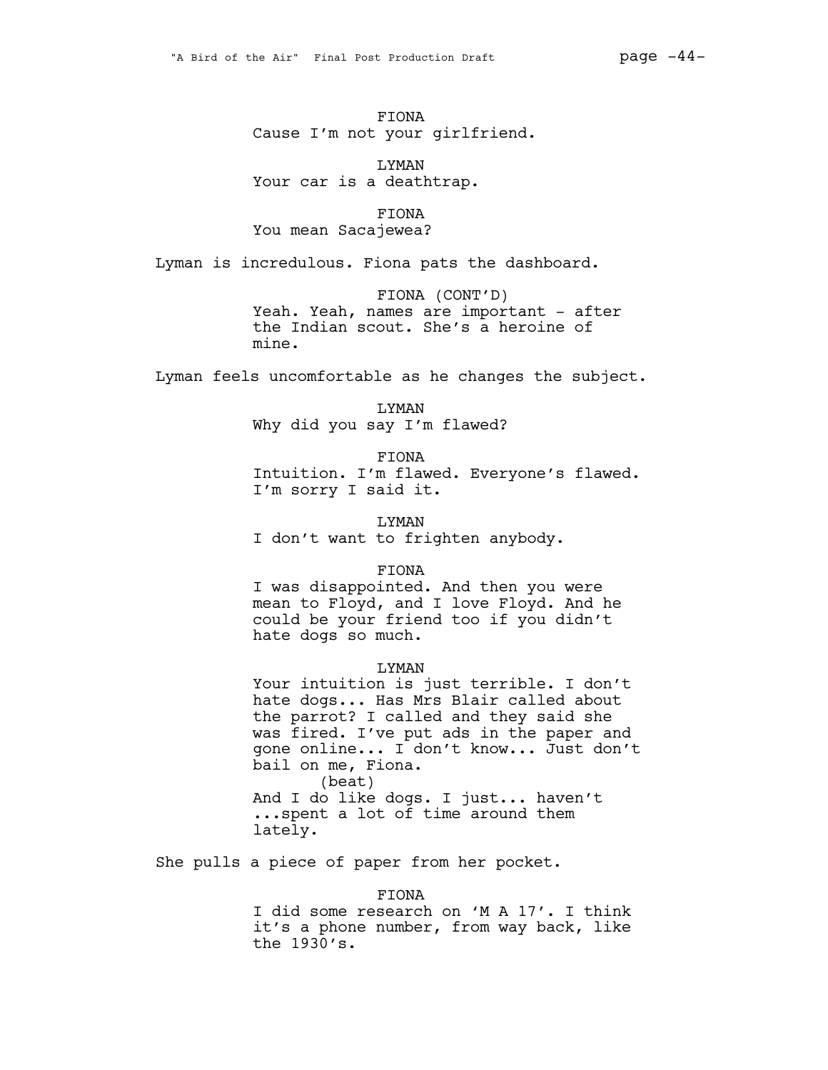FIONA
Cause I'm not your girlfriend.

LYMAN
Your car is a deathtrap.

FIONA
You mean Sacajewea?

Lyman is incredulous. Fiona pats the dashboard.

FIONA (CONT'D)
Yeah. Yeah, names are important - after the Indian scout. She's a heroine of mine.

Lyman feels uncomfortable as he changes the subject.

LYMAN
Why did you say I'm flawed?

FIONA
Intuition. I'm flawed. Everyone's flawed. I'm sorry I said it.

LYMAN
I don't want to frighten anybody.

FIONA
I was disappointed. And then you were mean to Floyd, and I love Floyd. And he could be your friend too if you didn't hate dogs so much.

LYMAN
Your intuition is just terrible. I don't hate dogs... Has Mrs Blair called about the parrot? I called and they said she was fired. I've put ads in the paper and gone online... I don't know... Just don't bail on me, Fiona.
(beat)
And I do like dogs. I just... haven't ...spent a lot of time around them lately.

She pulls a piece of paper from her pocket.

FIONA
I did some research on 'M A 17'. I think it's a phone number, from way back, like the 1930's.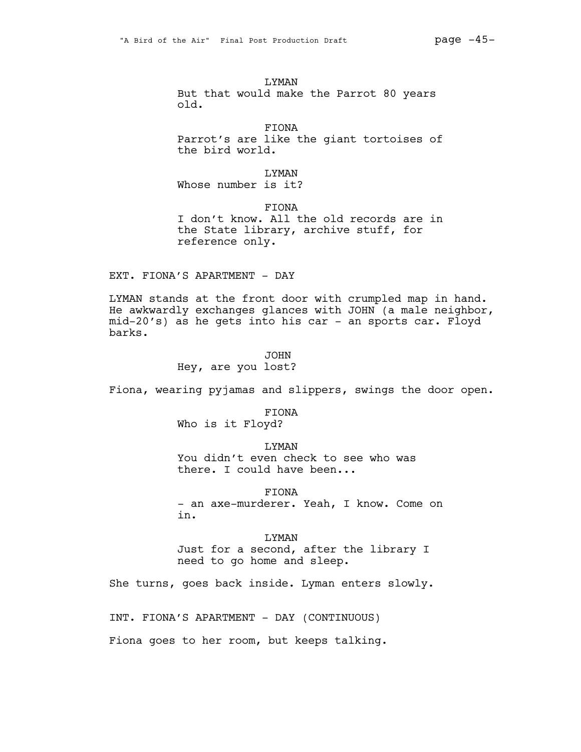LYMAN
But that would make the Parrot 80 years old.

FIONA
Parrot's are like the giant tortoises of the bird world.

LYMAN
Whose number is it?

FIONA
I don't know. All the old records are in the State library, archive stuff, for reference only.

EXT. FIONA'S APARTMENT - DAY

LYMAN stands at the front door with crumpled map in hand. He awkwardly exchanges glances with JOHN (a male neighbor, mid-20's) as he gets into his car - an sports car. Floyd barks.

JOHN
Hey, are you lost?

Fiona, wearing pyjamas and slippers, swings the door open.

FIONA
Who is it Floyd?

LYMAN
You didn't even check to see who was there. I could have been...

FIONA
- an axe-murderer. Yeah, I know. Come on in.

LYMAN
Just for a second, after the library I need to go home and sleep.

She turns, goes back inside. Lyman enters slowly.

INT. FIONA'S APARTMENT - DAY (CONTINUOUS)

Fiona goes to her room, but keeps talking.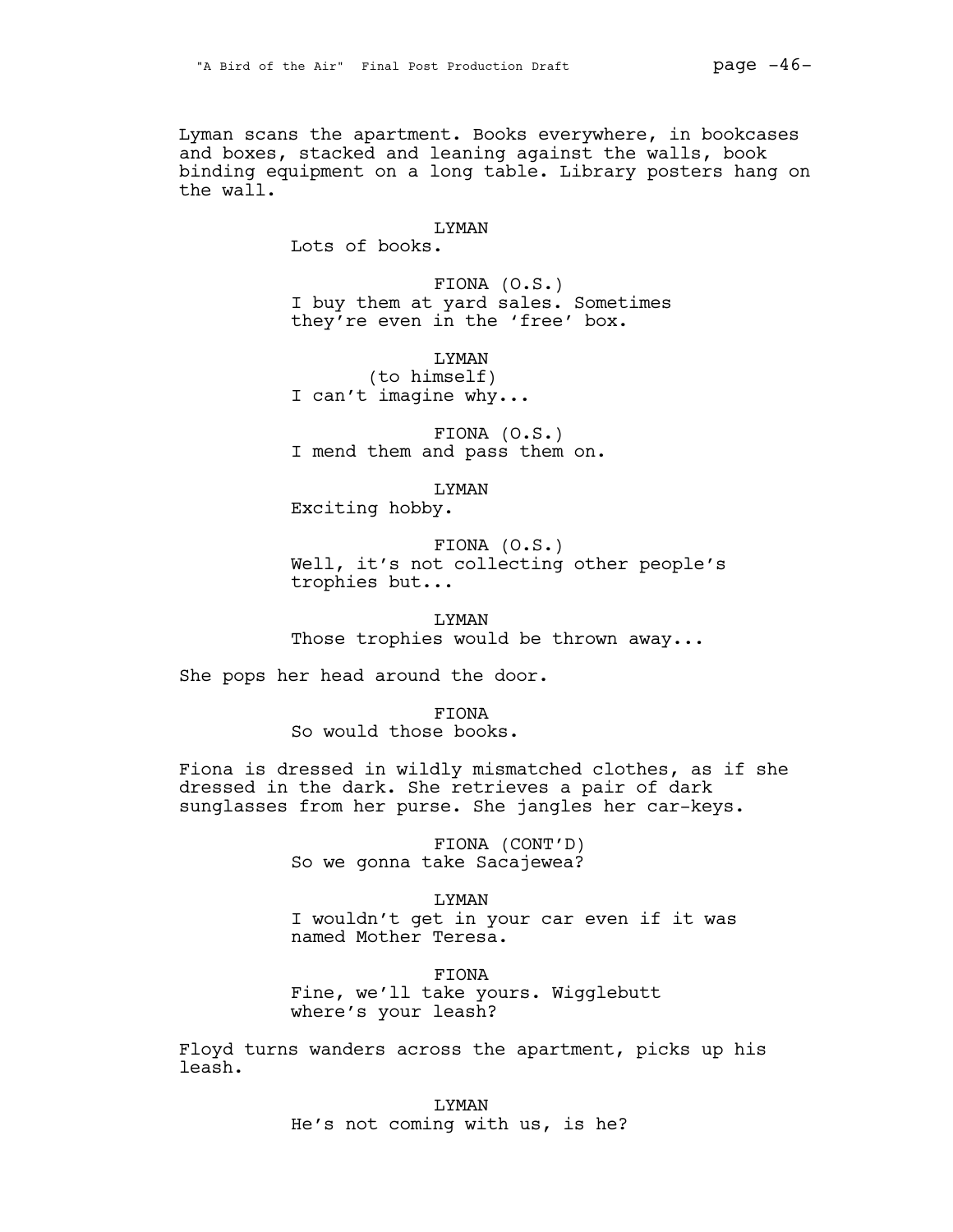Lyman scans the apartment. Books everywhere, in bookcases and boxes, stacked and leaning against the walls, book binding equipment on a long table. Library posters hang on the wall.

LYMAN
Lots of books.

FIONA (O.S.)
I buy them at yard sales. Sometimes they're even in the 'free' box.

LYMAN
(to himself)
I can't imagine why...

FIONA (O.S.)
I mend them and pass them on.

LYMAN
Exciting hobby.

FIONA (O.S.)
Well, it's not collecting other people's trophies but...

LYMAN
Those trophies would be thrown away...

She pops her head around the door.

FIONA
So would those books.

Fiona is dressed in wildly mismatched clothes, as if she dressed in the dark. She retrieves a pair of dark sunglasses from her purse. She jangles her car-keys.

FIONA (CONT'D)
So we gonna take Sacajewea?

LYMAN
I wouldn't get in your car even if it was named Mother Teresa.

FIONA
Fine, we'll take yours. Wigglebutt where's your leash?

Floyd turns wanders across the apartment, picks up his leash.

LYMAN
He's not coming with us, is he?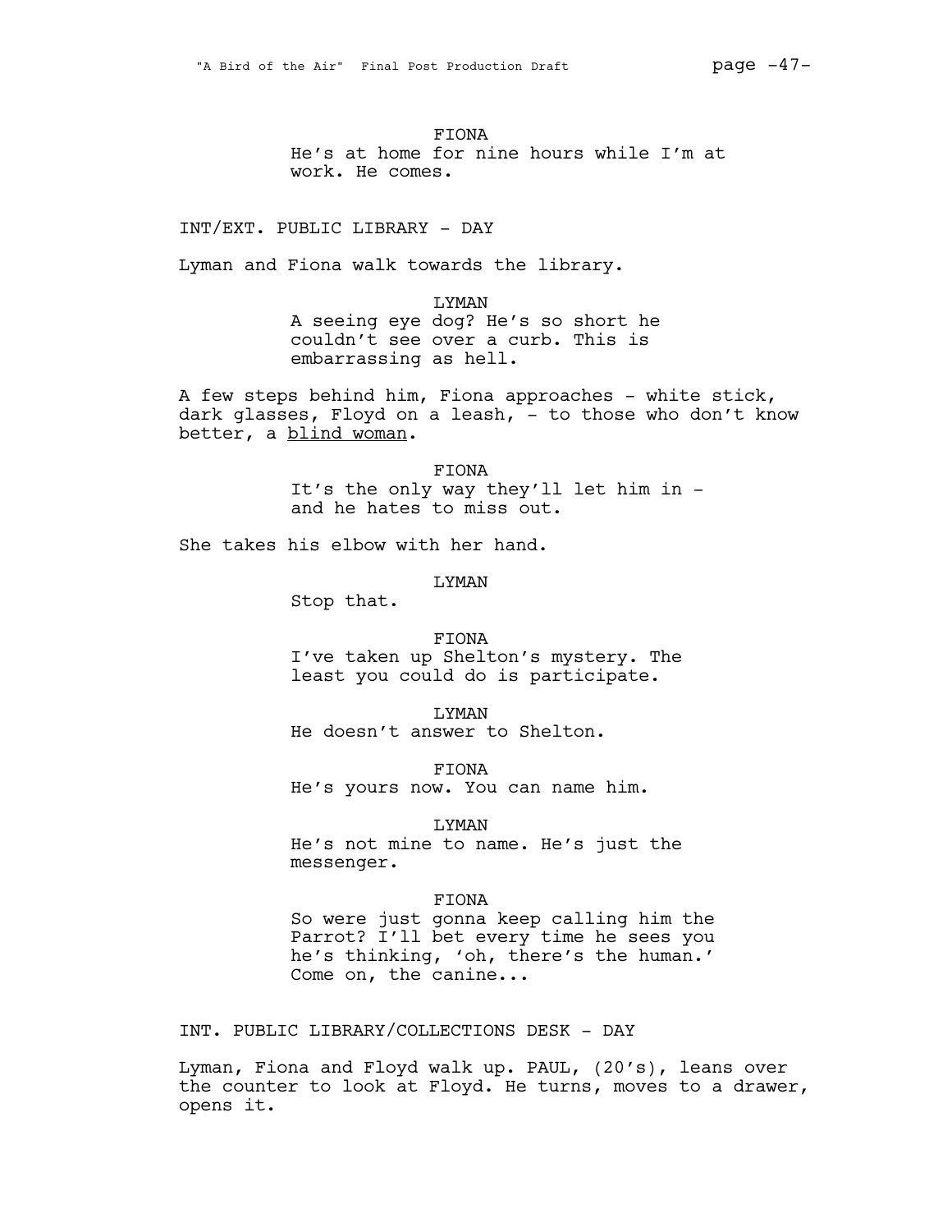FIONA
He's at home for nine hours while I'm at work. He comes.

INT/EXT. PUBLIC LIBRARY - DAY

Lyman and Fiona walk towards the library.

LYMAN
A seeing eye dog? He's so short he couldn't see over a curb. This is embarrassing as hell.

A few steps behind him, Fiona approaches - white stick, dark glasses, Floyd on a leash, - to those who don't know better, a <u>blind woman</u>.

FIONA
It's the only way they'll let him in - and he hates to miss out.

She takes his elbow with her hand.

LYMAN
Stop that.

FIONA
I've taken up Shelton's mystery. The least you could do is participate.

LYMAN
He doesn't answer to Shelton.

FIONA
He's yours now. You can name him.

LYMAN
He's not mine to name. He's just the messenger.

FIONA
So were just gonna keep calling him the Parrot? I'll bet every time he sees you he's thinking, 'oh, there's the human.' Come on, the canine...

INT. PUBLIC LIBRARY/COLLECTIONS DESK - DAY

Lyman, Fiona and Floyd walk up. PAUL, (20's), leans over the counter to look at Floyd. He turns, moves to a drawer, opens it.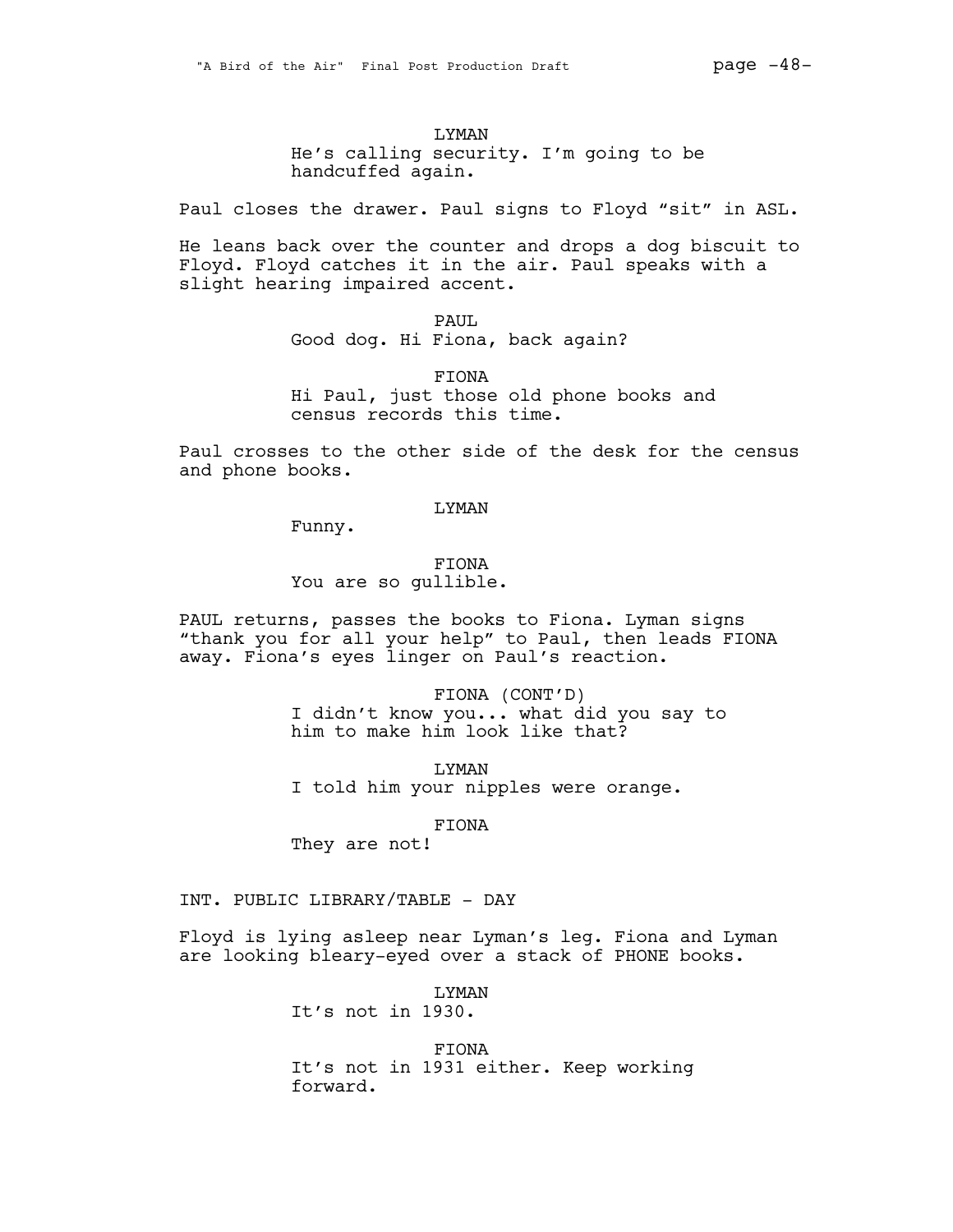LYMAN

He's calling security. I'm going to be handcuffed again.

Paul closes the drawer. Paul signs to Floyd "sit" in ASL.

He leans back over the counter and drops a dog biscuit to Floyd. Floyd catches it in the air. Paul speaks with a slight hearing impaired accent.

PAUL

Good dog. Hi Fiona, back again?

FIONA

Hi Paul, just those old phone books and census records this time.

Paul crosses to the other side of the desk for the census and phone books.

LYMAN

Funny.

FIONA

You are so gullible.

PAUL returns, passes the books to Fiona. Lyman signs "thank you for all your help" to Paul, then leads FIONA away. Fiona's eyes linger on Paul's reaction.

FIONA (CONT'D)

I didn't know you... what did you say to him to make him look like that?

LYMAN

I told him your nipples were orange.

FIONA

They are not!

INT. PUBLIC LIBRARY/TABLE - DAY

Floyd is lying asleep near Lyman's leg. Fiona and Lyman are looking bleary-eyed over a stack of PHONE books.

LYMAN

It's not in 1930.

FIONA

It's not in 1931 either. Keep working forward.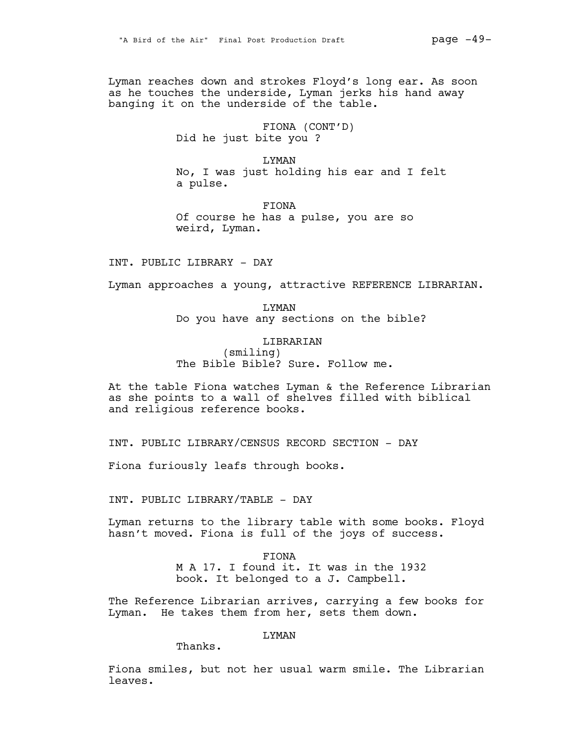Lyman reaches down and strokes Floyd's long ear. As soon as he touches the underside, Lyman jerks his hand away banging it on the underside of the table.

FIONA (CONT'D)
Did he just bite you ?

LYMAN
No, I was just holding his ear and I felt a pulse.

FIONA
Of course he has a pulse, you are so weird, Lyman.

INT. PUBLIC LIBRARY - DAY

Lyman approaches a young, attractive REFERENCE LIBRARIAN.

LYMAN
Do you have any sections on the bible?

LIBRARIAN
(smiling)
The Bible Bible? Sure. Follow me.

At the table Fiona watches Lyman & the Reference Librarian as she points to a wall of shelves filled with biblical and religious reference books.

INT. PUBLIC LIBRARY/CENSUS RECORD SECTION - DAY

Fiona furiously leafs through books.

INT. PUBLIC LIBRARY/TABLE - DAY

Lyman returns to the library table with some books. Floyd hasn't moved. Fiona is full of the joys of success.

FIONA
M A 17. I found it. It was in the 1932 book. It belonged to a J. Campbell.

The Reference Librarian arrives, carrying a few books for Lyman. He takes them from her, sets them down.

LYMAN
Thanks.

Fiona smiles, but not her usual warm smile. The Librarian leaves.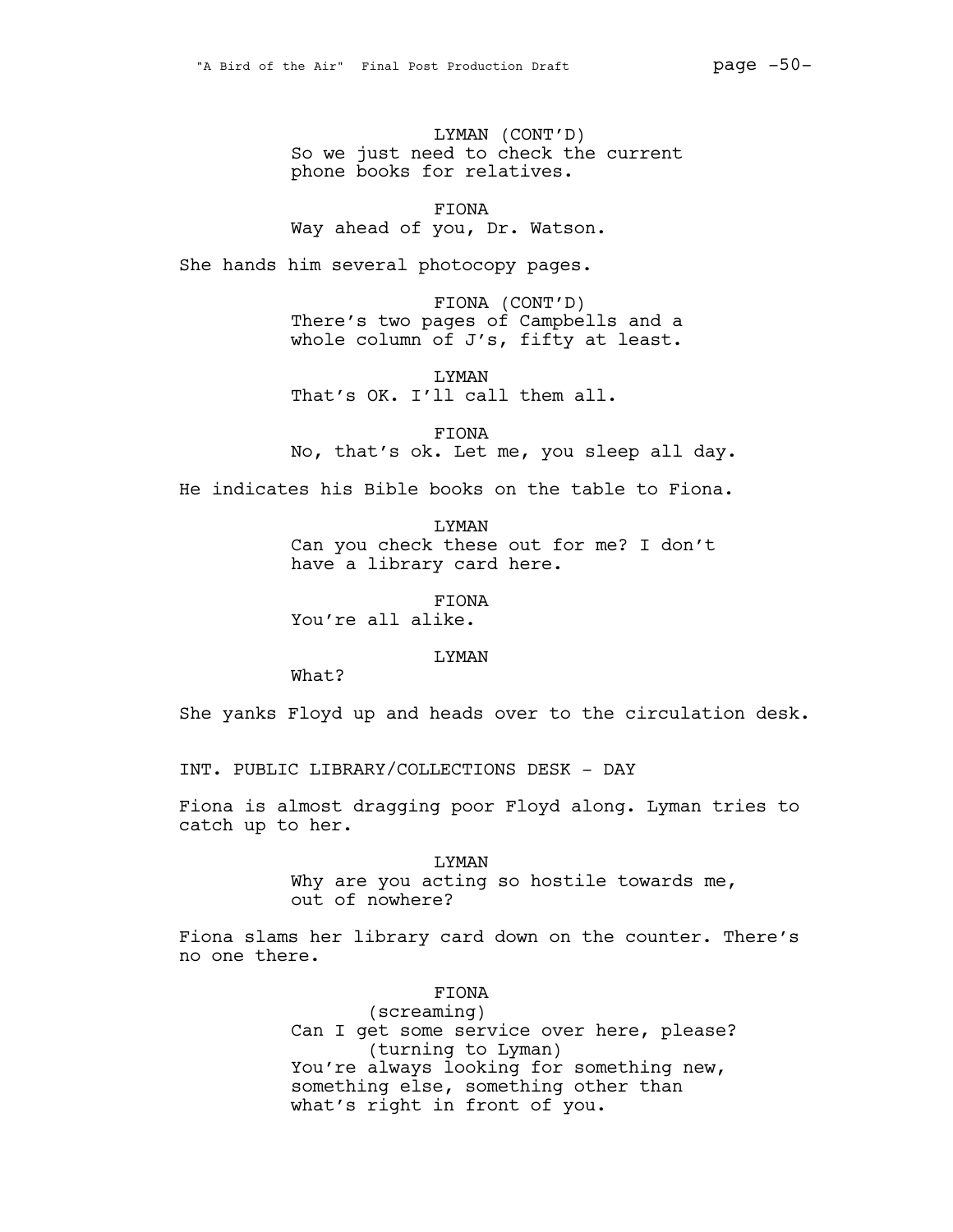LYMAN (CONT'D)
So we just need to check the current phone books for relatives.

FIONA
Way ahead of you, Dr. Watson.

She hands him several photocopy pages.

FIONA (CONT'D)
There's two pages of Campbells and a whole column of J's, fifty at least.

LYMAN
That's OK. I'll call them all.

FIONA
No, that's ok. Let me, you sleep all day.

He indicates his Bible books on the table to Fiona.

LYMAN
Can you check these out for me? I don't have a library card here.

FIONA
You're all alike.

LYMAN
What?

She yanks Floyd up and heads over to the circulation desk.

INT. PUBLIC LIBRARY/COLLECTIONS DESK - DAY

Fiona is almost dragging poor Floyd along. Lyman tries to catch up to her.

LYMAN
Why are you acting so hostile towards me, out of nowhere?

Fiona slams her library card down on the counter. There's no one there.

FIONA
(screaming)
Can I get some service over here, please?
(turning to Lyman)
You're always looking for something new, something else, something other than what's right in front of you.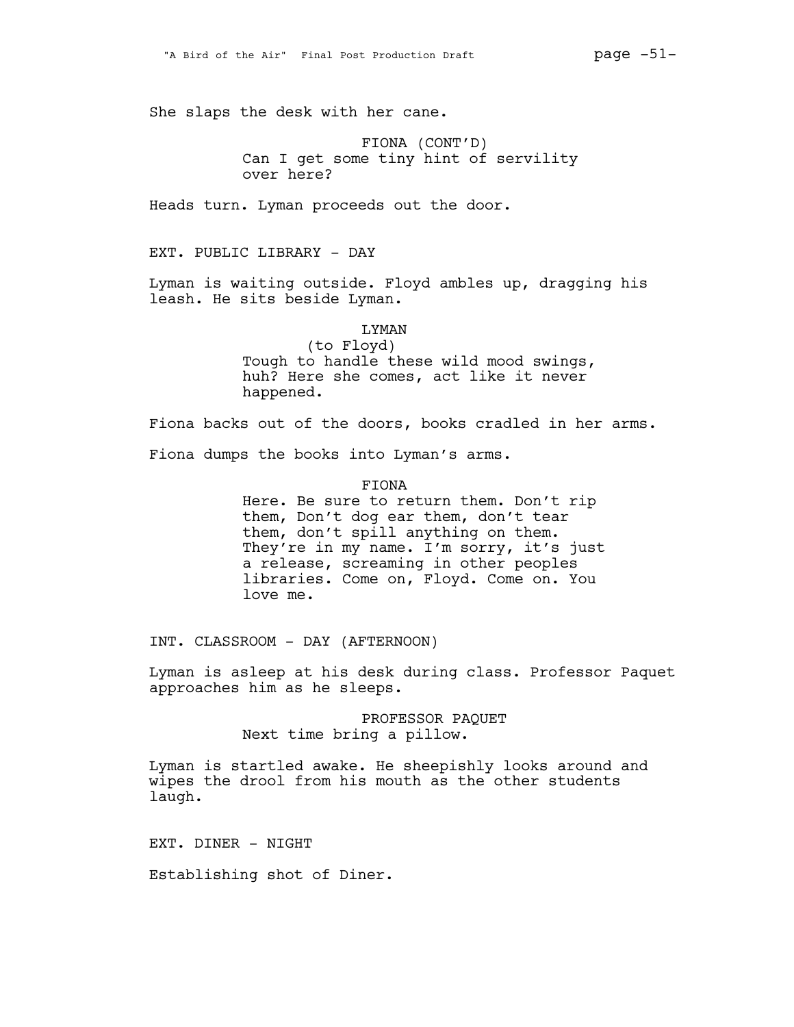She slaps the desk with her cane.

FIONA (CONT'D)
Can I get some tiny hint of servility over here?

Heads turn. Lyman proceeds out the door.

EXT. PUBLIC LIBRARY - DAY

Lyman is waiting outside. Floyd ambles up, dragging his leash. He sits beside Lyman.

LYMAN
(to Floyd)
Tough to handle these wild mood swings, huh? Here she comes, act like it never happened.

Fiona backs out of the doors, books cradled in her arms.

Fiona dumps the books into Lyman's arms.

FIONA
Here. Be sure to return them. Don't rip them, Don't dog ear them, don't tear them, don't spill anything on them. They're in my name. I'm sorry, it's just a release, screaming in other peoples libraries. Come on, Floyd. Come on. You love me.

INT. CLASSROOM - DAY (AFTERNOON)

Lyman is asleep at his desk during class. Professor Paquet approaches him as he sleeps.

PROFESSOR PAQUET
Next time bring a pillow.

Lyman is startled awake. He sheepishly looks around and wipes the drool from his mouth as the other students laugh.

EXT. DINER - NIGHT

Establishing shot of Diner.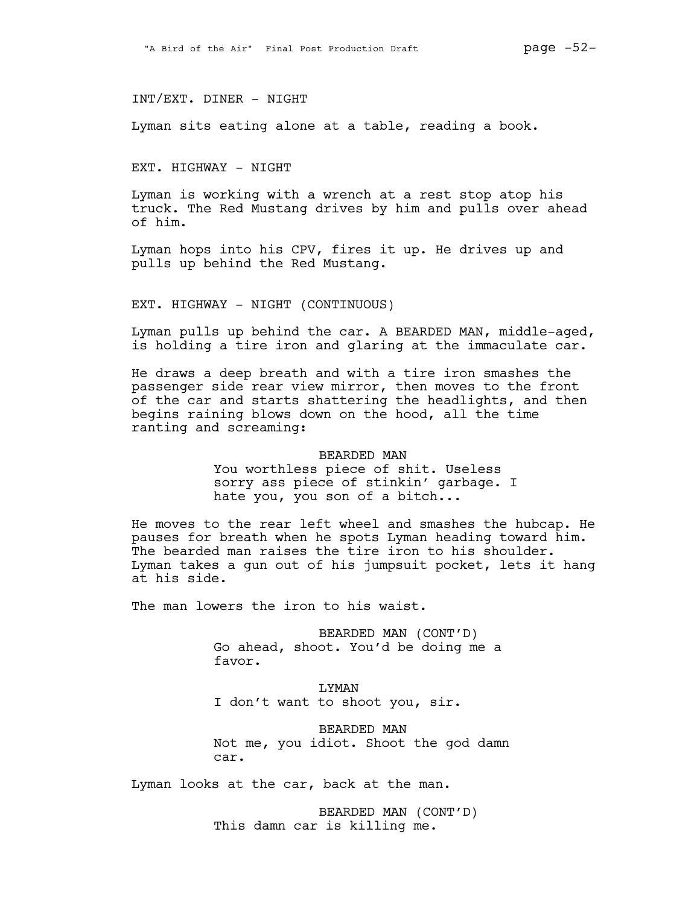INT/EXT. DINER - NIGHT

Lyman sits eating alone at a table, reading a book.

EXT. HIGHWAY - NIGHT

Lyman is working with a wrench at a rest stop atop his truck. The Red Mustang drives by him and pulls over ahead of him.

Lyman hops into his CPV, fires it up. He drives up and pulls up behind the Red Mustang.

EXT. HIGHWAY - NIGHT (CONTINUOUS)

Lyman pulls up behind the car. A BEARDED MAN, middle-aged, is holding a tire iron and glaring at the immaculate car.

He draws a deep breath and with a tire iron smashes the passenger side rear view mirror, then moves to the front of the car and starts shattering the headlights, and then begins raining blows down on the hood, all the time ranting and screaming:

BEARDED MAN

You worthless piece of shit. Useless sorry ass piece of stinkin' garbage. I hate you, you son of a bitch...

He moves to the rear left wheel and smashes the hubcap. He pauses for breath when he spots Lyman heading toward him. The bearded man raises the tire iron to his shoulder. Lyman takes a gun out of his jumpsuit pocket, lets it hang at his side.

The man lowers the iron to his waist.

BEARDED MAN (CONT'D)

Go ahead, shoot. You'd be doing me a favor.

LYMAN

I don't want to shoot you, sir.

BEARDED MAN

Not me, you idiot. Shoot the god damn car.

Lyman looks at the car, back at the man.

BEARDED MAN (CONT'D)

This damn car is killing me.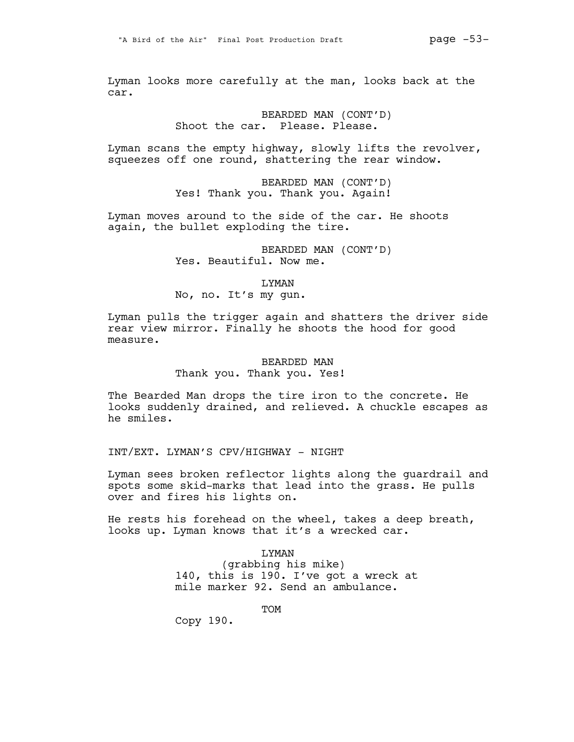Lyman looks more carefully at the man, looks back at the car.

BEARDED MAN (CONT'D)
Shoot the car. Please. Please.

Lyman scans the empty highway, slowly lifts the revolver, squeezes off one round, shattering the rear window.

BEARDED MAN (CONT'D)
Yes! Thank you. Thank you. Again!

Lyman moves around to the side of the car. He shoots again, the bullet exploding the tire.

BEARDED MAN (CONT'D)
Yes. Beautiful. Now me.

LYMAN
No, no. It's my gun.

Lyman pulls the trigger again and shatters the driver side rear view mirror. Finally he shoots the hood for good measure.

BEARDED MAN
Thank you. Thank you. Yes!

The Bearded Man drops the tire iron to the concrete. He looks suddenly drained, and relieved. A chuckle escapes as he smiles.

INT/EXT. LYMAN'S CPV/HIGHWAY - NIGHT

Lyman sees broken reflector lights along the guardrail and spots some skid-marks that lead into the grass. He pulls over and fires his lights on.

He rests his forehead on the wheel, takes a deep breath, looks up. Lyman knows that it's a wrecked car.

LYMAN
(grabbing his mike)
140, this is 190. I've got a wreck at mile marker 92. Send an ambulance.

TOM
Copy 190.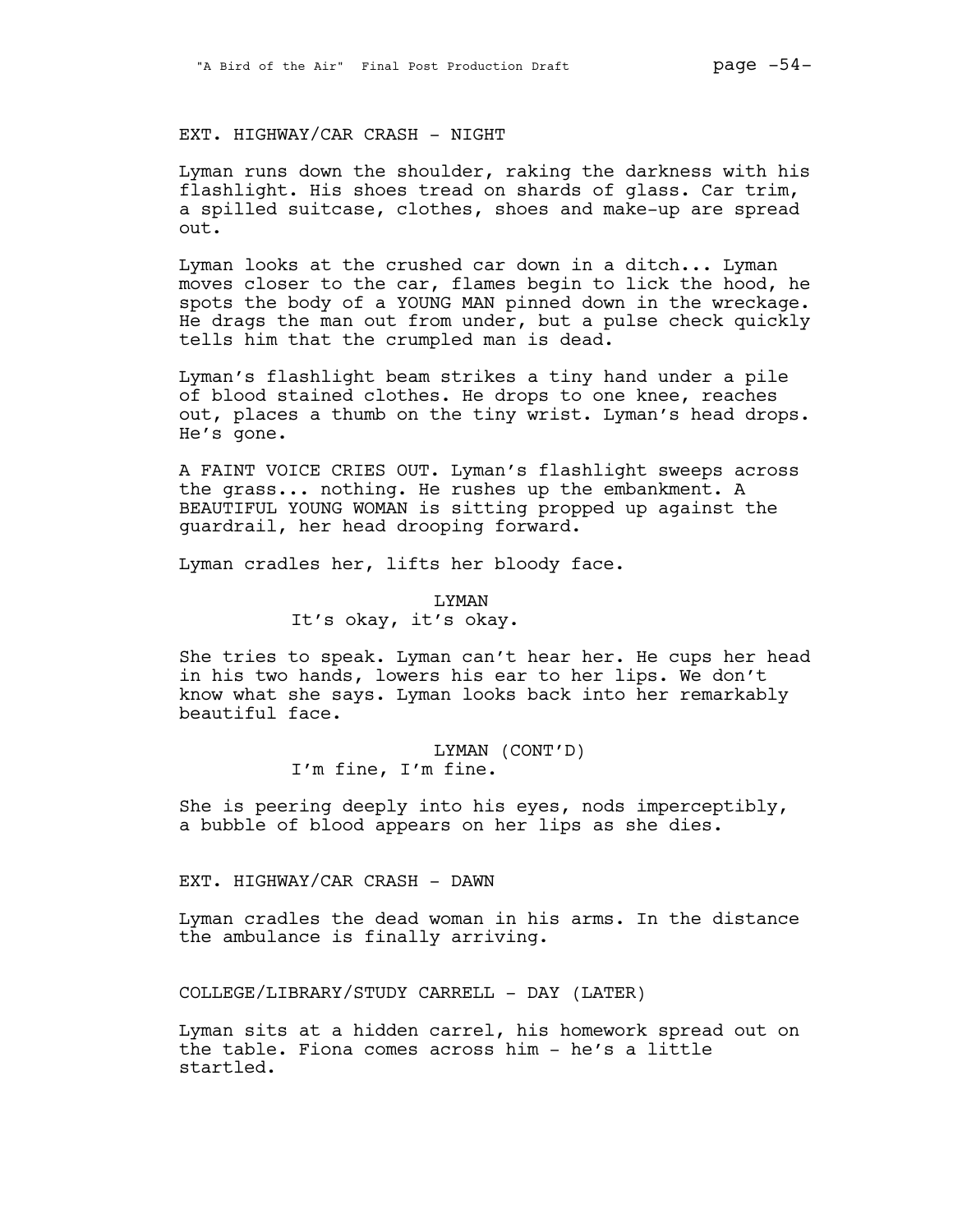EXT. HIGHWAY/CAR CRASH - NIGHT

Lyman runs down the shoulder, raking the darkness with his flashlight. His shoes tread on shards of glass. Car trim, a spilled suitcase, clothes, shoes and make-up are spread out.

Lyman looks at the crushed car down in a ditch... Lyman moves closer to the car, flames begin to lick the hood, he spots the body of a YOUNG MAN pinned down in the wreckage. He drags the man out from under, but a pulse check quickly tells him that the crumpled man is dead.

Lyman's flashlight beam strikes a tiny hand under a pile of blood stained clothes. He drops to one knee, reaches out, places a thumb on the tiny wrist. Lyman's head drops. He's gone.

A FAINT VOICE CRIES OUT. Lyman's flashlight sweeps across the grass... nothing. He rushes up the embankment. A BEAUTIFUL YOUNG WOMAN is sitting propped up against the guardrail, her head drooping forward.

Lyman cradles her, lifts her bloody face.

LYMAN
It's okay, it's okay.

She tries to speak. Lyman can't hear her. He cups her head in his two hands, lowers his ear to her lips. We don't know what she says. Lyman looks back into her remarkably beautiful face.

LYMAN (CONT'D)
I'm fine, I'm fine.

She is peering deeply into his eyes, nods imperceptibly, a bubble of blood appears on her lips as she dies.

EXT. HIGHWAY/CAR CRASH - DAWN

Lyman cradles the dead woman in his arms. In the distance the ambulance is finally arriving.

COLLEGE/LIBRARY/STUDY CARRELL - DAY (LATER)

Lyman sits at a hidden carrel, his homework spread out on the table. Fiona comes across him - he's a little startled.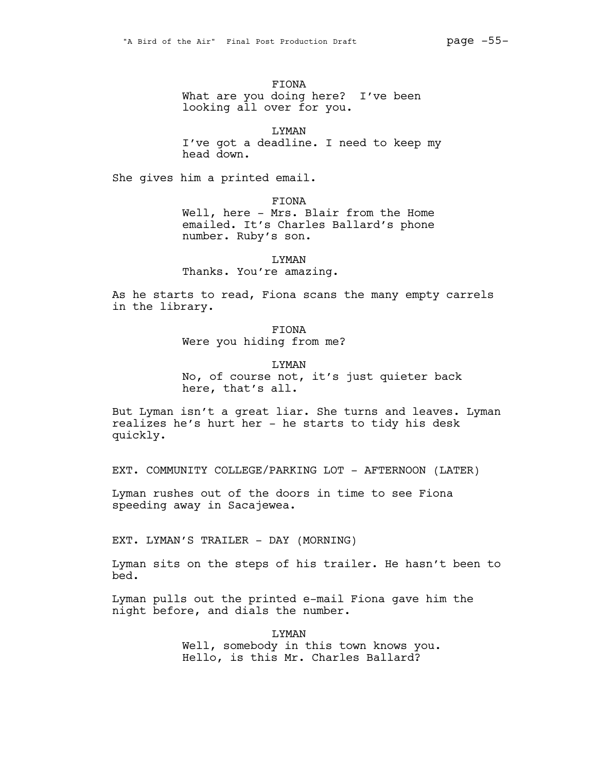FIONA
What are you doing here? I've been looking all over for you.

LYMAN
I've got a deadline. I need to keep my head down.

She gives him a printed email.

FIONA
Well, here - Mrs. Blair from the Home emailed. It's Charles Ballard's phone number. Ruby's son.

LYMAN
Thanks. You're amazing.

As he starts to read, Fiona scans the many empty carrels in the library.

FIONA
Were you hiding from me?

LYMAN
No, of course not, it's just quieter back here, that's all.

But Lyman isn't a great liar. She turns and leaves. Lyman realizes he's hurt her - he starts to tidy his desk quickly.

EXT. COMMUNITY COLLEGE/PARKING LOT - AFTERNOON (LATER)

Lyman rushes out of the doors in time to see Fiona speeding away in Sacajewea.

EXT. LYMAN'S TRAILER - DAY (MORNING)

Lyman sits on the steps of his trailer. He hasn't been to bed.

Lyman pulls out the printed e-mail Fiona gave him the night before, and dials the number.

LYMAN
Well, somebody in this town knows you. Hello, is this Mr. Charles Ballard?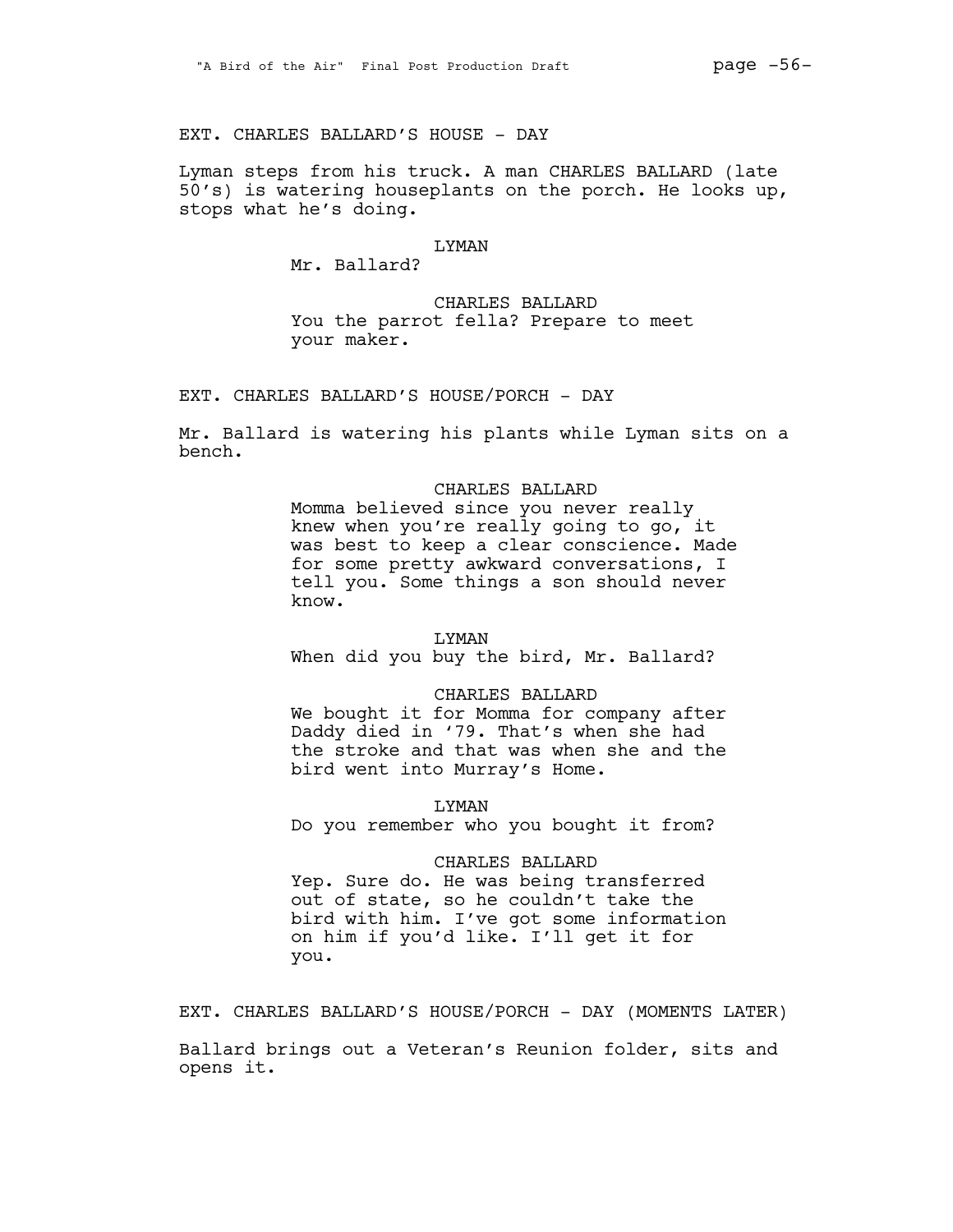EXT. CHARLES BALLARD'S HOUSE - DAY

Lyman steps from his truck. A man CHARLES BALLARD (late 50's) is watering houseplants on the porch. He looks up, stops what he's doing.

LYMAN
Mr. Ballard?

CHARLES BALLARD
You the parrot fella? Prepare to meet your maker.

EXT. CHARLES BALLARD'S HOUSE/PORCH - DAY

Mr. Ballard is watering his plants while Lyman sits on a bench.

CHARLES BALLARD
Momma believed since you never really knew when you're really going to go, it was best to keep a clear conscience. Made for some pretty awkward conversations, I tell you. Some things a son should never know.

LYMAN
When did you buy the bird, Mr. Ballard?

CHARLES BALLARD
We bought it for Momma for company after Daddy died in '79. That's when she had the stroke and that was when she and the bird went into Murray's Home.

LYMAN
Do you remember who you bought it from?

CHARLES BALLARD
Yep. Sure do. He was being transferred out of state, so he couldn't take the bird with him. I've got some information on him if you'd like. I'll get it for you.

EXT. CHARLES BALLARD'S HOUSE/PORCH - DAY (MOMENTS LATER)

Ballard brings out a Veteran's Reunion folder, sits and opens it.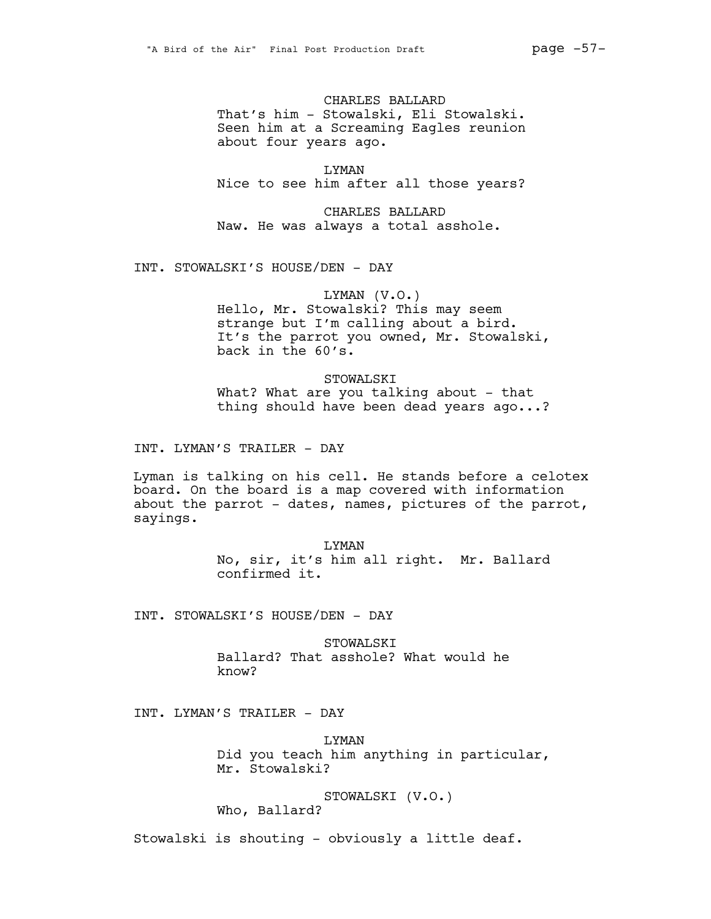CHARLES BALLARD
That's him - Stowalski, Eli Stowalski. Seen him at a Screaming Eagles reunion about four years ago.

LYMAN
Nice to see him after all those years?

CHARLES BALLARD
Naw. He was always a total asshole.

INT. STOWALSKI'S HOUSE/DEN - DAY

LYMAN (V.O.)
Hello, Mr. Stowalski? This may seem strange but I'm calling about a bird. It's the parrot you owned, Mr. Stowalski, back in the 60's.

STOWALSKI
What? What are you talking about - that thing should have been dead years ago...?

INT. LYMAN'S TRAILER - DAY

Lyman is talking on his cell. He stands before a celotex board. On the board is a map covered with information about the parrot - dates, names, pictures of the parrot, sayings.

LYMAN
No, sir, it's him all right. Mr. Ballard confirmed it.

INT. STOWALSKI'S HOUSE/DEN - DAY

STOWALSKI
Ballard? That asshole? What would he know?

INT. LYMAN'S TRAILER - DAY

LYMAN
Did you teach him anything in particular, Mr. Stowalski?

STOWALSKI (V.O.)
Who, Ballard?

Stowalski is shouting - obviously a little deaf.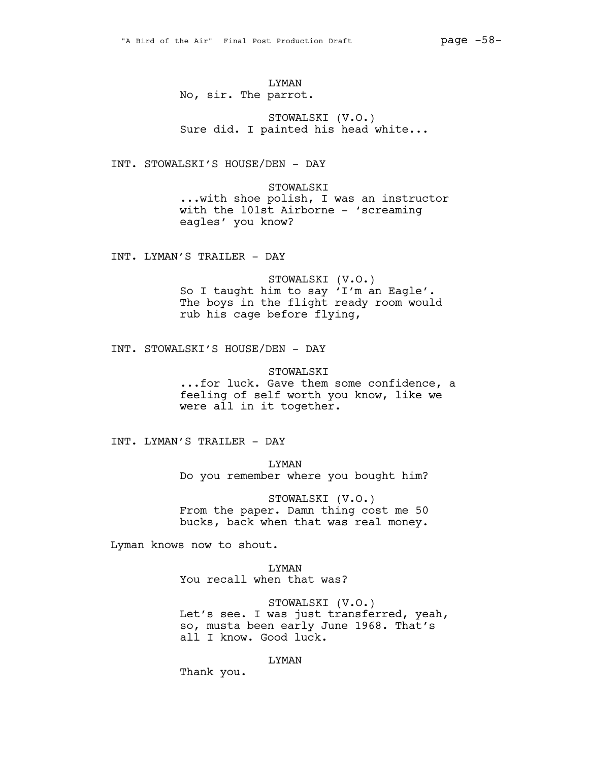LYMAN

No, sir. The parrot.

STOWALSKI (V.O.)

Sure did. I painted his head white...

INT. STOWALSKI'S HOUSE/DEN - DAY

STOWALSKI

...with shoe polish, I was an instructor with the 101st Airborne - 'screaming eagles' you know?

INT. LYMAN'S TRAILER - DAY

STOWALSKI (V.O.)

So I taught him to say 'I'm an Eagle'. The boys in the flight ready room would rub his cage before flying,

INT. STOWALSKI'S HOUSE/DEN - DAY

STOWALSKI

...for luck. Gave them some confidence, a feeling of self worth you know, like we were all in it together.

INT. LYMAN'S TRAILER - DAY

LYMAN

Do you remember where you bought him?

STOWALSKI (V.O.)

From the paper. Damn thing cost me 50 bucks, back when that was real money.

Lyman knows now to shout.

LYMAN

You recall when that was?

STOWALSKI (V.O.)

Let's see. I was just transferred, yeah, so, musta been early June 1968. That's all I know. Good luck.

LYMAN

Thank you.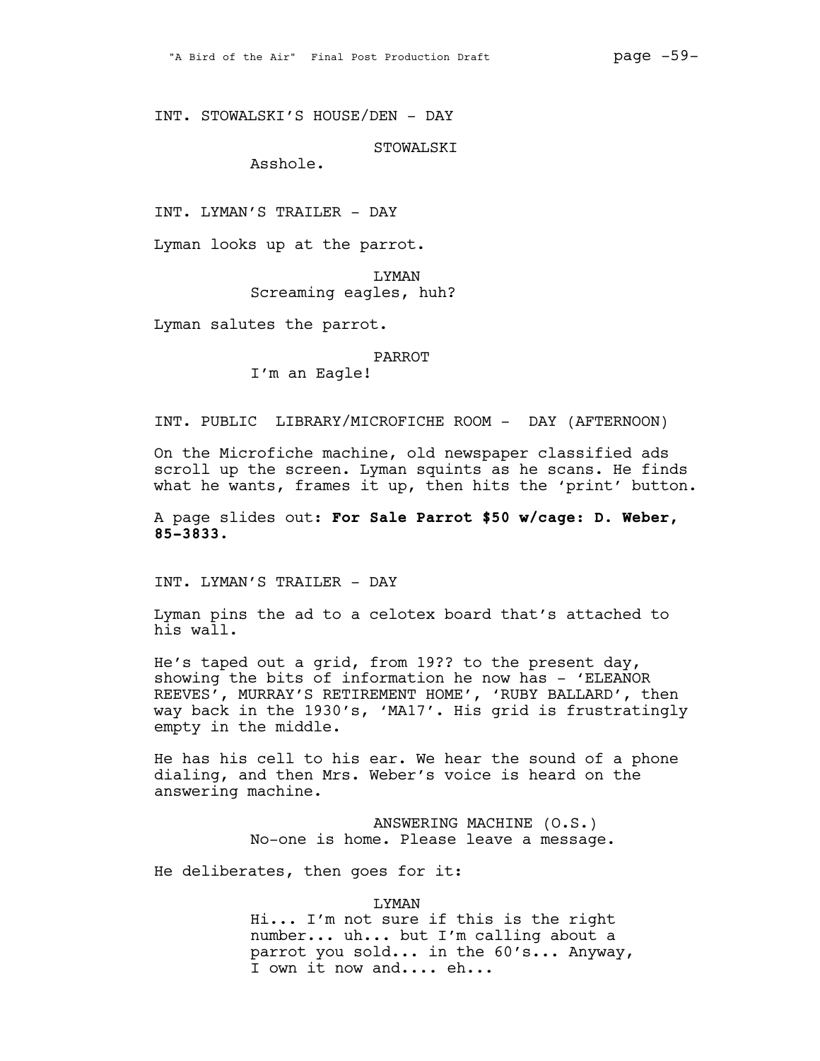INT. STOWALSKI'S HOUSE/DEN - DAY

STOWALSKI
Asshole.

INT. LYMAN'S TRAILER - DAY

Lyman looks up at the parrot.

LYMAN
Screaming eagles, huh?

Lyman salutes the parrot.

PARROT
I'm an Eagle!

INT. PUBLIC LIBRARY/MICROFICHE ROOM - DAY (AFTERNOON)

On the Microfiche machine, old newspaper classified ads scroll up the screen. Lyman squints as he scans. He finds what he wants, frames it up, then hits the 'print' button.

A page slides out: **For Sale Parrot $50 w/cage: D. Weber, 85-3833.**

INT. LYMAN'S TRAILER - DAY

Lyman pins the ad to a celotex board that's attached to his wall.

He's taped out a grid, from 19?? to the present day, showing the bits of information he now has - 'ELEANOR REEVES', MURRAY'S RETIREMENT HOME', 'RUBY BALLARD', then way back in the 1930's, 'MA17'. His grid is frustratingly empty in the middle.

He has his cell to his ear. We hear the sound of a phone dialing, and then Mrs. Weber's voice is heard on the answering machine.

ANSWERING MACHINE (O.S.)
No-one is home. Please leave a message.

He deliberates, then goes for it:

LYMAN
Hi... I'm not sure if this is the right number... uh... but I'm calling about a parrot you sold... in the 60's... Anyway, I own it now and.... eh...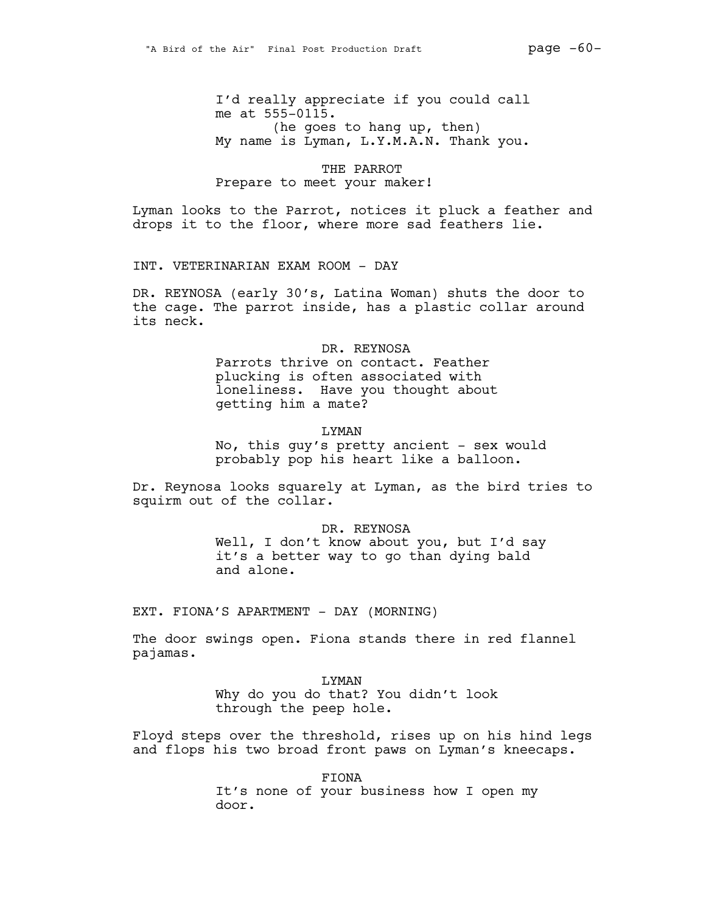I'd really appreciate if you could call me at 555-0115.

(he goes to hang up, then)

My name is Lyman, L.Y.M.A.N. Thank you.

THE PARROT

Prepare to meet your maker!

Lyman looks to the Parrot, notices it pluck a feather and drops it to the floor, where more sad feathers lie.

INT. VETERINARIAN EXAM ROOM - DAY

DR. REYNOSA (early 30's, Latina Woman) shuts the door to the cage. The parrot inside, has a plastic collar around its neck.

DR. REYNOSA

Parrots thrive on contact. Feather plucking is often associated with loneliness. Have you thought about getting him a mate?

LYMAN

No, this guy's pretty ancient - sex would probably pop his heart like a balloon.

Dr. Reynosa looks squarely at Lyman, as the bird tries to squirm out of the collar.

DR. REYNOSA

Well, I don't know about you, but I'd say it's a better way to go than dying bald and alone.

EXT. FIONA'S APARTMENT - DAY (MORNING)

The door swings open. Fiona stands there in red flannel pajamas.

LYMAN

Why do you do that? You didn't look through the peep hole.

Floyd steps over the threshold, rises up on his hind legs and flops his two broad front paws on Lyman's kneecaps.

FIONA

It's none of your business how I open my door.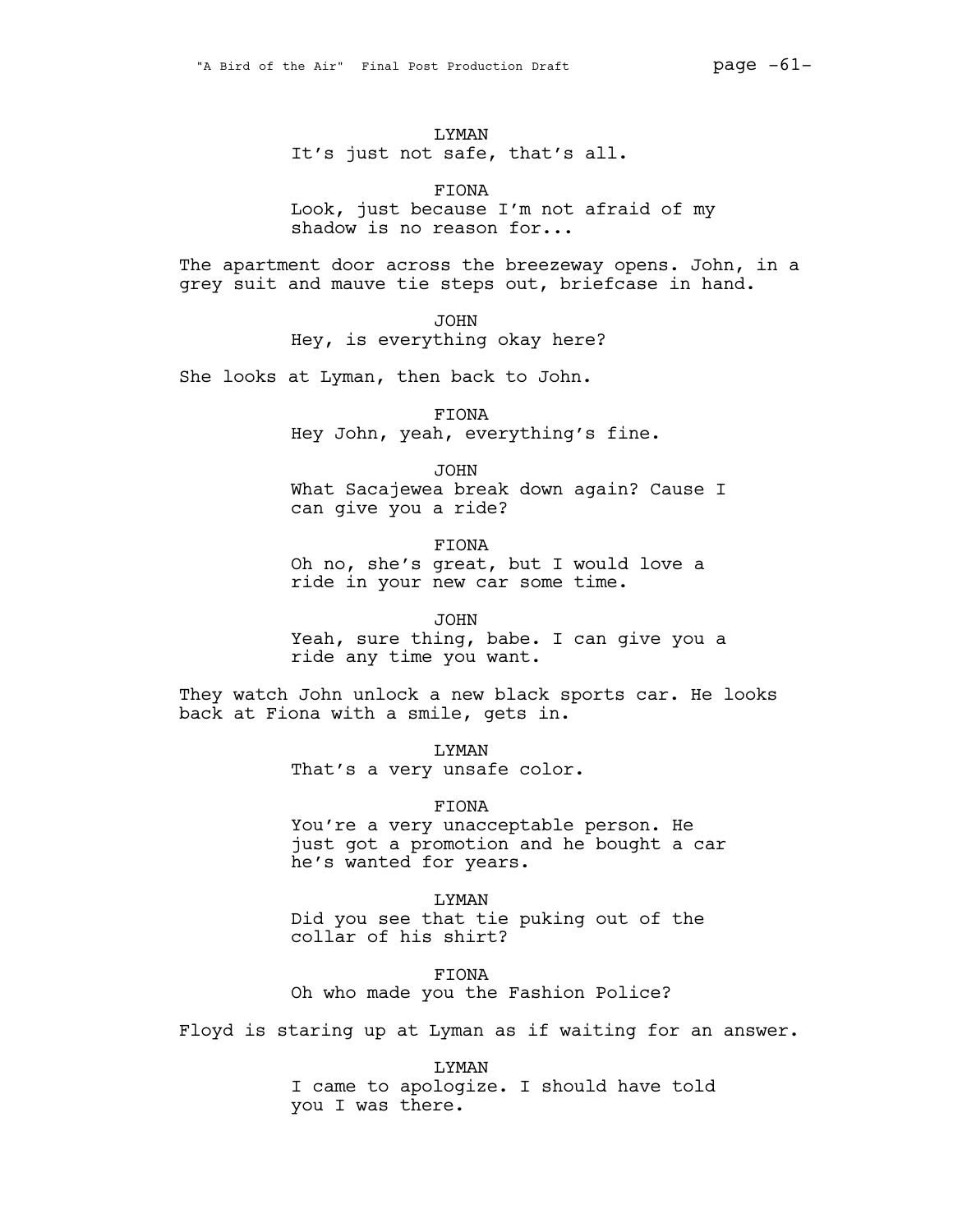LYMAN
It's just not safe, that's all.

FIONA
Look, just because I'm not afraid of my shadow is no reason for...

The apartment door across the breezeway opens. John, in a grey suit and mauve tie steps out, briefcase in hand.

JOHN
Hey, is everything okay here?

She looks at Lyman, then back to John.

FIONA
Hey John, yeah, everything's fine.

JOHN
What Sacajewea break down again? Cause I can give you a ride?

FIONA
Oh no, she's great, but I would love a ride in your new car some time.

JOHN
Yeah, sure thing, babe. I can give you a ride any time you want.

They watch John unlock a new black sports car. He looks back at Fiona with a smile, gets in.

LYMAN
That's a very unsafe color.

FIONA
You're a very unacceptable person. He just got a promotion and he bought a car he's wanted for years.

LYMAN
Did you see that tie puking out of the collar of his shirt?

FIONA
Oh who made you the Fashion Police?

Floyd is staring up at Lyman as if waiting for an answer.

LYMAN
I came to apologize. I should have told you I was there.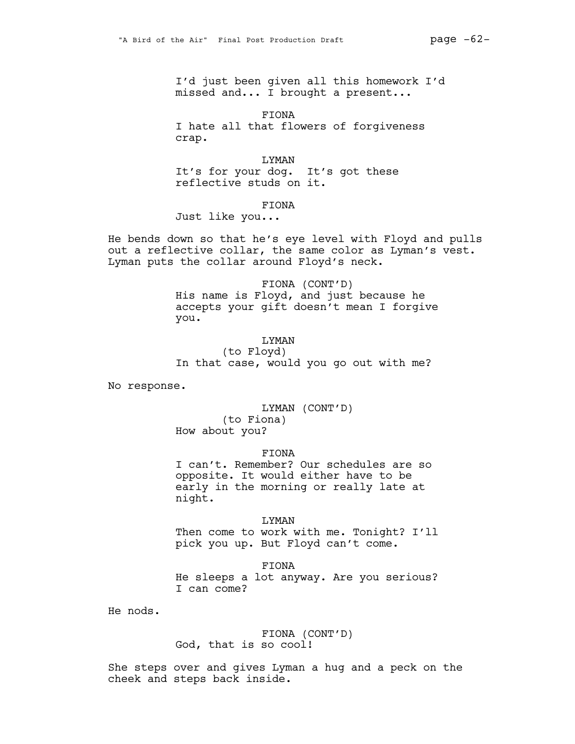I'd just been given all this homework I'd missed and... I brought a present...

FIONA
I hate all that flowers of forgiveness crap.

LYMAN
It's for your dog. It's got these reflective studs on it.

FIONA
Just like you...

He bends down so that he's eye level with Floyd and pulls out a reflective collar, the same color as Lyman's vest. Lyman puts the collar around Floyd's neck.

FIONA (CONT'D)
His name is Floyd, and just because he accepts your gift doesn't mean I forgive you.

LYMAN
(to Floyd)
In that case, would you go out with me?

No response.

LYMAN (CONT'D)
(to Fiona)
How about you?

FIONA
I can't. Remember? Our schedules are so opposite. It would either have to be early in the morning or really late at night.

LYMAN
Then come to work with me. Tonight? I'll pick you up. But Floyd can't come.

FIONA
He sleeps a lot anyway. Are you serious? I can come?

He nods.

FIONA (CONT'D)
God, that is so cool!

She steps over and gives Lyman a hug and a peck on the cheek and steps back inside.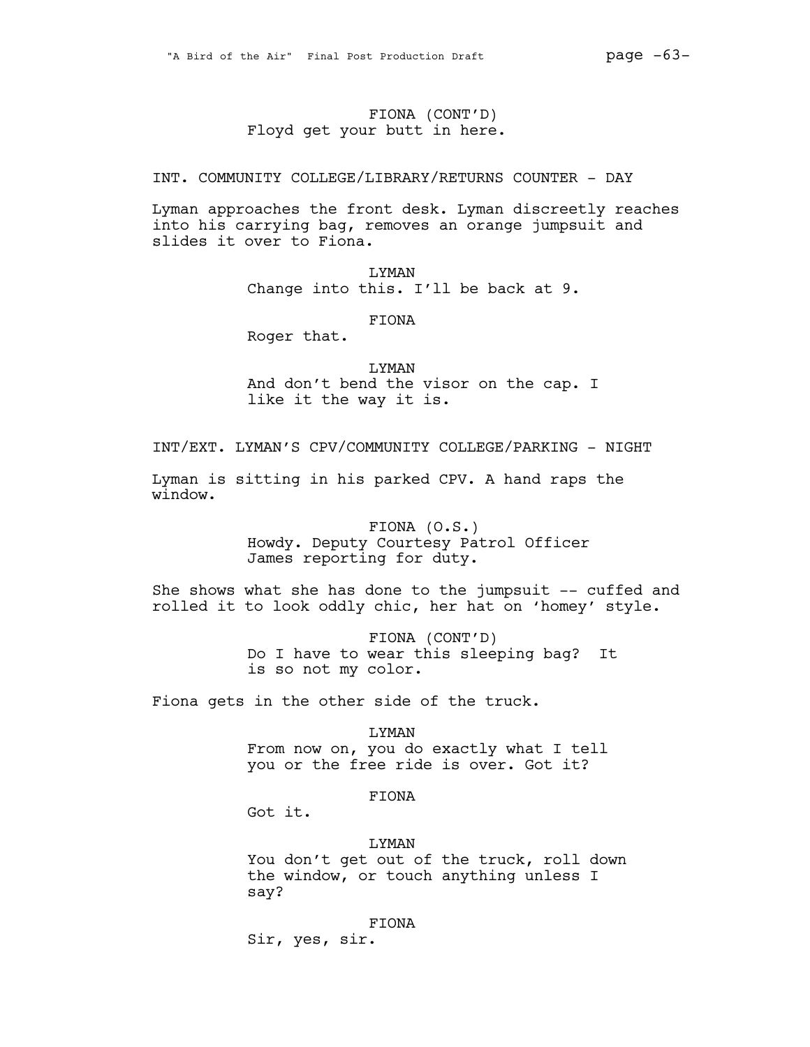FIONA (CONT'D)
Floyd get your butt in here.

INT. COMMUNITY COLLEGE/LIBRARY/RETURNS COUNTER - DAY

Lyman approaches the front desk. Lyman discreetly reaches into his carrying bag, removes an orange jumpsuit and slides it over to Fiona.

LYMAN
Change into this. I'll be back at 9.

FIONA
Roger that.

LYMAN
And don't bend the visor on the cap. I like it the way it is.

INT/EXT. LYMAN'S CPV/COMMUNITY COLLEGE/PARKING - NIGHT

Lyman is sitting in his parked CPV. A hand raps the window.

FIONA (O.S.)
Howdy. Deputy Courtesy Patrol Officer James reporting for duty.

She shows what she has done to the jumpsuit -- cuffed and rolled it to look oddly chic, her hat on 'homey' style.

FIONA (CONT'D)
Do I have to wear this sleeping bag? It is so not my color.

Fiona gets in the other side of the truck.

LYMAN
From now on, you do exactly what I tell you or the free ride is over. Got it?

FIONA
Got it.

LYMAN
You don't get out of the truck, roll down the window, or touch anything unless I say?

FIONA
Sir, yes, sir.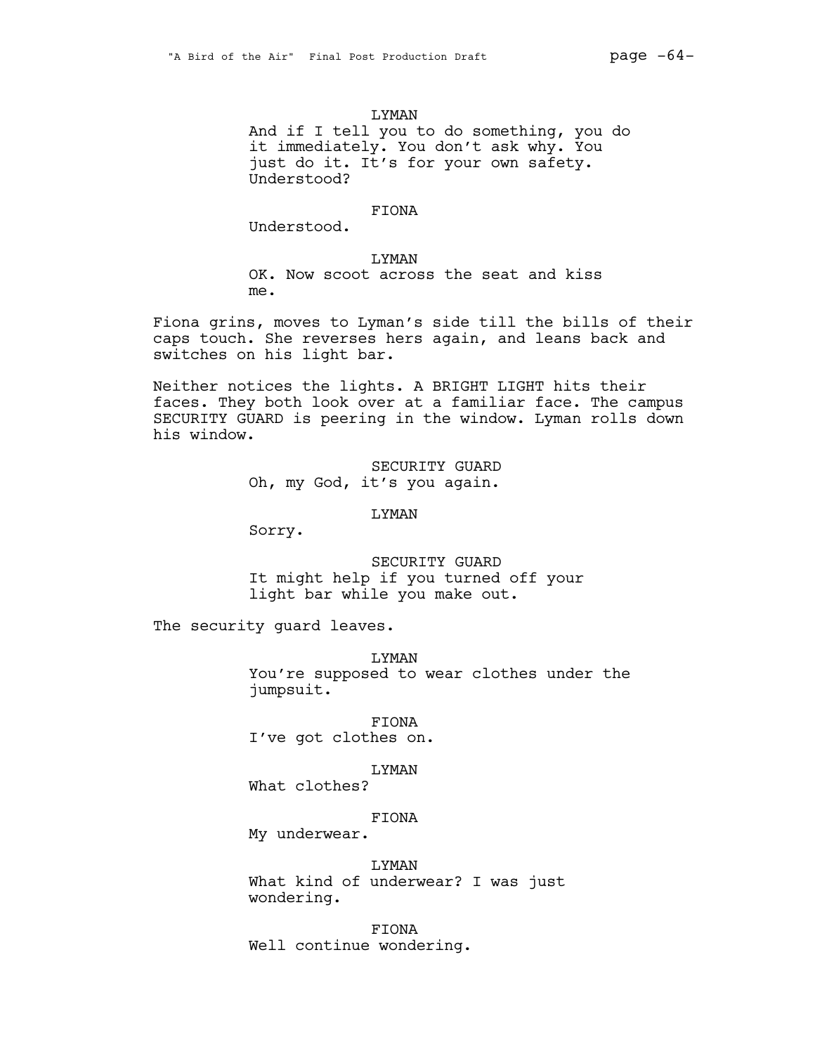LYMAN

And if I tell you to do something, you do it immediately. You don't ask why. You just do it. It's for your own safety. Understood?

FIONA

Understood.

LYMAN

OK. Now scoot across the seat and kiss me.

Fiona grins, moves to Lyman's side till the bills of their caps touch. She reverses hers again, and leans back and switches on his light bar.

Neither notices the lights. A BRIGHT LIGHT hits their faces. They both look over at a familiar face. The campus SECURITY GUARD is peering in the window. Lyman rolls down his window.

SECURITY GUARD

Oh, my God, it's you again.

LYMAN

Sorry.

SECURITY GUARD

It might help if you turned off your light bar while you make out.

The security guard leaves.

LYMAN

You're supposed to wear clothes under the jumpsuit.

FIONA

I've got clothes on.

LYMAN

What clothes?

FIONA

My underwear.

LYMAN

What kind of underwear? I was just wondering.

FIONA

Well continue wondering.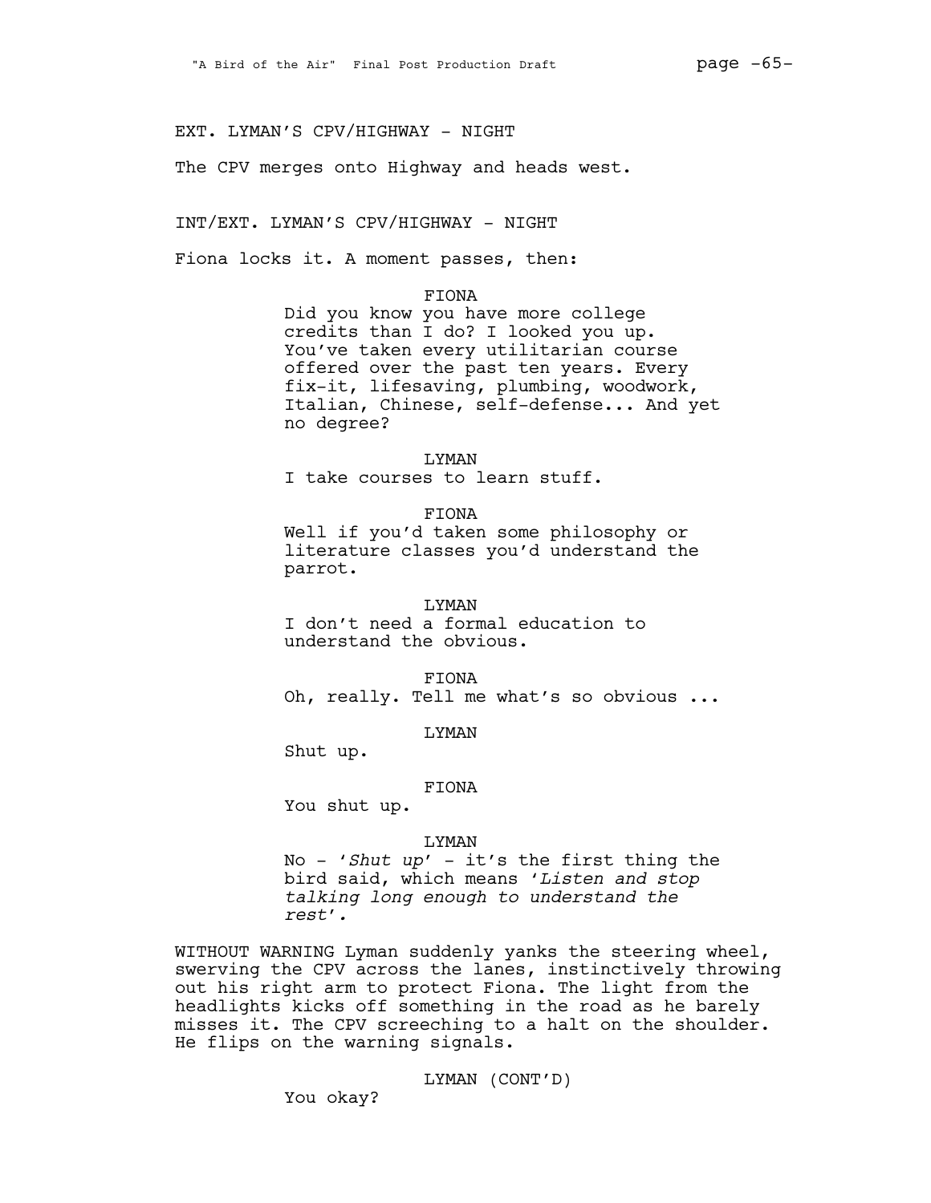EXT. LYMAN'S CPV/HIGHWAY - NIGHT

The CPV merges onto Highway and heads west.

INT/EXT. LYMAN'S CPV/HIGHWAY - NIGHT

Fiona locks it. A moment passes, then:

FIONA

Did you know you have more college credits than I do? I looked you up. You've taken every utilitarian course offered over the past ten years. Every fix-it, lifesaving, plumbing, woodwork, Italian, Chinese, self-defense... And yet no degree?

LYMAN

I take courses to learn stuff.

FIONA

Well if you'd taken some philosophy or literature classes you'd understand the parrot.

LYMAN

I don't need a formal education to understand the obvious.

FIONA

Oh, really. Tell me what's so obvious ...

LYMAN

Shut up.

FIONA

You shut up.

LYMAN

No - '*Shut up*' - it's the first thing the bird said, which means '*Listen and stop talking long enough to understand the rest*'.

WITHOUT WARNING Lyman suddenly yanks the steering wheel, swerving the CPV across the lanes, instinctively throwing out his right arm to protect Fiona. The light from the headlights kicks off something in the road as he barely misses it. The CPV screeching to a halt on the shoulder. He flips on the warning signals.

LYMAN (CONT'D)

You okay?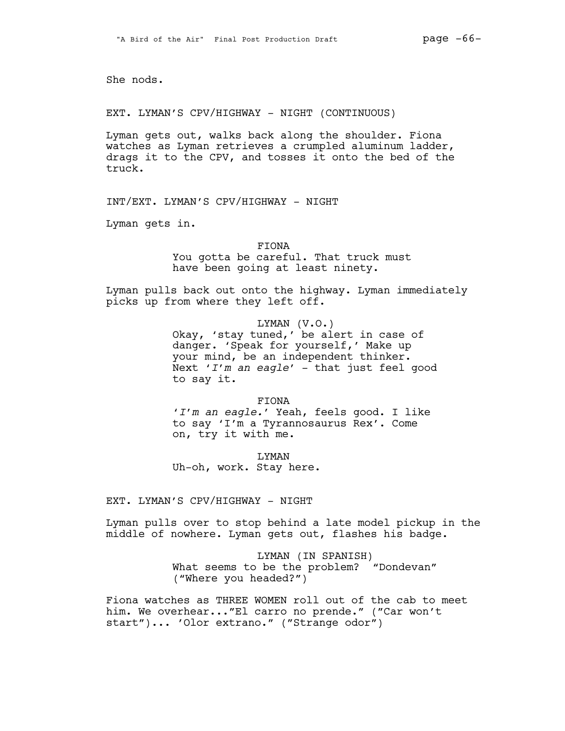She nods.

EXT. LYMAN'S CPV/HIGHWAY - NIGHT (CONTINUOUS)

Lyman gets out, walks back along the shoulder. Fiona watches as Lyman retrieves a crumpled aluminum ladder, drags it to the CPV, and tosses it onto the bed of the truck.

INT/EXT. LYMAN'S CPV/HIGHWAY - NIGHT

Lyman gets in.

FIONA
You gotta be careful. That truck must have been going at least ninety.

Lyman pulls back out onto the highway. Lyman immediately picks up from where they left off.

LYMAN (V.O.)
Okay, 'stay tuned,' be alert in case of danger. 'Speak for yourself,' Make up your mind, be an independent thinker. Next '*I'm an eagle*' - that just feel good to say it.

FIONA
'*I'm an eagle.*' Yeah, feels good. I like to say 'I'm a Tyrannosaurus Rex'. Come on, try it with me.

LYMAN
Uh-oh, work. Stay here.

EXT. LYMAN'S CPV/HIGHWAY - NIGHT

Lyman pulls over to stop behind a late model pickup in the middle of nowhere. Lyman gets out, flashes his badge.

LYMAN (IN SPANISH)
What seems to be the problem? "Dondevan" ("Where you headed?")

Fiona watches as THREE WOMEN roll out of the cab to meet him. We overhear..."El carro no prende." ("Car won't start")... 'Olor extrano." ("Strange odor")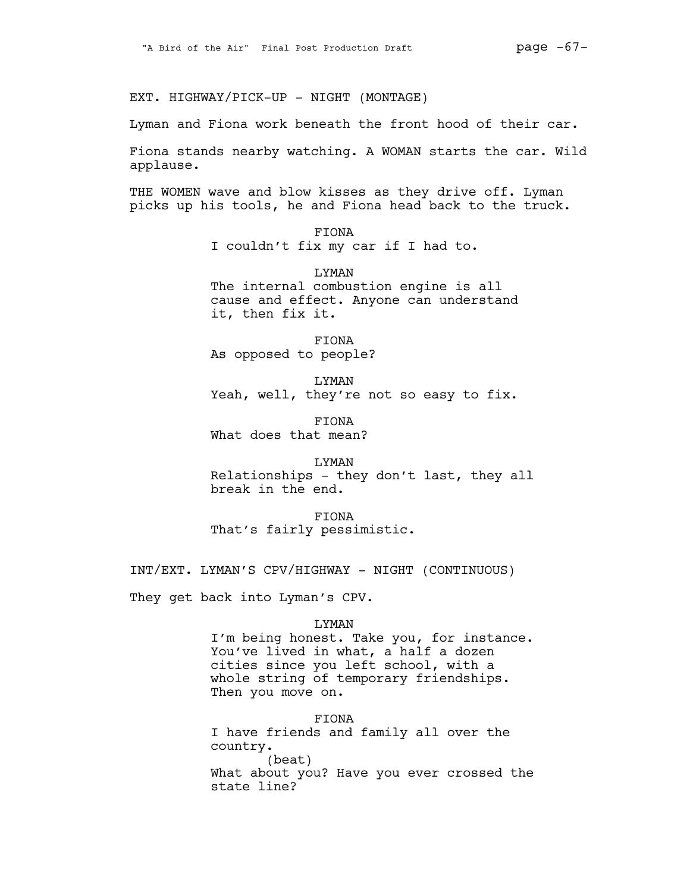EXT. HIGHWAY/PICK-UP - NIGHT (MONTAGE)

Lyman and Fiona work beneath the front hood of their car.

Fiona stands nearby watching. A WOMAN starts the car. Wild applause.

THE WOMEN wave and blow kisses as they drive off. Lyman picks up his tools, he and Fiona head back to the truck.

FIONA
I couldn't fix my car if I had to.

LYMAN
The internal combustion engine is all cause and effect. Anyone can understand it, then fix it.

FIONA
As opposed to people?

LYMAN
Yeah, well, they're not so easy to fix.

FIONA
What does that mean?

LYMAN
Relationships - they don't last, they all break in the end.

FIONA
That's fairly pessimistic.

INT/EXT. LYMAN'S CPV/HIGHWAY - NIGHT (CONTINUOUS)

They get back into Lyman's CPV.

LYMAN
I'm being honest. Take you, for instance. You've lived in what, a half a dozen cities since you left school, with a whole string of temporary friendships. Then you move on.

FIONA
I have friends and family all over the country.
(beat)
What about you? Have you ever crossed the state line?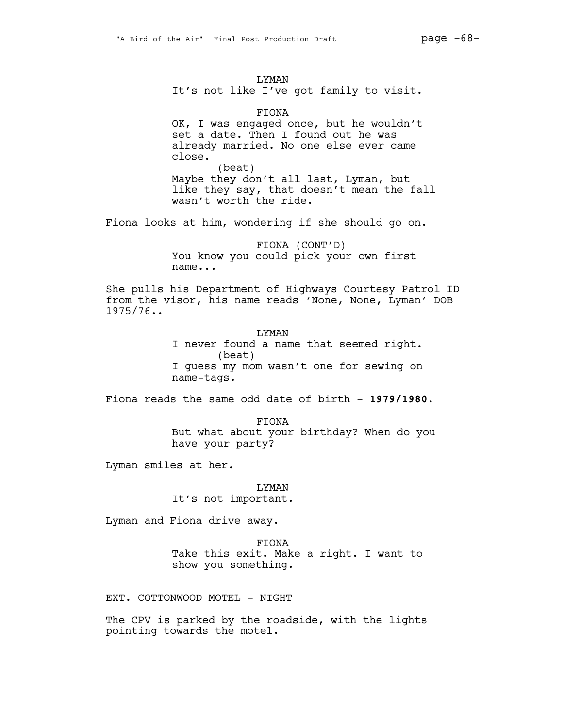LYMAN

It's not like I've got family to visit.

FIONA

OK, I was engaged once, but he wouldn't set a date. Then I found out he was already married. No one else ever came close.

(beat)

Maybe they don't all last, Lyman, but like they say, that doesn't mean the fall wasn't worth the ride.

Fiona looks at him, wondering if she should go on.

FIONA (CONT'D)

You know you could pick your own first name...

She pulls his Department of Highways Courtesy Patrol ID from the visor, his name reads 'None, None, Lyman' DOB 1975/76..

LYMAN

I never found a name that seemed right.

(beat)

I guess my mom wasn't one for sewing on name-tags.

Fiona reads the same odd date of birth - **1979/1980.**

FIONA

But what about your birthday? When do you have your party?

Lyman smiles at her.

LYMAN

It's not important.

Lyman and Fiona drive away.

FIONA

Take this exit. Make a right. I want to show you something.

EXT. COTTONWOOD MOTEL - NIGHT

The CPV is parked by the roadside, with the lights pointing towards the motel.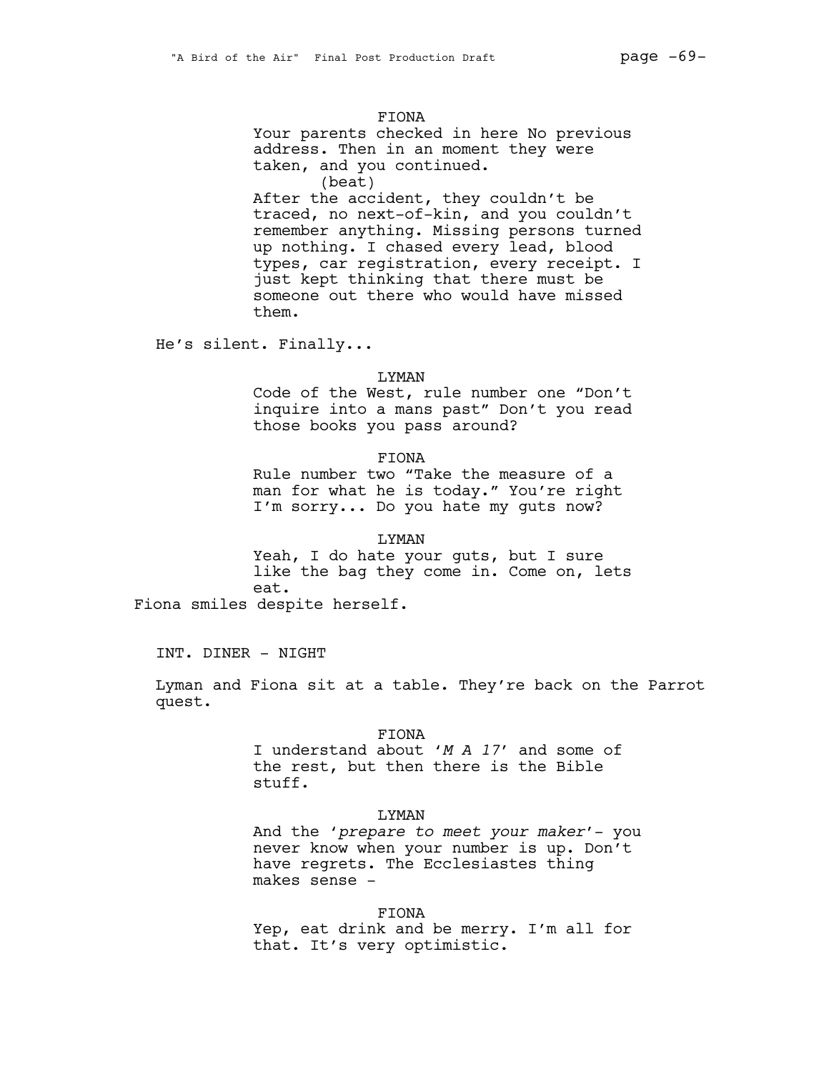FIONA

Your parents checked in here No previous address. Then in an moment they were taken, and you continued.

(beat)

After the accident, they couldn't be traced, no next-of-kin, and you couldn't remember anything. Missing persons turned up nothing. I chased every lead, blood types, car registration, every receipt. I just kept thinking that there must be someone out there who would have missed them.

He's silent. Finally...

LYMAN

Code of the West, rule number one "Don't inquire into a mans past" Don't you read those books you pass around?

FIONA

Rule number two "Take the measure of a man for what he is today." You're right I'm sorry... Do you hate my guts now?

LYMAN

Yeah, I do hate your guts, but I sure like the bag they come in. Come on, lets eat.

Fiona smiles despite herself.

INT. DINER - NIGHT

Lyman and Fiona sit at a table. They're back on the Parrot quest.

FIONA

I understand about '*M A 17*' and some of the rest, but then there is the Bible stuff.

LYMAN

And the '*prepare to meet your maker*'- you never know when your number is up. Don't have regrets. The Ecclesiastes thing makes sense -

FIONA

Yep, eat drink and be merry. I'm all for that. It's very optimistic.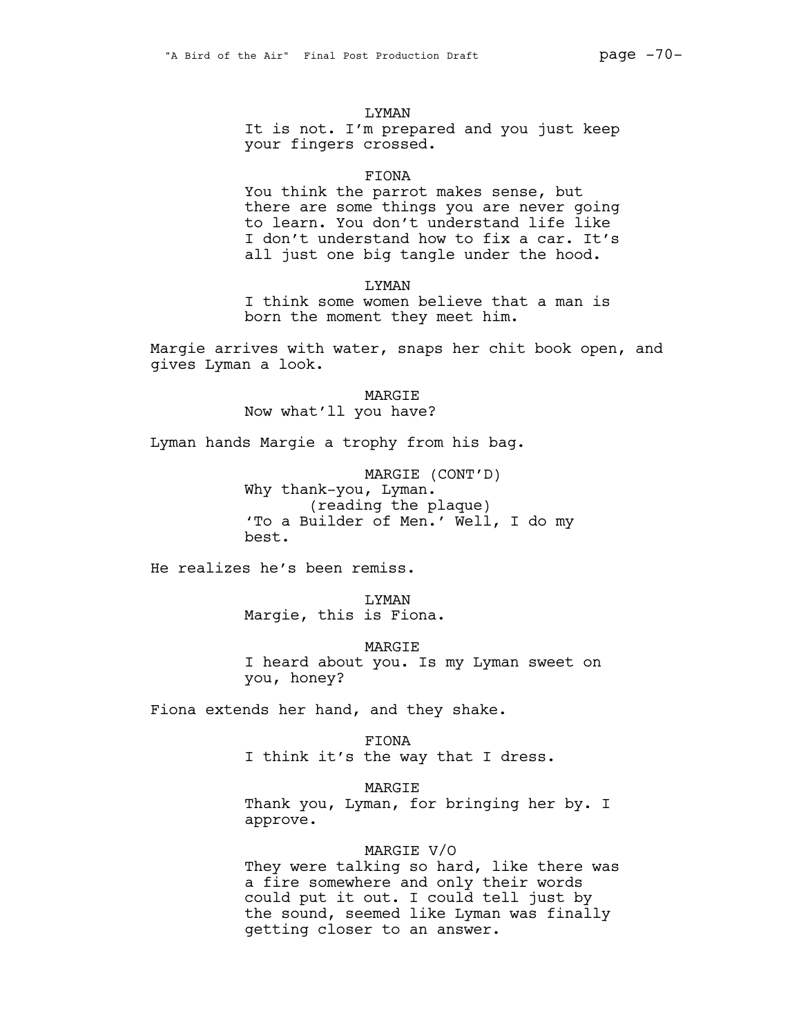LYMAN

It is not. I'm prepared and you just keep your fingers crossed.

FIONA

You think the parrot makes sense, but there are some things you are never going to learn. You don't understand life like I don't understand how to fix a car. It's all just one big tangle under the hood.

LYMAN

I think some women believe that a man is born the moment they meet him.

Margie arrives with water, snaps her chit book open, and gives Lyman a look.

MARGIE

Now what'll you have?

Lyman hands Margie a trophy from his bag.

MARGIE (CONT'D)

Why thank-you, Lyman.
(reading the plaque)
'To a Builder of Men.' Well, I do my best.

He realizes he's been remiss.

LYMAN

Margie, this is Fiona.

MARGIE

I heard about you. Is my Lyman sweet on you, honey?

Fiona extends her hand, and they shake.

FIONA

I think it's the way that I dress.

MARGIE

Thank you, Lyman, for bringing her by. I approve.

MARGIE V/O

They were talking so hard, like there was a fire somewhere and only their words could put it out. I could tell just by the sound, seemed like Lyman was finally getting closer to an answer.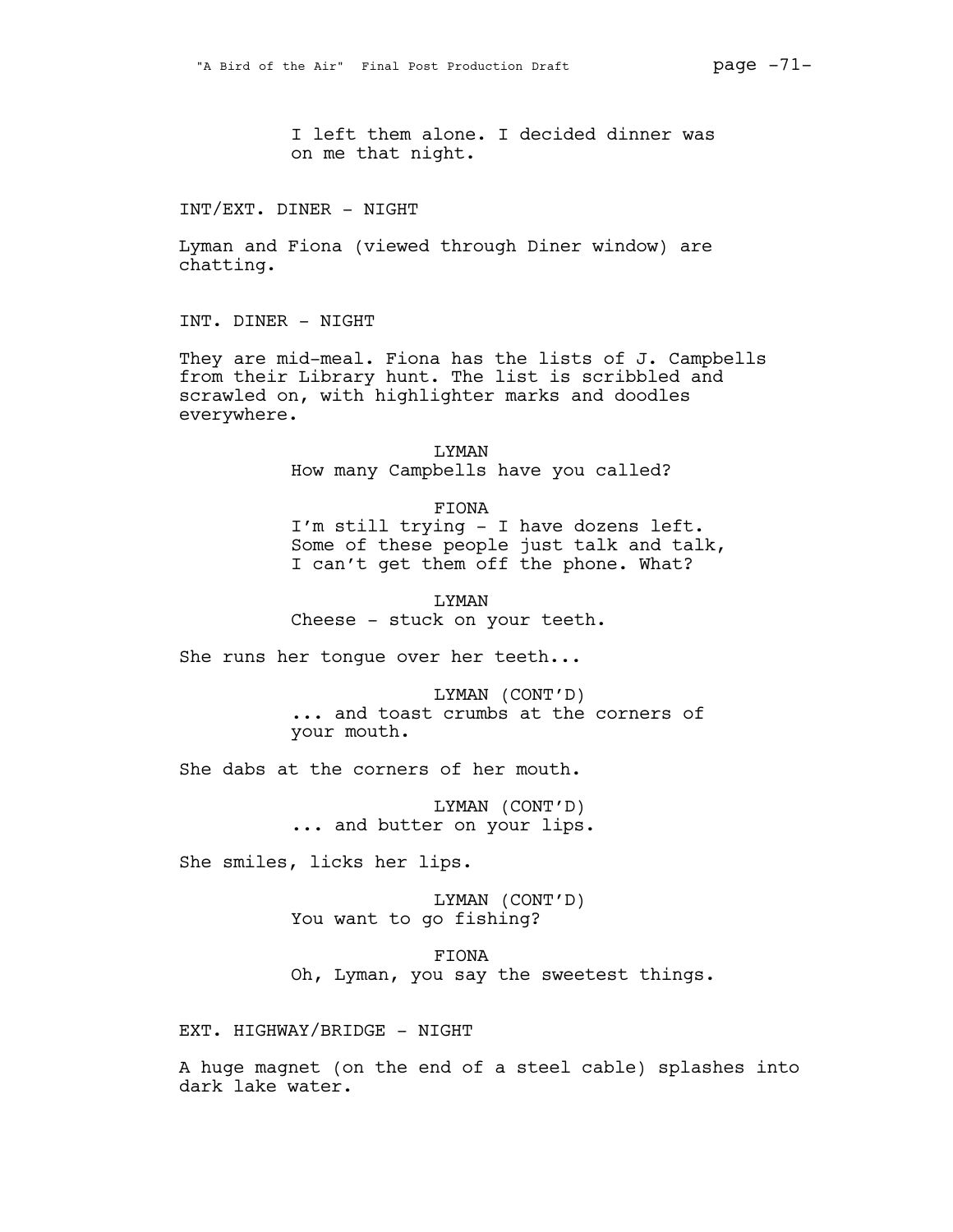I left them alone. I decided dinner was on me that night.

INT/EXT. DINER - NIGHT

Lyman and Fiona (viewed through Diner window) are chatting.

INT. DINER - NIGHT

They are mid-meal. Fiona has the lists of J. Campbells from their Library hunt. The list is scribbled and scrawled on, with highlighter marks and doodles everywhere.

LYMAN
How many Campbells have you called?

FIONA
I'm still trying - I have dozens left. Some of these people just talk and talk, I can't get them off the phone. What?

LYMAN
Cheese - stuck on your teeth.

She runs her tongue over her teeth...

LYMAN (CONT'D)
... and toast crumbs at the corners of your mouth.

She dabs at the corners of her mouth.

LYMAN (CONT'D)
... and butter on your lips.

She smiles, licks her lips.

LYMAN (CONT'D)
You want to go fishing?

FIONA
Oh, Lyman, you say the sweetest things.

EXT. HIGHWAY/BRIDGE - NIGHT

A huge magnet (on the end of a steel cable) splashes into dark lake water.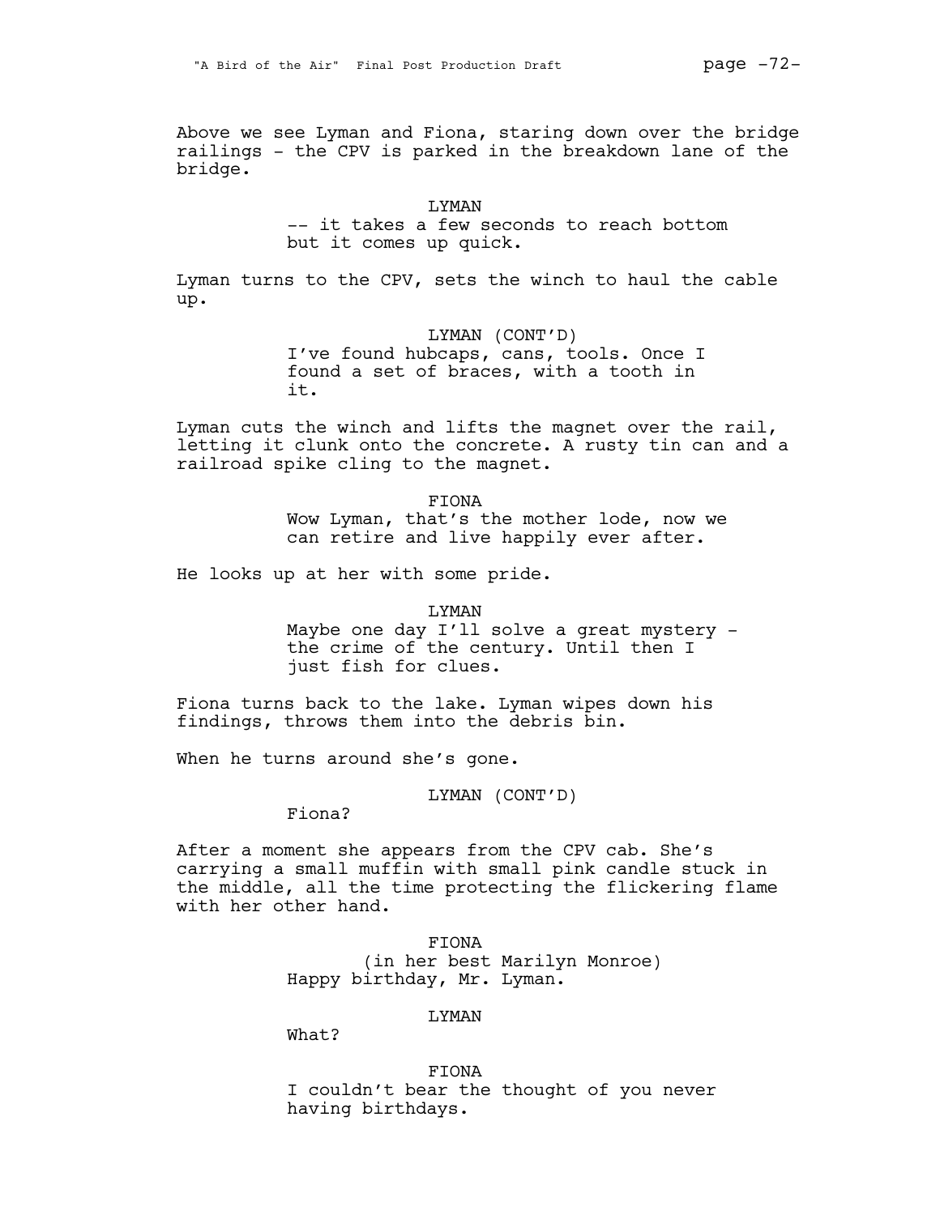Above we see Lyman and Fiona, staring down over the bridge railings - the CPV is parked in the breakdown lane of the bridge.

LYMAN
-- it takes a few seconds to reach bottom but it comes up quick.

Lyman turns to the CPV, sets the winch to haul the cable up.

LYMAN (CONT'D)
I've found hubcaps, cans, tools. Once I found a set of braces, with a tooth in it.

Lyman cuts the winch and lifts the magnet over the rail, letting it clunk onto the concrete. A rusty tin can and a railroad spike cling to the magnet.

FIONA
Wow Lyman, that's the mother lode, now we can retire and live happily ever after.

He looks up at her with some pride.

LYMAN
Maybe one day I'll solve a great mystery - the crime of the century. Until then I just fish for clues.

Fiona turns back to the lake. Lyman wipes down his findings, throws them into the debris bin.

When he turns around she's gone.

LYMAN (CONT'D)
Fiona?

After a moment she appears from the CPV cab. She's carrying a small muffin with small pink candle stuck in the middle, all the time protecting the flickering flame with her other hand.

FIONA
(in her best Marilyn Monroe)
Happy birthday, Mr. Lyman.

LYMAN
What?

FIONA
I couldn't bear the thought of you never having birthdays.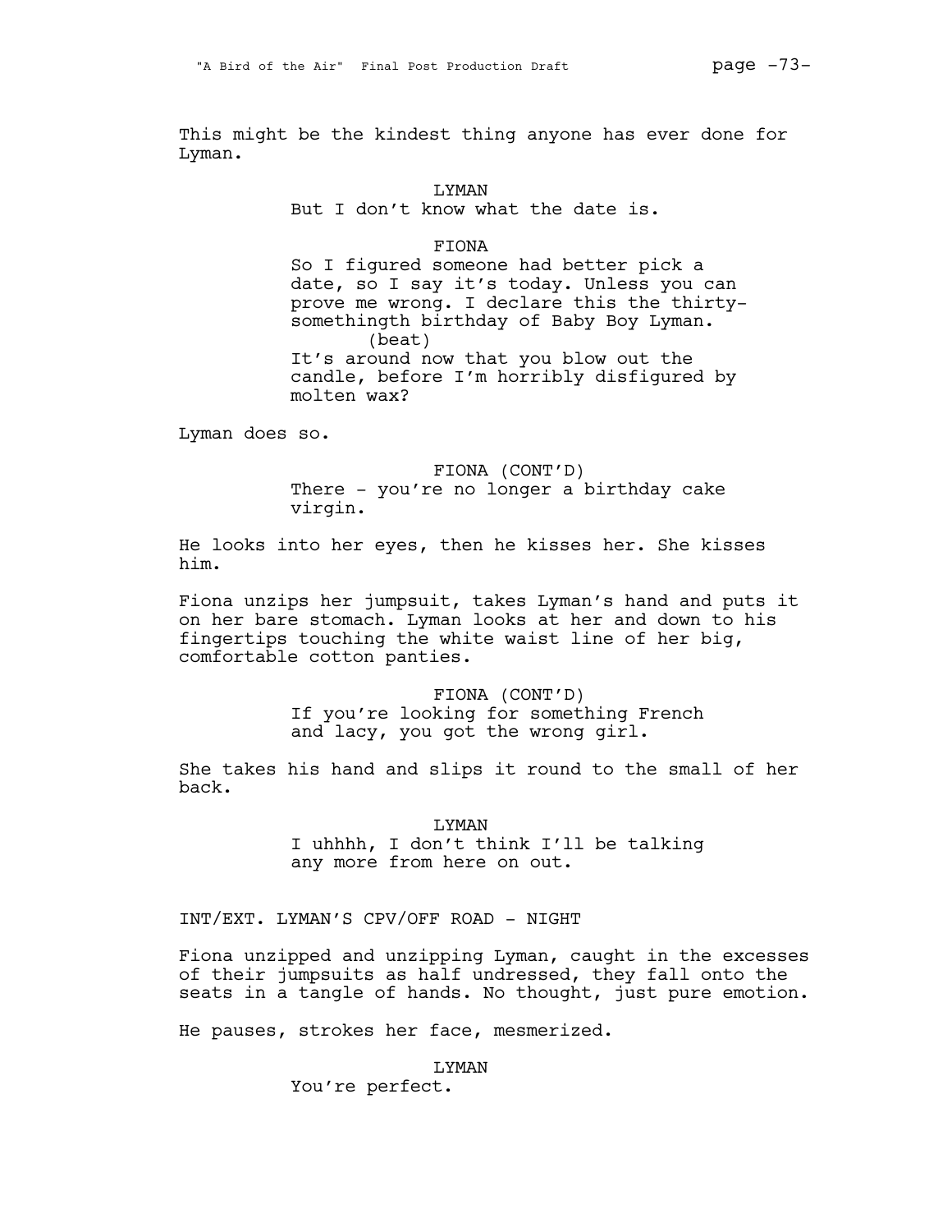This might be the kindest thing anyone has ever done for Lyman.

LYMAN
But I don't know what the date is.

FIONA
So I figured someone had better pick a date, so I say it's today. Unless you can prove me wrong. I declare this the thirty-somethingth birthday of Baby Boy Lyman.
(beat)
It's around now that you blow out the candle, before I'm horribly disfigured by molten wax?

Lyman does so.

FIONA (CONT'D)
There - you're no longer a birthday cake virgin.

He looks into her eyes, then he kisses her. She kisses him.

Fiona unzips her jumpsuit, takes Lyman's hand and puts it on her bare stomach. Lyman looks at her and down to his fingertips touching the white waist line of her big, comfortable cotton panties.

FIONA (CONT'D)
If you're looking for something French and lacy, you got the wrong girl.

She takes his hand and slips it round to the small of her back.

LYMAN
I uhhhh, I don't think I'll be talking any more from here on out.

INT/EXT. LYMAN'S CPV/OFF ROAD - NIGHT

Fiona unzipped and unzipping Lyman, caught in the excesses of their jumpsuits as half undressed, they fall onto the seats in a tangle of hands. No thought, just pure emotion.

He pauses, strokes her face, mesmerized.

LYMAN
You're perfect.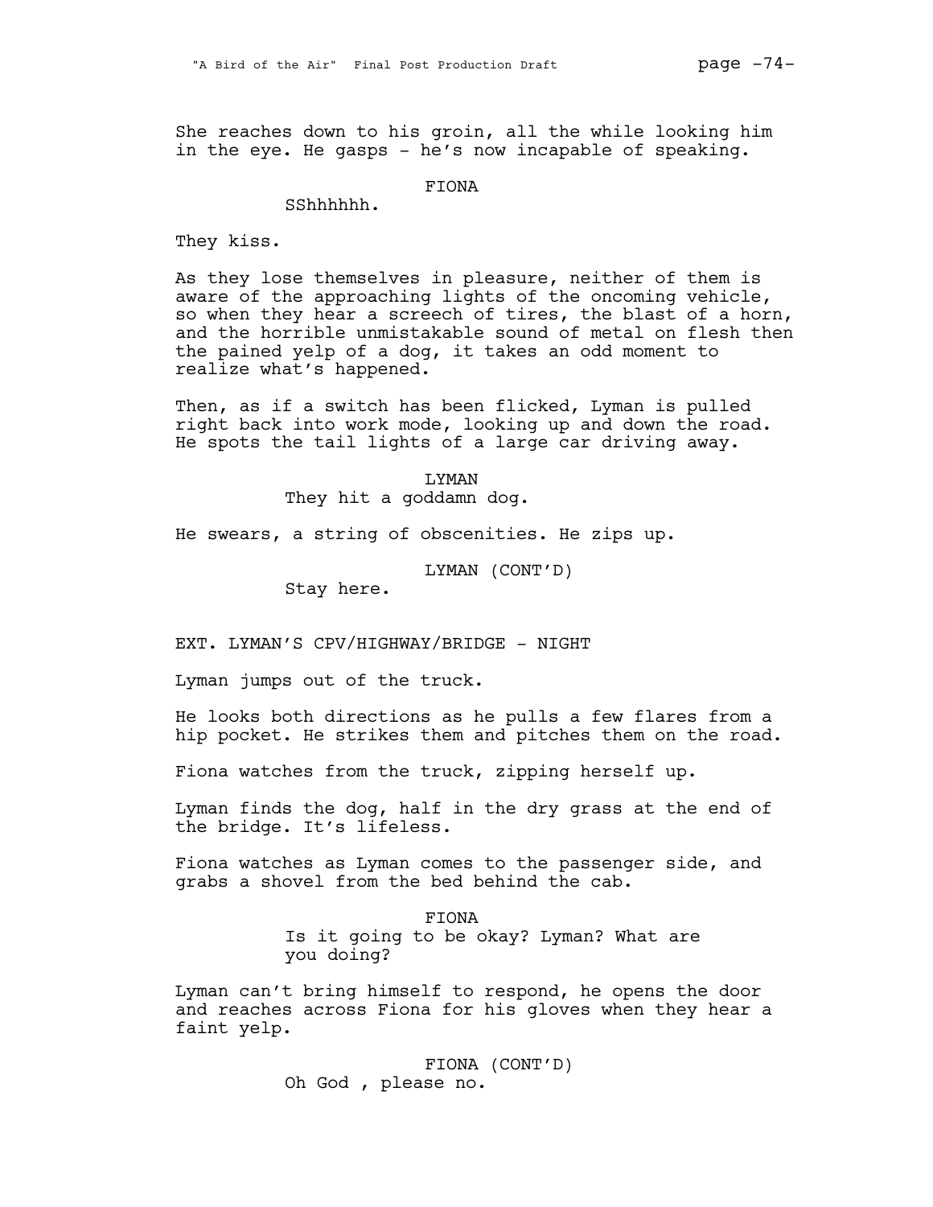She reaches down to his groin, all the while looking him in the eye. He gasps - he's now incapable of speaking.

FIONA

SShhhhhh.

They kiss.

As they lose themselves in pleasure, neither of them is aware of the approaching lights of the oncoming vehicle, so when they hear a screech of tires, the blast of a horn, and the horrible unmistakable sound of metal on flesh then the pained yelp of a dog, it takes an odd moment to realize what's happened.

Then, as if a switch has been flicked, Lyman is pulled right back into work mode, looking up and down the road. He spots the tail lights of a large car driving away.

LYMAN

They hit a goddamn dog.

He swears, a string of obscenities. He zips up.

LYMAN (CONT'D)

Stay here.

EXT. LYMAN'S CPV/HIGHWAY/BRIDGE - NIGHT

Lyman jumps out of the truck.

He looks both directions as he pulls a few flares from a hip pocket. He strikes them and pitches them on the road.

Fiona watches from the truck, zipping herself up.

Lyman finds the dog, half in the dry grass at the end of the bridge. It's lifeless.

Fiona watches as Lyman comes to the passenger side, and grabs a shovel from the bed behind the cab.

FIONA

Is it going to be okay? Lyman? What are you doing?

Lyman can't bring himself to respond, he opens the door and reaches across Fiona for his gloves when they hear a faint yelp.

FIONA (CONT'D)

Oh God , please no.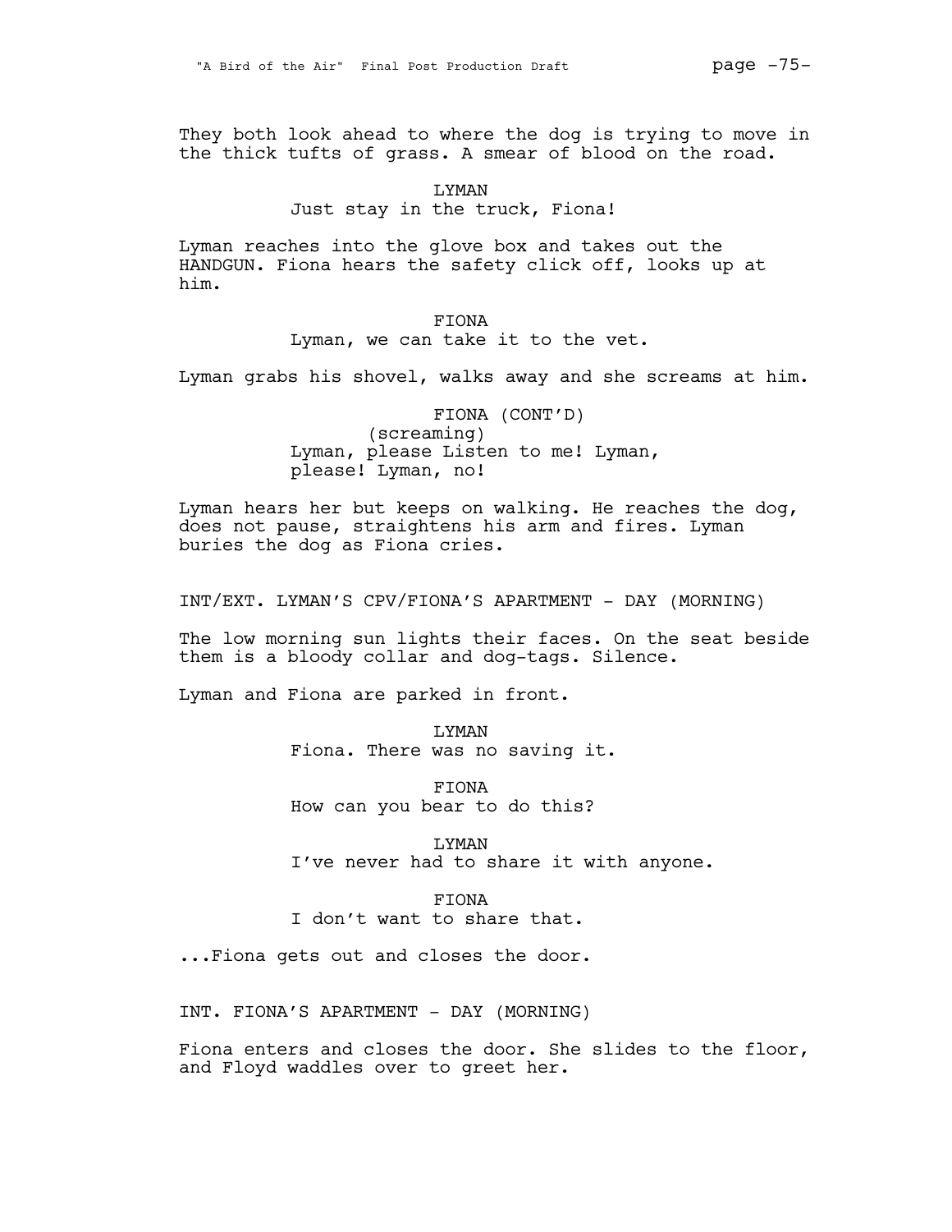They both look ahead to where the dog is trying to move in the thick tufts of grass. A smear of blood on the road.

LYMAN
Just stay in the truck, Fiona!

Lyman reaches into the glove box and takes out the HANDGUN. Fiona hears the safety click off, looks up at him.

FIONA
Lyman, we can take it to the vet.

Lyman grabs his shovel, walks away and she screams at him.

FIONA (CONT'D)
(screaming)
Lyman, please Listen to me! Lyman, please! Lyman, no!

Lyman hears her but keeps on walking. He reaches the dog, does not pause, straightens his arm and fires. Lyman buries the dog as Fiona cries.

INT/EXT. LYMAN'S CPV/FIONA'S APARTMENT - DAY (MORNING)

The low morning sun lights their faces. On the seat beside them is a bloody collar and dog-tags. Silence.

Lyman and Fiona are parked in front.

LYMAN
Fiona. There was no saving it.

FIONA
How can you bear to do this?

LYMAN
I've never had to share it with anyone.

FIONA
I don't want to share that.

...Fiona gets out and closes the door.

INT. FIONA'S APARTMENT - DAY (MORNING)

Fiona enters and closes the door. She slides to the floor, and Floyd waddles over to greet her.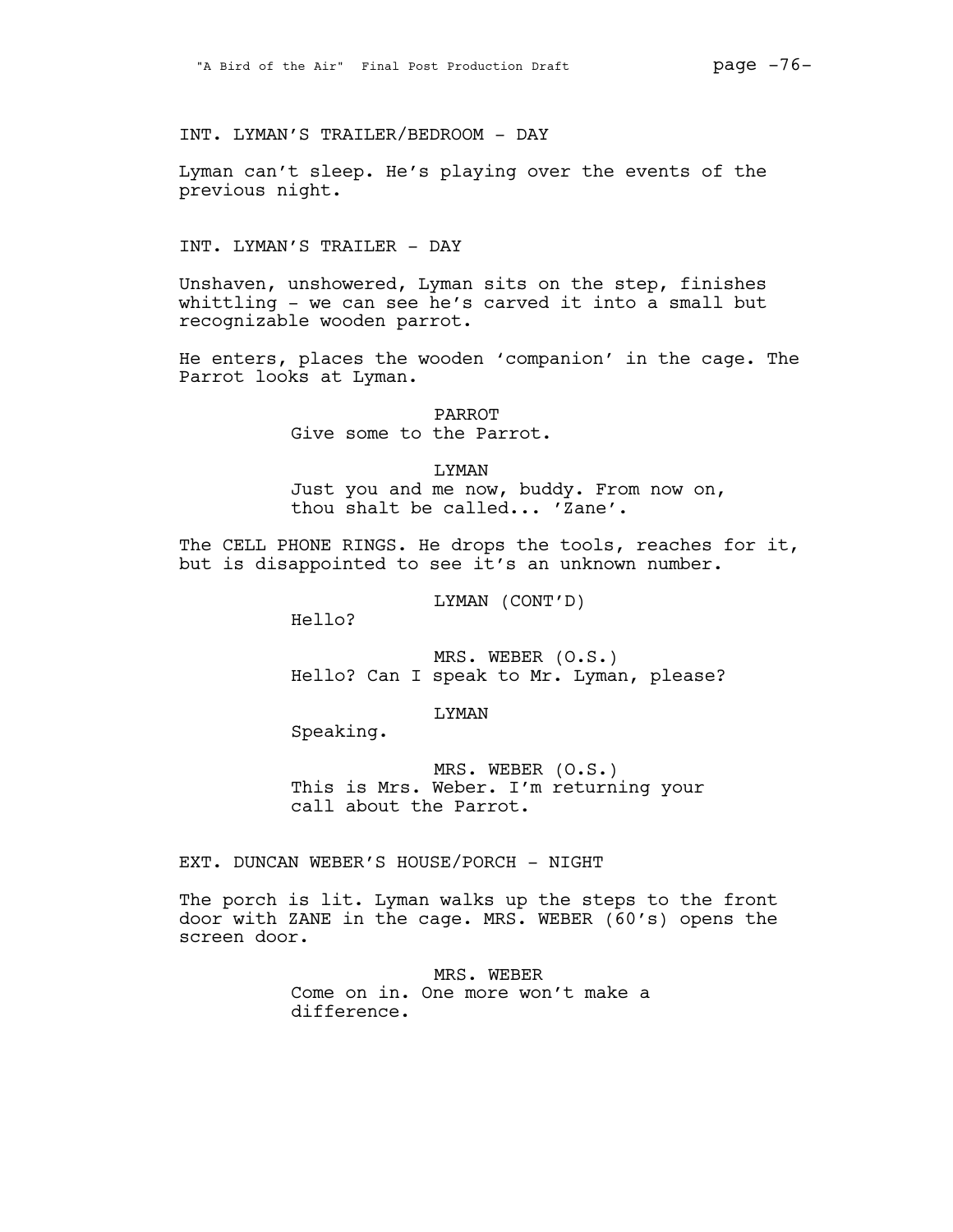INT. LYMAN'S TRAILER/BEDROOM - DAY

Lyman can't sleep. He's playing over the events of the previous night.

INT. LYMAN'S TRAILER - DAY

Unshaven, unshowered, Lyman sits on the step, finishes whittling - we can see he's carved it into a small but recognizable wooden parrot.

He enters, places the wooden 'companion' in the cage. The Parrot looks at Lyman.

PARROT
Give some to the Parrot.

LYMAN
Just you and me now, buddy. From now on, thou shalt be called... 'Zane'.

The CELL PHONE RINGS. He drops the tools, reaches for it, but is disappointed to see it's an unknown number.

LYMAN (CONT'D)
Hello?

MRS. WEBER (O.S.)
Hello? Can I speak to Mr. Lyman, please?

LYMAN
Speaking.

MRS. WEBER (O.S.)
This is Mrs. Weber. I'm returning your call about the Parrot.

EXT. DUNCAN WEBER'S HOUSE/PORCH - NIGHT

The porch is lit. Lyman walks up the steps to the front door with ZANE in the cage. MRS. WEBER (60's) opens the screen door.

MRS. WEBER
Come on in. One more won't make a difference.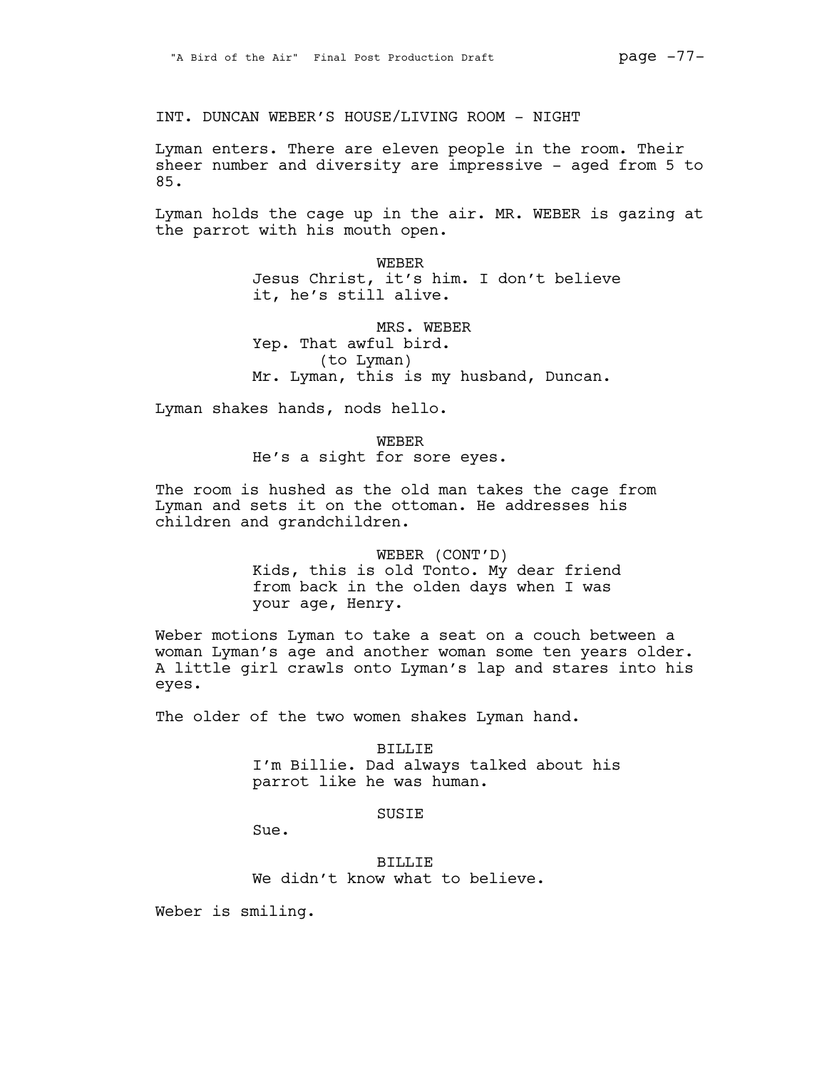INT. DUNCAN WEBER'S HOUSE/LIVING ROOM - NIGHT

Lyman enters. There are eleven people in the room. Their sheer number and diversity are impressive - aged from 5 to 85.

Lyman holds the cage up in the air. MR. WEBER is gazing at the parrot with his mouth open.

WEBER
Jesus Christ, it's him. I don't believe it, he's still alive.

MRS. WEBER
Yep. That awful bird.
(to Lyman)
Mr. Lyman, this is my husband, Duncan.

Lyman shakes hands, nods hello.

WEBER
He's a sight for sore eyes.

The room is hushed as the old man takes the cage from Lyman and sets it on the ottoman. He addresses his children and grandchildren.

WEBER (CONT'D)
Kids, this is old Tonto. My dear friend from back in the olden days when I was your age, Henry.

Weber motions Lyman to take a seat on a couch between a woman Lyman's age and another woman some ten years older. A little girl crawls onto Lyman's lap and stares into his eyes.

The older of the two women shakes Lyman hand.

BILLIE
I'm Billie. Dad always talked about his parrot like he was human.

SUSIE
Sue.

BILLIE
We didn't know what to believe.

Weber is smiling.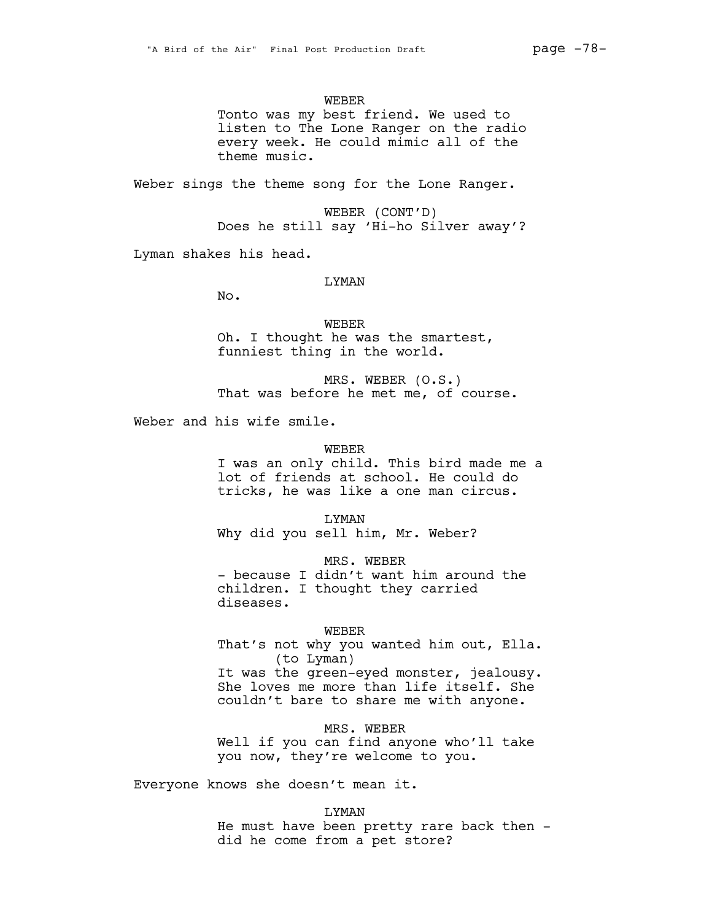WEBER

Tonto was my best friend. We used to listen to The Lone Ranger on the radio every week. He could mimic all of the theme music.

Weber sings the theme song for the Lone Ranger.

WEBER (CONT'D)

Does he still say 'Hi-ho Silver away'?

Lyman shakes his head.

LYMAN

No.

WEBER

Oh. I thought he was the smartest, funniest thing in the world.

MRS. WEBER (O.S.)

That was before he met me, of course.

Weber and his wife smile.

WEBER

I was an only child. This bird made me a lot of friends at school. He could do tricks, he was like a one man circus.

LYMAN

Why did you sell him, Mr. Weber?

MRS. WEBER

- because I didn't want him around the children. I thought they carried diseases.

WEBER

That's not why you wanted him out, Ella.

(to Lyman)

It was the green-eyed monster, jealousy. She loves me more than life itself. She couldn't bare to share me with anyone.

MRS. WEBER

Well if you can find anyone who'll take you now, they're welcome to you.

Everyone knows she doesn't mean it.

LYMAN

He must have been pretty rare back then - did he come from a pet store?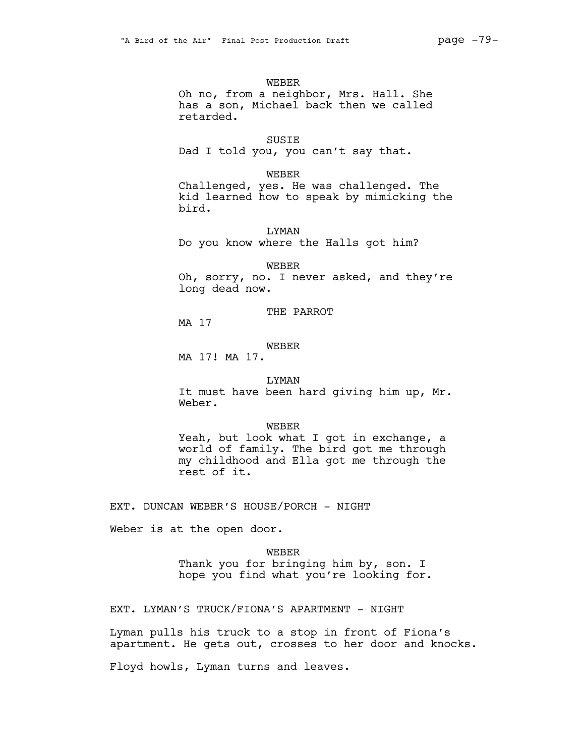WEBER

Oh no, from a neighbor, Mrs. Hall. She has a son, Michael back then we called retarded.

SUSIE

Dad I told you, you can't say that.

WEBER

Challenged, yes. He was challenged. The kid learned how to speak by mimicking the bird.

LYMAN

Do you know where the Halls got him?

WEBER

Oh, sorry, no. I never asked, and they're long dead now.

THE PARROT

MA 17

WEBER

MA 17! MA 17.

LYMAN

It must have been hard giving him up, Mr. Weber.

WEBER

Yeah, but look what I got in exchange, a world of family. The bird got me through my childhood and Ella got me through the rest of it.

EXT. DUNCAN WEBER'S HOUSE/PORCH - NIGHT

Weber is at the open door.

WEBER

Thank you for bringing him by, son. I hope you find what you're looking for.

EXT. LYMAN'S TRUCK/FIONA'S APARTMENT - NIGHT

Lyman pulls his truck to a stop in front of Fiona's apartment. He gets out, crosses to her door and knocks.

Floyd howls, Lyman turns and leaves.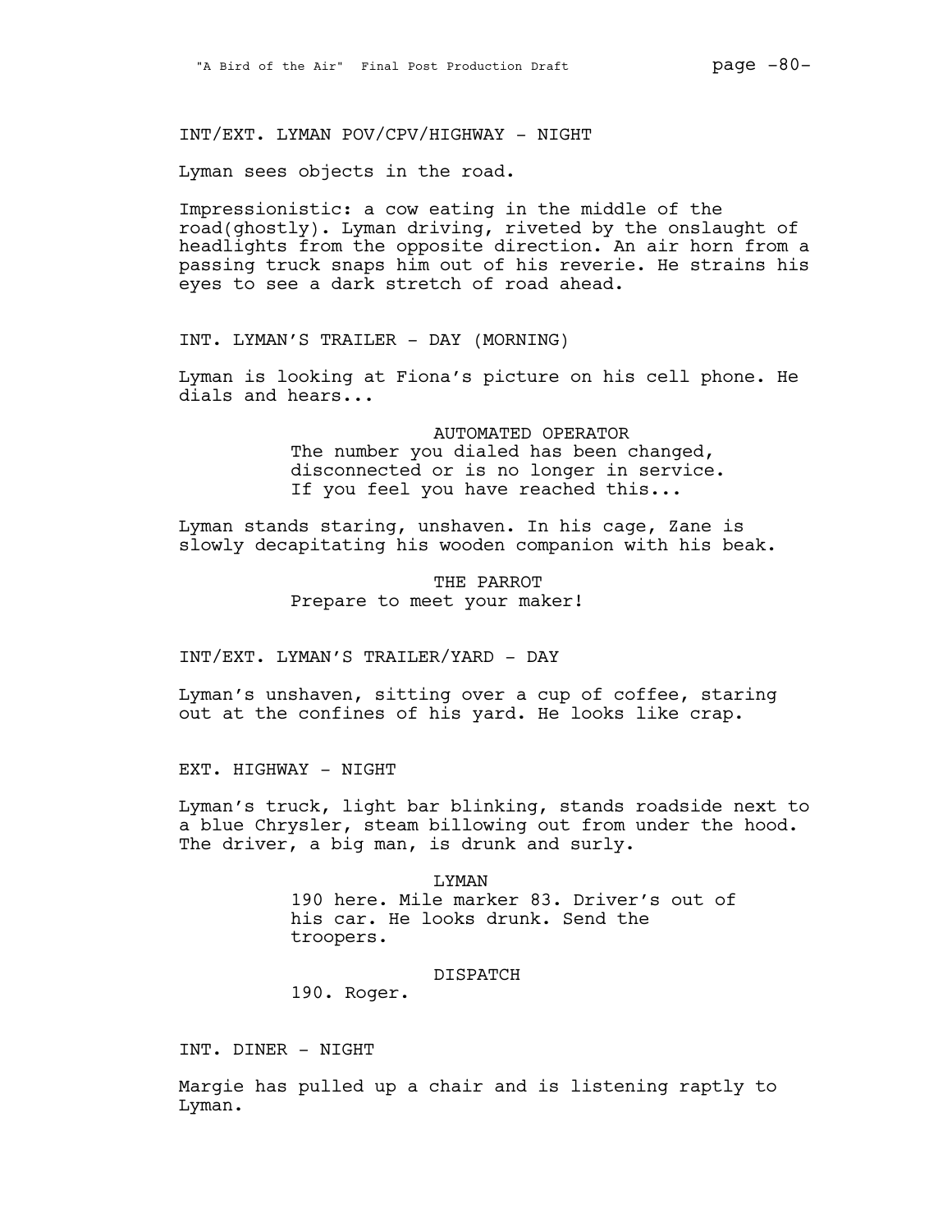INT/EXT. LYMAN POV/CPV/HIGHWAY - NIGHT

Lyman sees objects in the road.

Impressionistic: a cow eating in the middle of the road(ghostly). Lyman driving, riveted by the onslaught of headlights from the opposite direction. An air horn from a passing truck snaps him out of his reverie. He strains his eyes to see a dark stretch of road ahead.

INT. LYMAN'S TRAILER - DAY (MORNING)

Lyman is looking at Fiona's picture on his cell phone. He dials and hears...

AUTOMATED OPERATOR
The number you dialed has been changed, disconnected or is no longer in service. If you feel you have reached this...

Lyman stands staring, unshaven. In his cage, Zane is slowly decapitating his wooden companion with his beak.

THE PARROT
Prepare to meet your maker!

INT/EXT. LYMAN'S TRAILER/YARD - DAY

Lyman's unshaven, sitting over a cup of coffee, staring out at the confines of his yard. He looks like crap.

EXT. HIGHWAY - NIGHT

Lyman's truck, light bar blinking, stands roadside next to a blue Chrysler, steam billowing out from under the hood. The driver, a big man, is drunk and surly.

LYMAN
190 here. Mile marker 83. Driver's out of his car. He looks drunk. Send the troopers.

DISPATCH
190. Roger.

INT. DINER - NIGHT

Margie has pulled up a chair and is listening raptly to Lyman.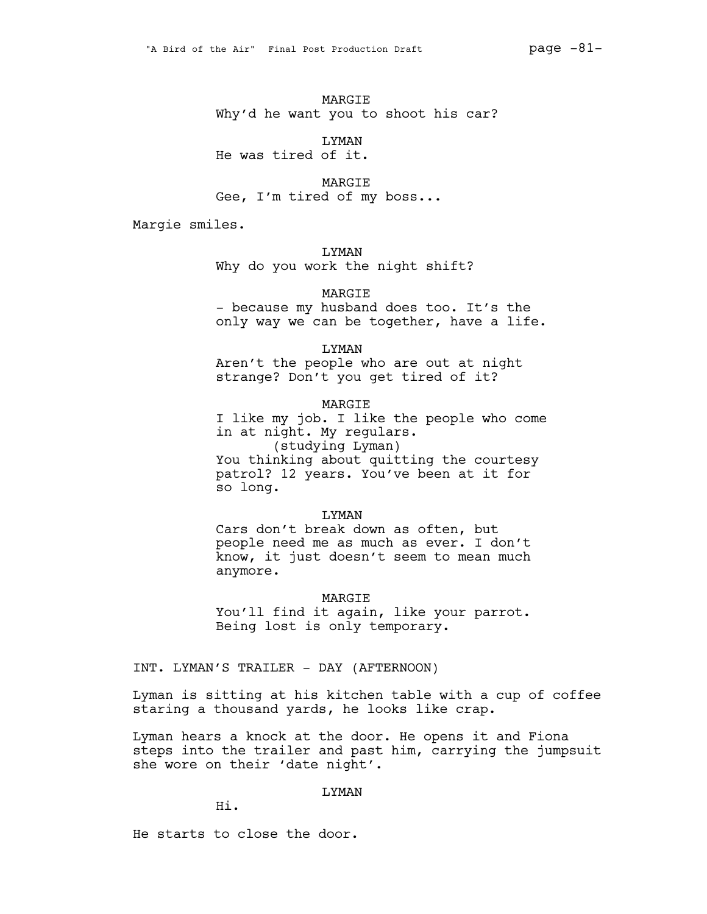MARGIE
Why'd he want you to shoot his car?

LYMAN
He was tired of it.

MARGIE
Gee, I'm tired of my boss...

Margie smiles.

LYMAN
Why do you work the night shift?

MARGIE
- because my husband does too. It's the only way we can be together, have a life.

LYMAN
Aren't the people who are out at night strange? Don't you get tired of it?

MARGIE
I like my job. I like the people who come in at night. My regulars.
(studying Lyman)
You thinking about quitting the courtesy patrol? 12 years. You've been at it for so long.

LYMAN
Cars don't break down as often, but people need me as much as ever. I don't know, it just doesn't seem to mean much anymore.

MARGIE
You'll find it again, like your parrot. Being lost is only temporary.

INT. LYMAN'S TRAILER - DAY (AFTERNOON)

Lyman is sitting at his kitchen table with a cup of coffee staring a thousand yards, he looks like crap.

Lyman hears a knock at the door. He opens it and Fiona steps into the trailer and past him, carrying the jumpsuit she wore on their 'date night'.

LYMAN
Hi.

He starts to close the door.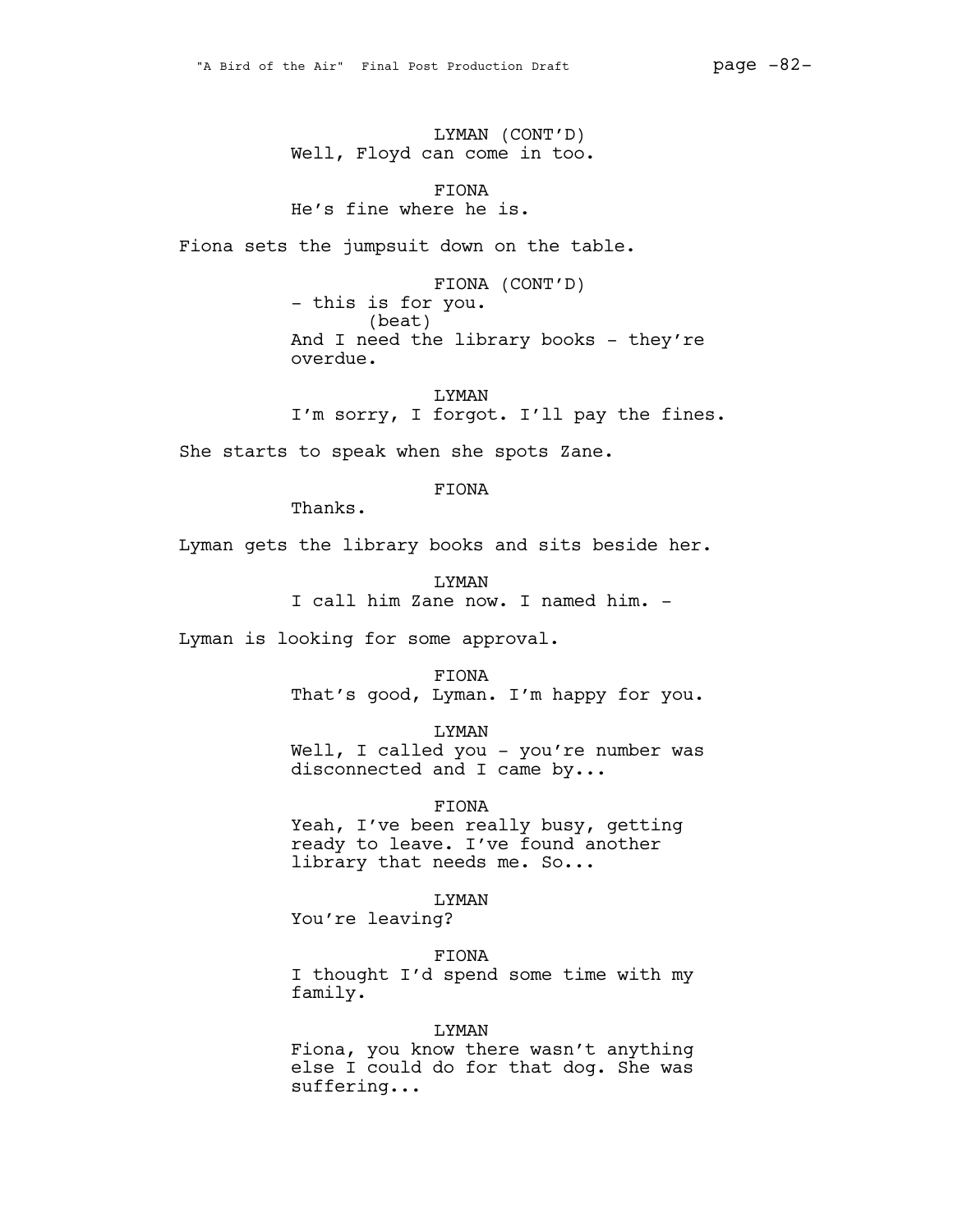LYMAN (CONT'D)
Well, Floyd can come in too.

FIONA
He's fine where he is.

Fiona sets the jumpsuit down on the table.

FIONA (CONT'D)
- this is for you.
(beat)
And I need the library books - they're overdue.

LYMAN
I'm sorry, I forgot. I'll pay the fines.

She starts to speak when she spots Zane.

FIONA
Thanks.

Lyman gets the library books and sits beside her.

LYMAN
I call him Zane now. I named him. -

Lyman is looking for some approval.

FIONA
That's good, Lyman. I'm happy for you.

LYMAN
Well, I called you - you're number was disconnected and I came by...

FIONA
Yeah, I've been really busy, getting ready to leave. I've found another library that needs me. So...

LYMAN
You're leaving?

FIONA
I thought I'd spend some time with my family.

LYMAN
Fiona, you know there wasn't anything else I could do for that dog. She was suffering...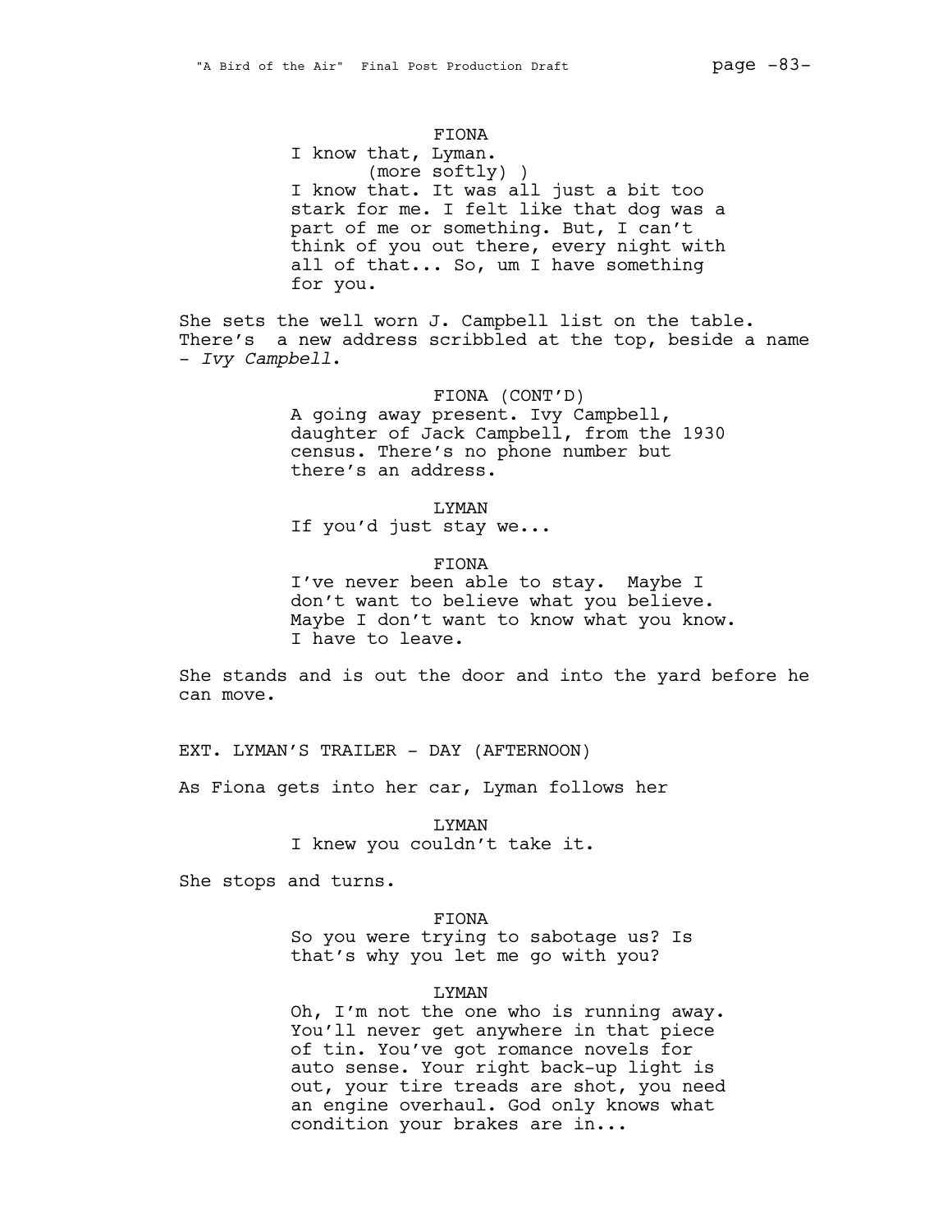FIONA
I know that, Lyman.
(more softly) )
I know that. It was all just a bit too stark for me. I felt like that dog was a part of me or something. But, I can't think of you out there, every night with all of that... So, um I have something for you.

She sets the well worn J. Campbell list on the table. There's  a new address scribbled at the top, beside a name - *Ivy Campbell*.

FIONA (CONT'D)
A going away present. Ivy Campbell, daughter of Jack Campbell, from the 1930 census. There's no phone number but there's an address.

LYMAN
If you'd just stay we...

FIONA
I've never been able to stay.  Maybe I don't want to believe what you believe. Maybe I don't want to know what you know. I have to leave.

She stands and is out the door and into the yard before he can move.

EXT. LYMAN'S TRAILER - DAY (AFTERNOON)

As Fiona gets into her car, Lyman follows her

LYMAN
I knew you couldn't take it.

She stops and turns.

FIONA
So you were trying to sabotage us? Is that's why you let me go with you?

LYMAN
Oh, I'm not the one who is running away. You'll never get anywhere in that piece of tin. You've got romance novels for auto sense. Your right back-up light is out, your tire treads are shot, you need an engine overhaul. God only knows what condition your brakes are in...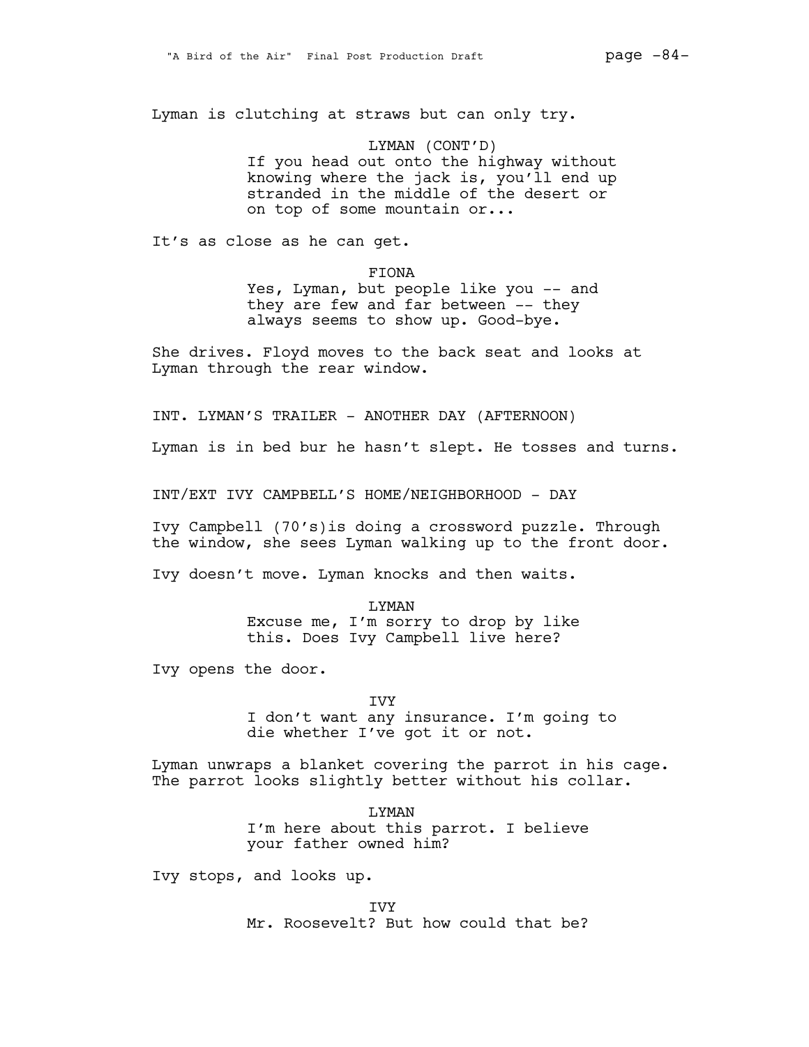Lyman is clutching at straws but can only try.

LYMAN (CONT'D)
If you head out onto the highway without knowing where the jack is, you'll end up stranded in the middle of the desert or on top of some mountain or...

It's as close as he can get.

FIONA
Yes, Lyman, but people like you -- and they are few and far between -- they always seems to show up. Good-bye.

She drives. Floyd moves to the back seat and looks at Lyman through the rear window.

INT. LYMAN'S TRAILER - ANOTHER DAY (AFTERNOON)

Lyman is in bed bur he hasn't slept. He tosses and turns.

INT/EXT IVY CAMPBELL'S HOME/NEIGHBORHOOD - DAY

Ivy Campbell (70's)is doing a crossword puzzle. Through the window, she sees Lyman walking up to the front door.

Ivy doesn't move. Lyman knocks and then waits.

LYMAN
Excuse me, I'm sorry to drop by like this. Does Ivy Campbell live here?

Ivy opens the door.

IVY
I don't want any insurance. I'm going to die whether I've got it or not.

Lyman unwraps a blanket covering the parrot in his cage. The parrot looks slightly better without his collar.

LYMAN
I'm here about this parrot. I believe your father owned him?

Ivy stops, and looks up.

IVY
Mr. Roosevelt? But how could that be?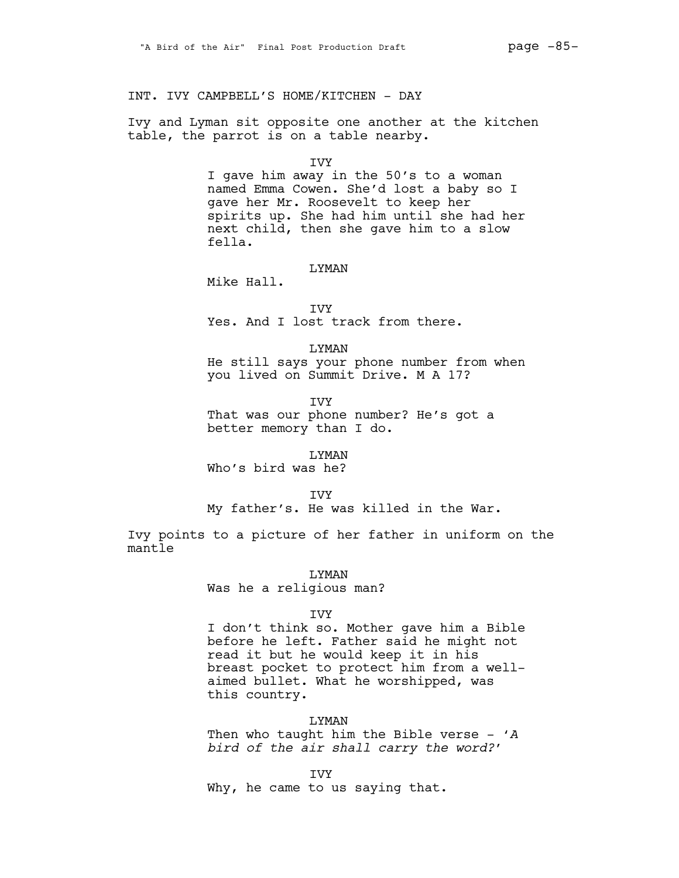INT. IVY CAMPBELL'S HOME/KITCHEN - DAY

Ivy and Lyman sit opposite one another at the kitchen table, the parrot is on a table nearby.

IVY

I gave him away in the 50's to a woman named Emma Cowen. She'd lost a baby so I gave her Mr. Roosevelt to keep her spirits up. She had him until she had her next child, then she gave him to a slow fella.

LYMAN

Mike Hall.

IVY

Yes. And I lost track from there.

LYMAN

He still says your phone number from when you lived on Summit Drive. M A 17?

IVY

That was our phone number? He's got a better memory than I do.

LYMAN

Who's bird was he?

IVY

My father's. He was killed in the War.

Ivy points to a picture of her father in uniform on the mantle

LYMAN

Was he a religious man?

IVY

I don't think so. Mother gave him a Bible before he left. Father said he might not read it but he would keep it in his breast pocket to protect him from a well-aimed bullet. What he worshipped, was this country.

LYMAN

Then who taught him the Bible verse - '*A bird of the air shall carry the word?*'

IVY

Why, he came to us saying that.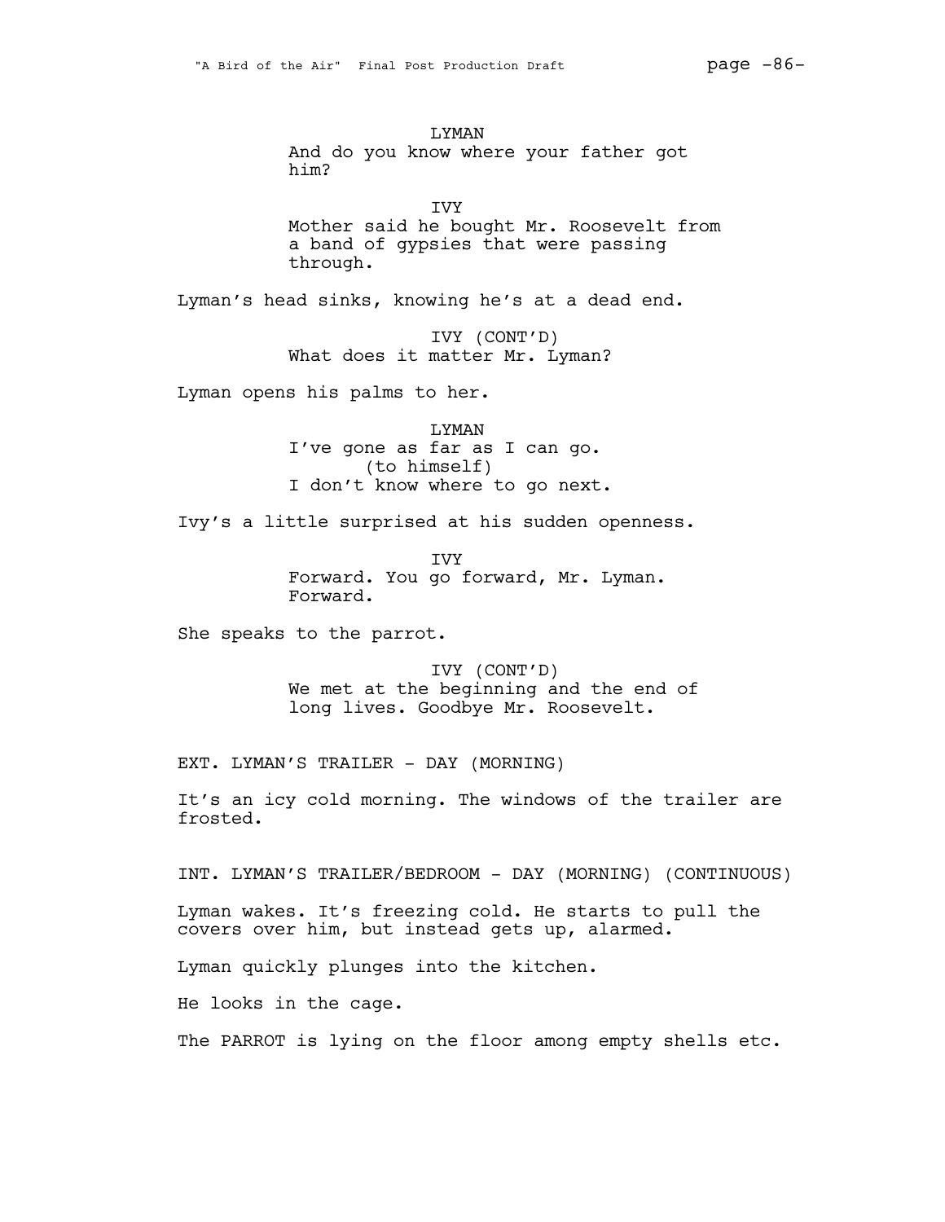LYMAN

And do you know where your father got him?

IVY

Mother said he bought Mr. Roosevelt from a band of gypsies that were passing through.

Lyman's head sinks, knowing he's at a dead end.

IVY (CONT'D)

What does it matter Mr. Lyman?

Lyman opens his palms to her.

LYMAN

I've gone as far as I can go.

(to himself)

I don't know where to go next.

Ivy's a little surprised at his sudden openness.

IVY

Forward. You go forward, Mr. Lyman. Forward.

She speaks to the parrot.

IVY (CONT'D)

We met at the beginning and the end of long lives. Goodbye Mr. Roosevelt.

EXT. LYMAN'S TRAILER - DAY (MORNING)

It's an icy cold morning. The windows of the trailer are frosted.

INT. LYMAN'S TRAILER/BEDROOM - DAY (MORNING) (CONTINUOUS)

Lyman wakes. It's freezing cold. He starts to pull the covers over him, but instead gets up, alarmed.

Lyman quickly plunges into the kitchen.

He looks in the cage.

The PARROT is lying on the floor among empty shells etc.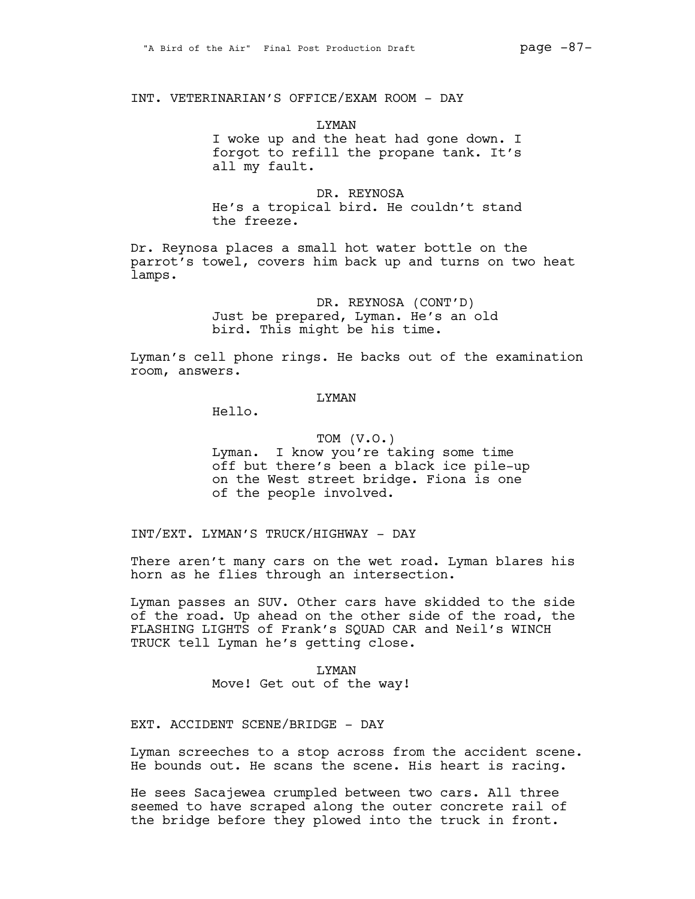INT. VETERINARIAN'S OFFICE/EXAM ROOM - DAY

LYMAN
I woke up and the heat had gone down. I forgot to refill the propane tank. It's all my fault.

DR. REYNOSA
He's a tropical bird. He couldn't stand the freeze.

Dr. Reynosa places a small hot water bottle on the parrot's towel, covers him back up and turns on two heat lamps.

DR. REYNOSA (CONT'D)
Just be prepared, Lyman. He's an old bird. This might be his time.

Lyman's cell phone rings. He backs out of the examination room, answers.

LYMAN
Hello.

TOM (V.O.)
Lyman. I know you're taking some time off but there's been a black ice pile-up on the West street bridge. Fiona is one of the people involved.

INT/EXT. LYMAN'S TRUCK/HIGHWAY - DAY

There aren't many cars on the wet road. Lyman blares his horn as he flies through an intersection.

Lyman passes an SUV. Other cars have skidded to the side of the road. Up ahead on the other side of the road, the FLASHING LIGHTS of Frank's SQUAD CAR and Neil's WINCH TRUCK tell Lyman he's getting close.

LYMAN
Move! Get out of the way!

EXT. ACCIDENT SCENE/BRIDGE - DAY

Lyman screeches to a stop across from the accident scene. He bounds out. He scans the scene. His heart is racing.

He sees Sacajewea crumpled between two cars. All three seemed to have scraped along the outer concrete rail of the bridge before they plowed into the truck in front.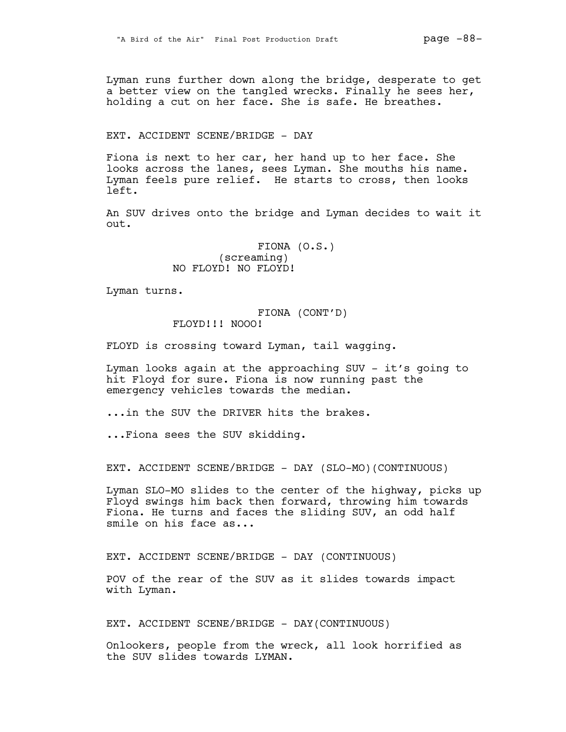Lyman runs further down along the bridge, desperate to get a better view on the tangled wrecks. Finally he sees her, holding a cut on her face. She is safe. He breathes.

EXT. ACCIDENT SCENE/BRIDGE - DAY

Fiona is next to her car, her hand up to her face. She looks across the lanes, sees Lyman. She mouths his name. Lyman feels pure relief. He starts to cross, then looks left.

An SUV drives onto the bridge and Lyman decides to wait it out.

FIONA (O.S.)
(screaming)
NO FLOYD! NO FLOYD!

Lyman turns.

FIONA (CONT'D)
FLOYD!!! NOOO!

FLOYD is crossing toward Lyman, tail wagging.

Lyman looks again at the approaching SUV - it's going to hit Floyd for sure. Fiona is now running past the emergency vehicles towards the median.

...in the SUV the DRIVER hits the brakes.

...Fiona sees the SUV skidding.

EXT. ACCIDENT SCENE/BRIDGE - DAY (SLO-MO)(CONTINUOUS)

Lyman SLO-MO slides to the center of the highway, picks up Floyd swings him back then forward, throwing him towards Fiona. He turns and faces the sliding SUV, an odd half smile on his face as...

EXT. ACCIDENT SCENE/BRIDGE - DAY (CONTINUOUS)

POV of the rear of the SUV as it slides towards impact with Lyman.

EXT. ACCIDENT SCENE/BRIDGE - DAY(CONTINUOUS)

Onlookers, people from the wreck, all look horrified as the SUV slides towards LYMAN.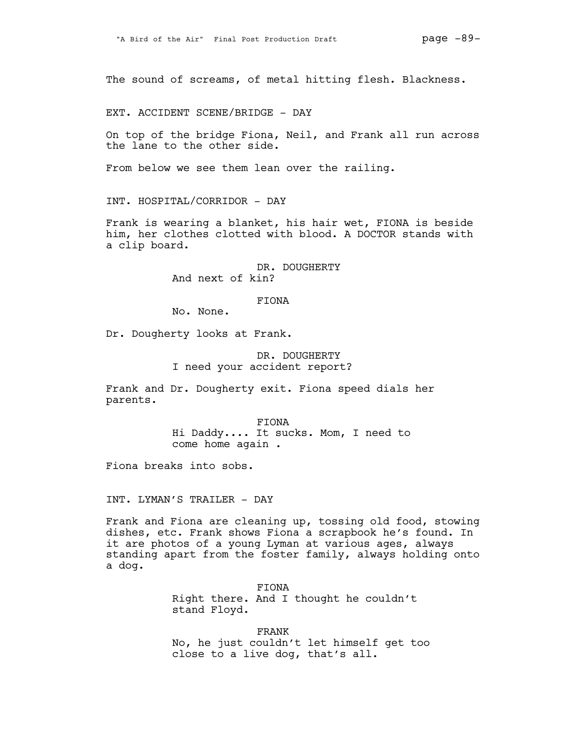The sound of screams, of metal hitting flesh. Blackness.

EXT. ACCIDENT SCENE/BRIDGE - DAY

On top of the bridge Fiona, Neil, and Frank all run across the lane to the other side.

From below we see them lean over the railing.

INT. HOSPITAL/CORRIDOR - DAY

Frank is wearing a blanket, his hair wet, FIONA is beside him, her clothes clotted with blood. A DOCTOR stands with a clip board.

DR. DOUGHERTY
And next of kin?

FIONA
No. None.

Dr. Dougherty looks at Frank.

DR. DOUGHERTY
I need your accident report?

Frank and Dr. Dougherty exit. Fiona speed dials her parents.

FIONA
Hi Daddy.... It sucks. Mom, I need to come home again .

Fiona breaks into sobs.

INT. LYMAN'S TRAILER - DAY

Frank and Fiona are cleaning up, tossing old food, stowing dishes, etc. Frank shows Fiona a scrapbook he's found. In it are photos of a young Lyman at various ages, always standing apart from the foster family, always holding onto a dog.

FIONA
Right there. And I thought he couldn't stand Floyd.

FRANK
No, he just couldn't let himself get too close to a live dog, that's all.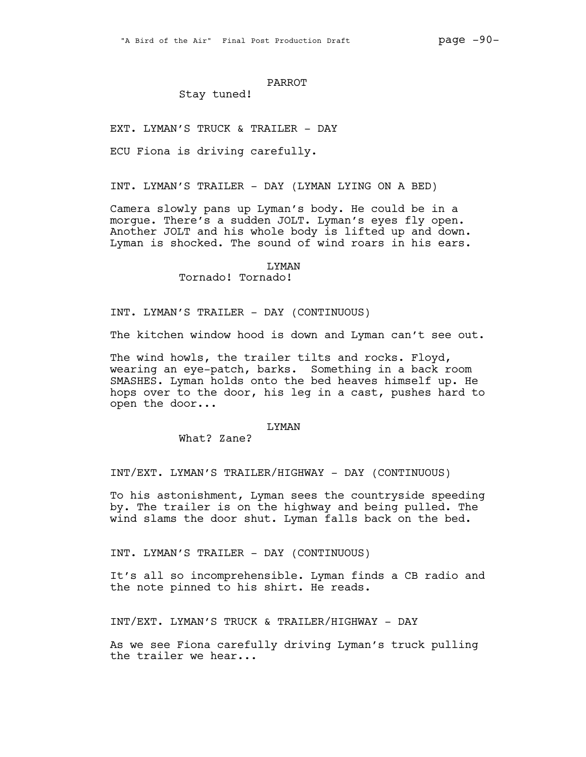PARROT

Stay tuned!

EXT. LYMAN'S TRUCK & TRAILER - DAY

ECU Fiona is driving carefully.

INT. LYMAN'S TRAILER - DAY (LYMAN LYING ON A BED)

Camera slowly pans up Lyman's body. He could be in a morgue. There's a sudden JOLT. Lyman's eyes fly open. Another JOLT and his whole body is lifted up and down. Lyman is shocked. The sound of wind roars in his ears.

LYMAN

Tornado! Tornado!

INT. LYMAN'S TRAILER - DAY (CONTINUOUS)

The kitchen window hood is down and Lyman can't see out.

The wind howls, the trailer tilts and rocks. Floyd, wearing an eye-patch, barks. Something in a back room SMASHES. Lyman holds onto the bed heaves himself up. He hops over to the door, his leg in a cast, pushes hard to open the door...

LYMAN

What? Zane?

INT/EXT. LYMAN'S TRAILER/HIGHWAY - DAY (CONTINUOUS)

To his astonishment, Lyman sees the countryside speeding by. The trailer is on the highway and being pulled. The wind slams the door shut. Lyman falls back on the bed.

INT. LYMAN'S TRAILER - DAY (CONTINUOUS)

It's all so incomprehensible. Lyman finds a CB radio and the note pinned to his shirt. He reads.

INT/EXT. LYMAN'S TRUCK & TRAILER/HIGHWAY - DAY

As we see Fiona carefully driving Lyman's truck pulling the trailer we hear...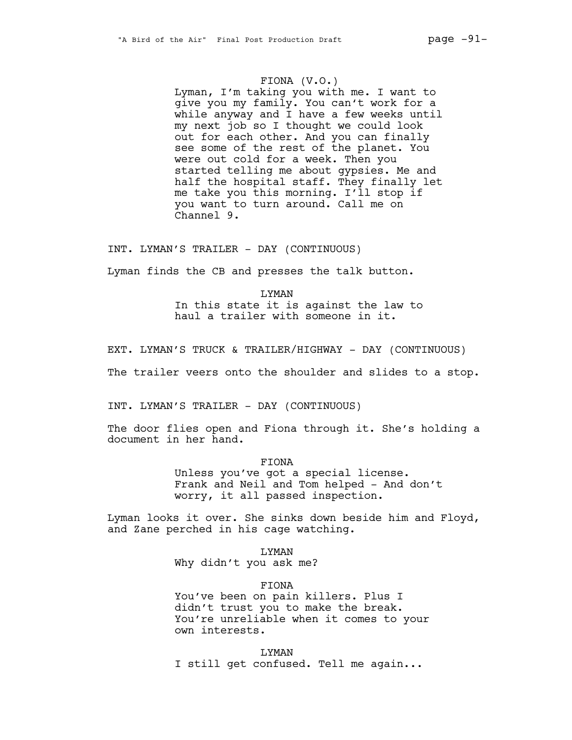FIONA (V.O.)
Lyman, I'm taking you with me. I want to give you my family. You can't work for a while anyway and I have a few weeks until my next job so I thought we could look out for each other. And you can finally see some of the rest of the planet. You were out cold for a week. Then you started telling me about gypsies. Me and half the hospital staff. They finally let me take you this morning. I'll stop if you want to turn around. Call me on Channel 9.

INT. LYMAN'S TRAILER - DAY (CONTINUOUS)

Lyman finds the CB and presses the talk button.

LYMAN
In this state it is against the law to haul a trailer with someone in it.

EXT. LYMAN'S TRUCK & TRAILER/HIGHWAY - DAY (CONTINUOUS)

The trailer veers onto the shoulder and slides to a stop.

INT. LYMAN'S TRAILER - DAY (CONTINUOUS)

The door flies open and Fiona through it. She's holding a document in her hand.

FIONA
Unless you've got a special license. Frank and Neil and Tom helped - And don't worry, it all passed inspection.

Lyman looks it over. She sinks down beside him and Floyd, and Zane perched in his cage watching.

LYMAN
Why didn't you ask me?

FIONA
You've been on pain killers. Plus I didn't trust you to make the break. You're unreliable when it comes to your own interests.

LYMAN
I still get confused. Tell me again...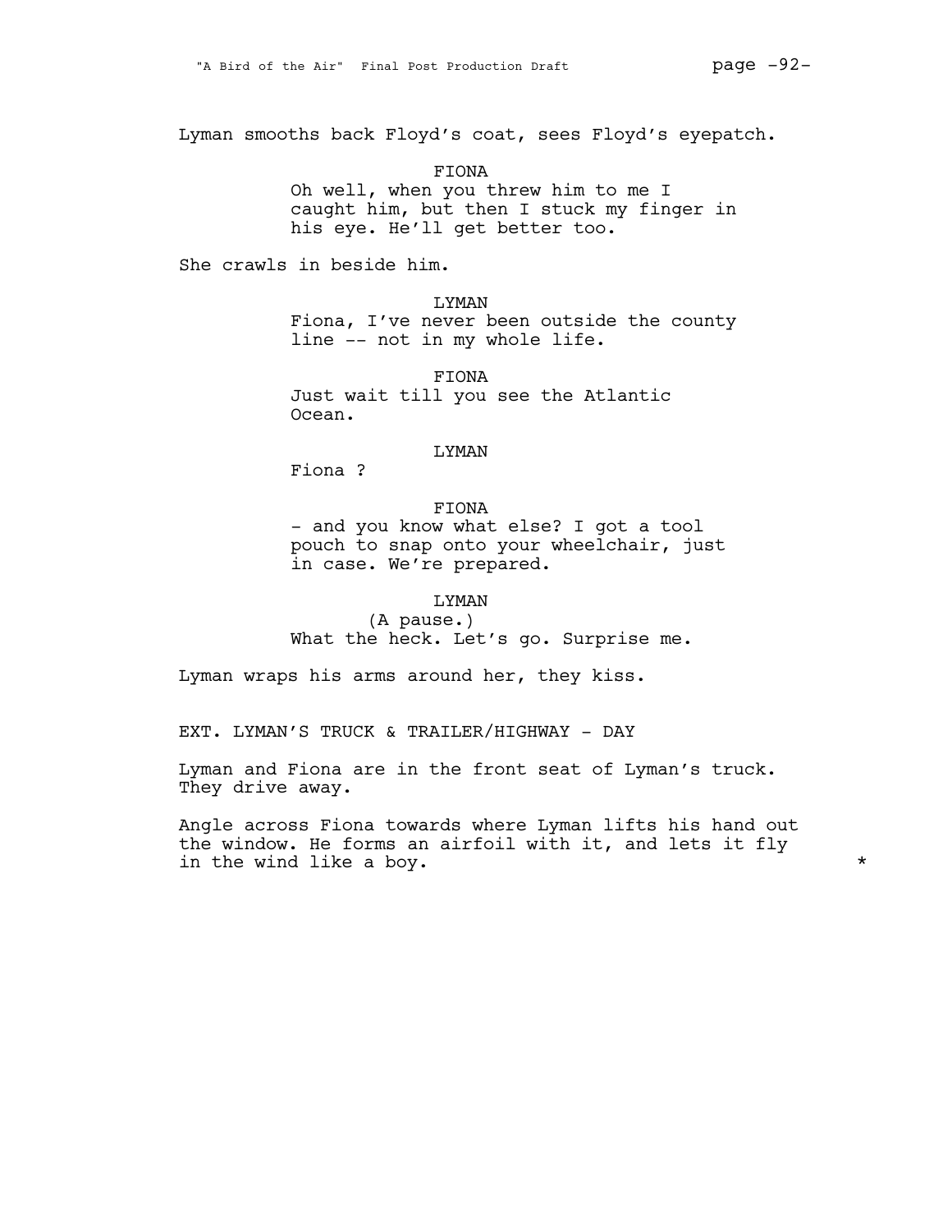Lyman smooths back Floyd's coat, sees Floyd's eyepatch.

FIONA
Oh well, when you threw him to me I caught him, but then I stuck my finger in his eye. He'll get better too.

She crawls in beside him.

LYMAN
Fiona, I've never been outside the county line -- not in my whole life.

FIONA
Just wait till you see the Atlantic Ocean.

LYMAN
Fiona ?

FIONA
- and you know what else? I got a tool pouch to snap onto your wheelchair, just in case. We're prepared.

LYMAN
(A pause.)
What the heck. Let's go. Surprise me.

Lyman wraps his arms around her, they kiss.

EXT. LYMAN'S TRUCK & TRAILER/HIGHWAY - DAY

Lyman and Fiona are in the front seat of Lyman's truck. They drive away.

Angle across Fiona towards where Lyman lifts his hand out the window. He forms an airfoil with it, and lets it fly in the wind like a boy. *